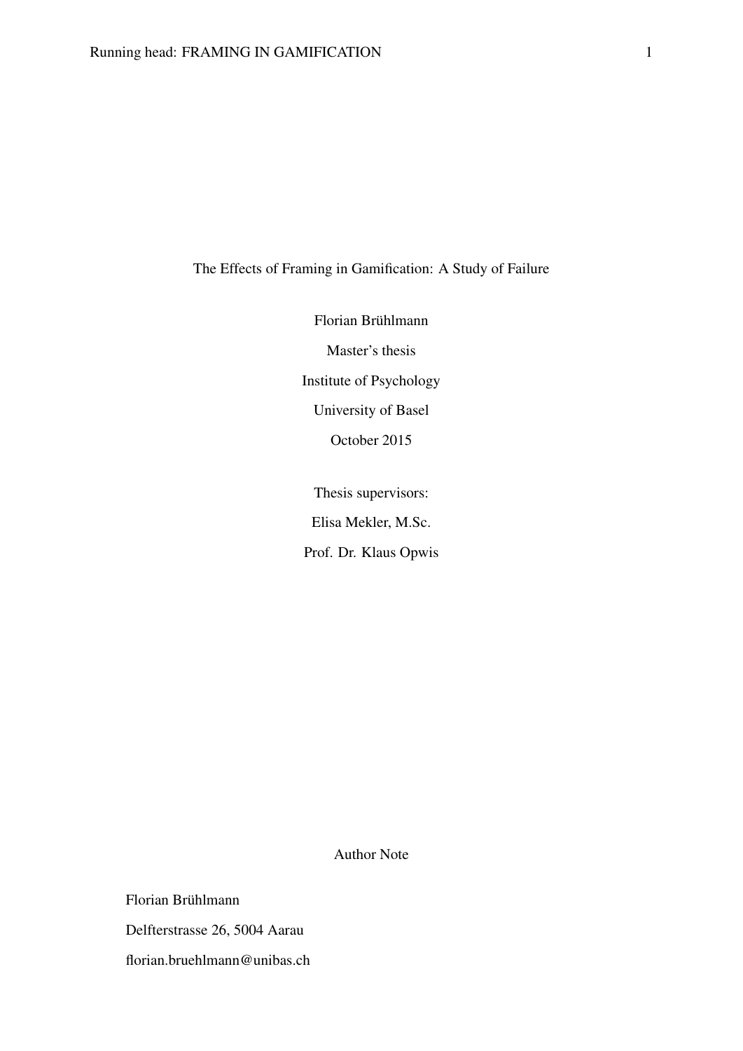# The Effects of Framing in Gamification: A Study of Failure

Florian Brühlmann

Master's thesis

Institute of Psychology

University of Basel

October 2015

Thesis supervisors:

Elisa Mekler, M.Sc.

Prof. Dr. Klaus Opwis

Author Note

Florian Brühlmann

Delfterstrasse 26, 5004 Aarau

florian.bruehlmann@unibas.ch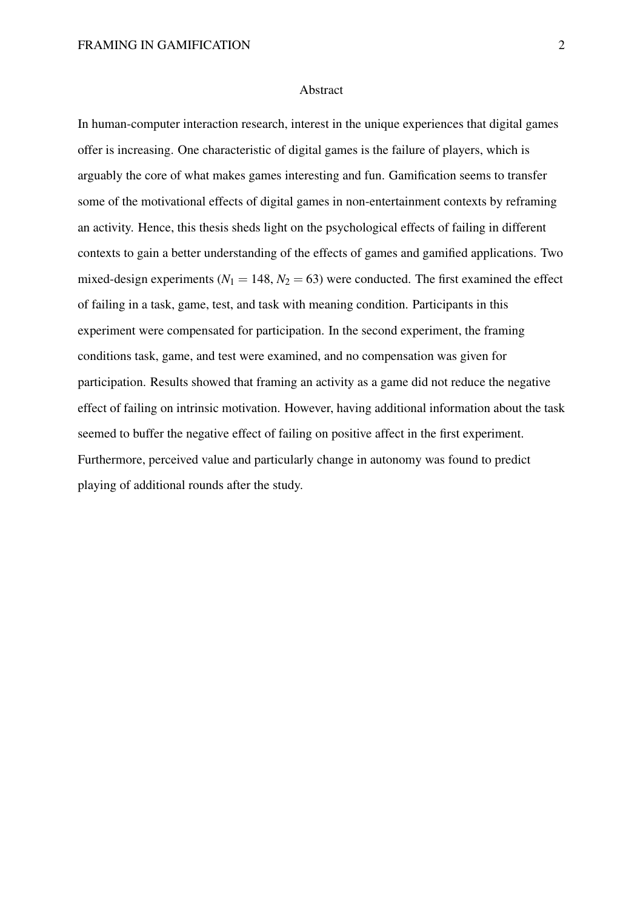# Abstract

In human-computer interaction research, interest in the unique experiences that digital games offer is increasing. One characteristic of digital games is the failure of players, which is arguably the core of what makes games interesting and fun. Gamification seems to transfer some of the motivational effects of digital games in non-entertainment contexts by reframing an activity. Hence, this thesis sheds light on the psychological effects of failing in different contexts to gain a better understanding of the effects of games and gamified applications. Two mixed-design experiments ($N_1 = 148$, $N_2 = 63$) were conducted. The first examined the effect of failing in a task, game, test, and task with meaning condition. Participants in this experiment were compensated for participation. In the second experiment, the framing conditions task, game, and test were examined, and no compensation was given for participation. Results showed that framing an activity as a game did not reduce the negative effect of failing on intrinsic motivation. However, having additional information about the task seemed to buffer the negative effect of failing on positive affect in the first experiment. Furthermore, perceived value and particularly change in autonomy was found to predict playing of additional rounds after the study.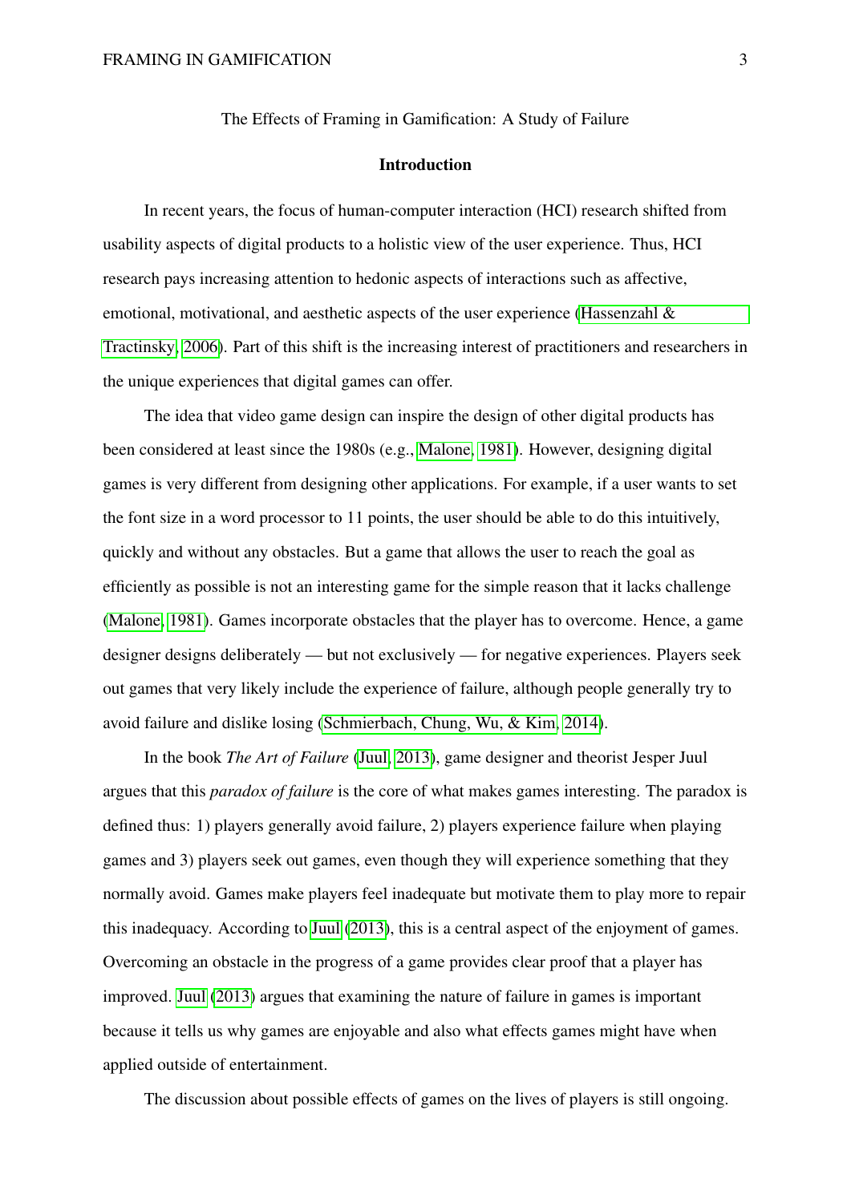The Effects of Framing in Gamification: A Study of Failure

## Introduction

In recent years, the focus of human-computer interaction (HCI) research shifted from usability aspects of digital products to a holistic view of the user experience. Thus, HCI research pays increasing attention to hedonic aspects of interactions such as affective, emotional, motivational, and aesthetic aspects of the user experience (Hassenzahl & Tractinsky, 2006). Part of this shift is the increasing interest of practitioners and researchers in the unique experiences that digital games can offer.

The idea that video game design can inspire the design of other digital products has been considered at least since the 1980s (e.g., Malone, 1981). However, designing digital games is very different from designing other applications. For example, if a user wants to set the font size in a word processor to 11 points, the user should be able to do this intuitively, quickly and without any obstacles. But a game that allows the user to reach the goal as efficiently as possible is not an interesting game for the simple reason that it lacks challenge (Malone, 1981). Games incorporate obstacles that the player has to overcome. Hence, a game designer designs deliberately — but not exclusively — for negative experiences. Players seek out games that very likely include the experience of failure, although people generally try to avoid failure and dislike losing (Schmierbach, Chung, Wu, & Kim, 2014).

In the book *The Art of Failure* (Juul, 2013), game designer and theorist Jesper Juul argues that this *paradox of failure* is the core of what makes games interesting. The paradox is defined thus: 1) players generally avoid failure, 2) players experience failure when playing games and 3) players seek out games, even though they will experience something that they normally avoid. Games make players feel inadequate but motivate them to play more to repair this inadequacy. According to Juul (2013), this is a central aspect of the enjoyment of games. Overcoming an obstacle in the progress of a game provides clear proof that a player has improved. Juul (2013) argues that examining the nature of failure in games is important because it tells us why games are enjoyable and also what effects games might have when applied outside of entertainment.

The discussion about possible effects of games on the lives of players is still ongoing.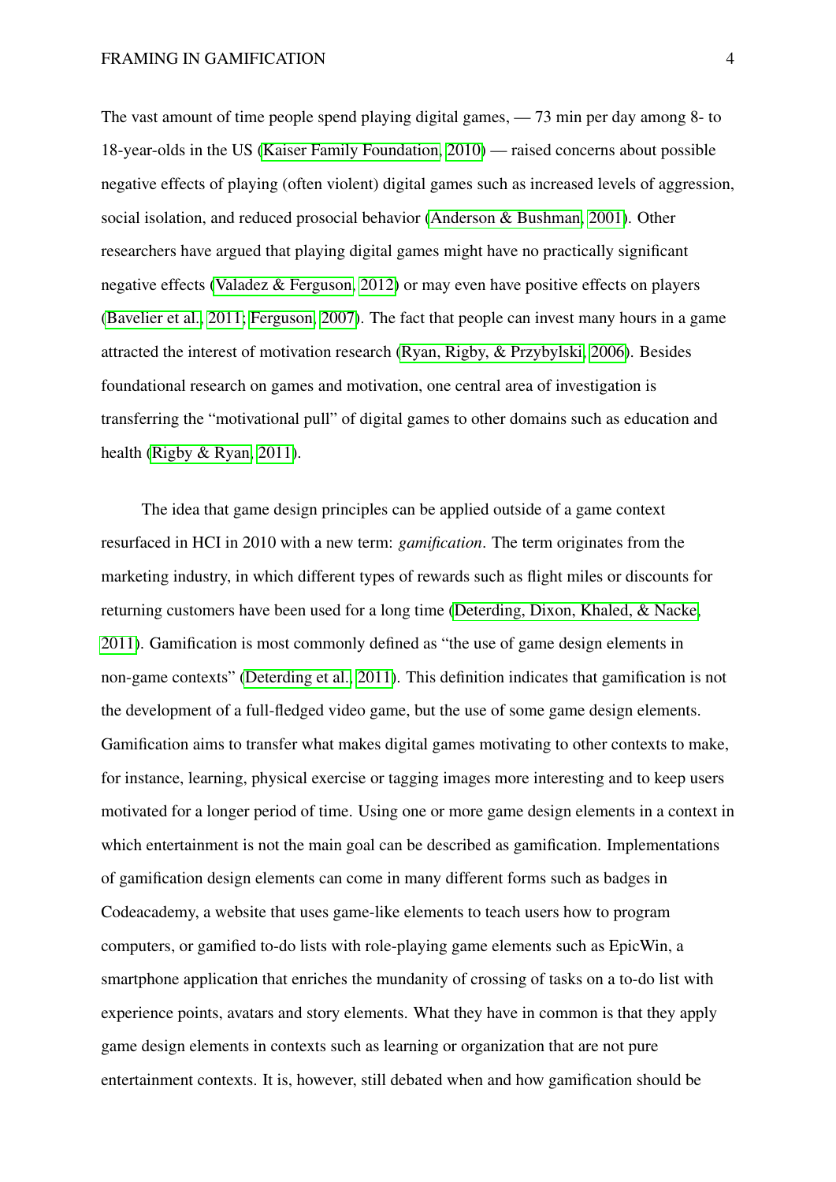The vast amount of time people spend playing digital games, — 73 min per day among 8- to 18-year-olds in the US (Kaiser Family Foundation, 2010) — raised concerns about possible negative effects of playing (often violent) digital games such as increased levels of aggression, social isolation, and reduced prosocial behavior (Anderson & Bushman, 2001). Other researchers have argued that playing digital games might have no practically significant negative effects (Valadez & Ferguson, 2012) or may even have positive effects on players (Bavelier et al., 2011; Ferguson, 2007). The fact that people can invest many hours in a game attracted the interest of motivation research (Ryan, Rigby, & Przybylski, 2006). Besides foundational research on games and motivation, one central area of investigation is transferring the "motivational pull" of digital games to other domains such as education and health (Rigby & Ryan, 2011).

The idea that game design principles can be applied outside of a game context resurfaced in HCI in 2010 with a new term: *gamification*. The term originates from the marketing industry, in which different types of rewards such as flight miles or discounts for returning customers have been used for a long time (Deterding, Dixon, Khaled, & Nacke, 2011). Gamification is most commonly defined as "the use of game design elements in non-game contexts" (Deterding et al., 2011). This definition indicates that gamification is not the development of a full-fledged video game, but the use of some game design elements. Gamification aims to transfer what makes digital games motivating to other contexts to make, for instance, learning, physical exercise or tagging images more interesting and to keep users motivated for a longer period of time. Using one or more game design elements in a context in which entertainment is not the main goal can be described as gamification. Implementations of gamification design elements can come in many different forms such as badges in Codeacademy, a website that uses game-like elements to teach users how to program computers, or gamified to-do lists with role-playing game elements such as EpicWin, a smartphone application that enriches the mundanity of crossing of tasks on a to-do list with experience points, avatars and story elements. What they have in common is that they apply game design elements in contexts such as learning or organization that are not pure entertainment contexts. It is, however, still debated when and how gamification should be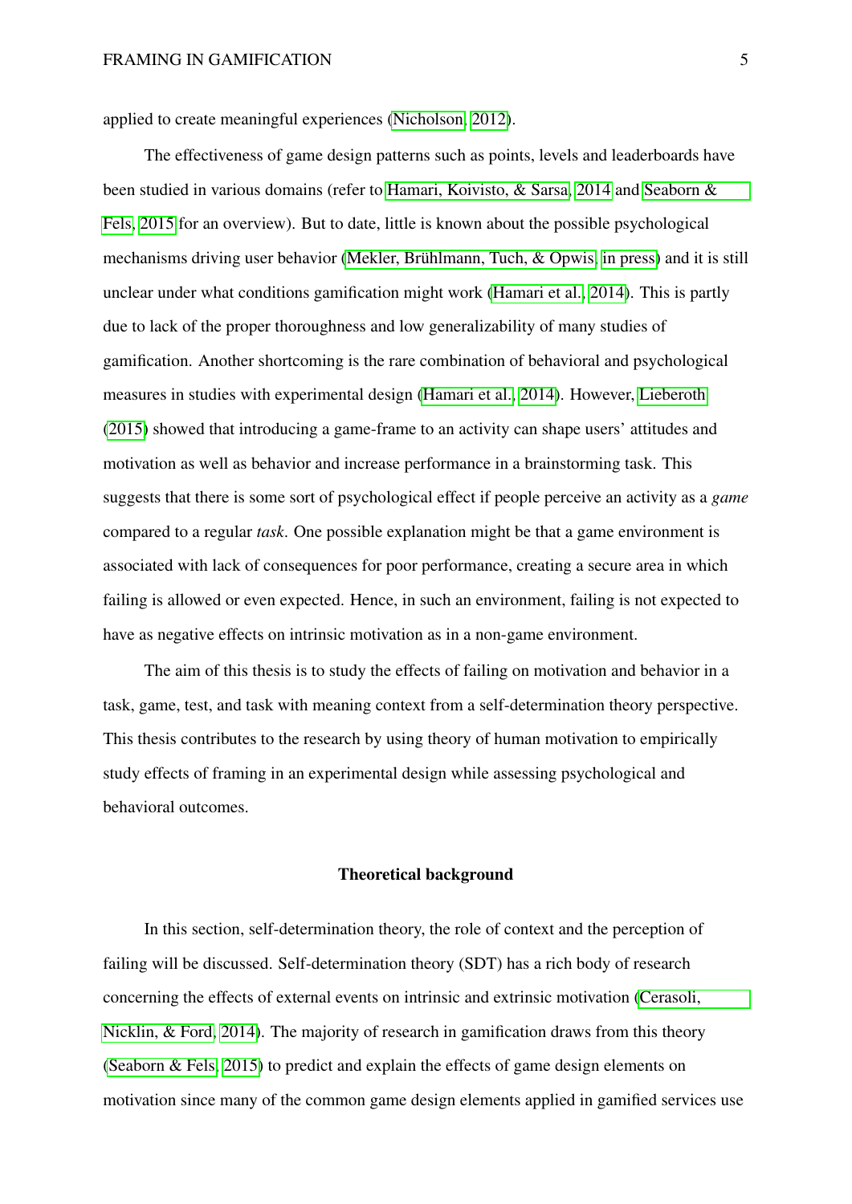applied to create meaningful experiences (Nicholson, 2012).

The effectiveness of game design patterns such as points, levels and leaderboards have been studied in various domains (refer to Hamari, Koivisto, & Sarsa, 2014 and Seaborn & Fels, 2015 for an overview). But to date, little is known about the possible psychological mechanisms driving user behavior (Mekler, Brühlmann, Tuch, & Opwis, in press) and it is still unclear under what conditions gamification might work (Hamari et al., 2014). This is partly due to lack of the proper thoroughness and low generalizability of many studies of gamification. Another shortcoming is the rare combination of behavioral and psychological measures in studies with experimental design (Hamari et al., 2014). However, Lieberoth (2015) showed that introducing a game-frame to an activity can shape users' attitudes and motivation as well as behavior and increase performance in a brainstorming task. This suggests that there is some sort of psychological effect if people perceive an activity as a *game* compared to a regular *task*. One possible explanation might be that a game environment is associated with lack of consequences for poor performance, creating a secure area in which failing is allowed or even expected. Hence, in such an environment, failing is not expected to have as negative effects on intrinsic motivation as in a non-game environment.

The aim of this thesis is to study the effects of failing on motivation and behavior in a task, game, test, and task with meaning context from a self-determination theory perspective. This thesis contributes to the research by using theory of human motivation to empirically study effects of framing in an experimental design while assessing psychological and behavioral outcomes.

## Theoretical background

In this section, self-determination theory, the role of context and the perception of failing will be discussed. Self-determination theory (SDT) has a rich body of research concerning the effects of external events on intrinsic and extrinsic motivation (Cerasoli, Nicklin, & Ford, 2014). The majority of research in gamification draws from this theory (Seaborn & Fels, 2015) to predict and explain the effects of game design elements on motivation since many of the common game design elements applied in gamified services use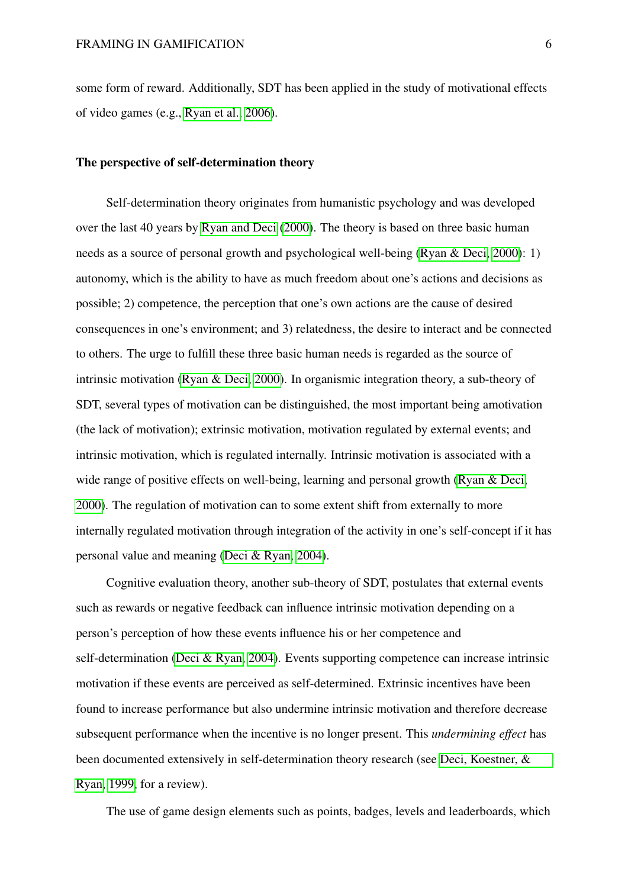some form of reward. Additionally, SDT has been applied in the study of motivational effects of video games (e.g., Ryan et al., 2006).

### The perspective of self-determination theory

Self-determination theory originates from humanistic psychology and was developed over the last 40 years by Ryan and Deci (2000). The theory is based on three basic human needs as a source of personal growth and psychological well-being (Ryan & Deci, 2000): 1) autonomy, which is the ability to have as much freedom about one's actions and decisions as possible; 2) competence, the perception that one's own actions are the cause of desired consequences in one's environment; and 3) relatedness, the desire to interact and be connected to others. The urge to fulfill these three basic human needs is regarded as the source of intrinsic motivation (Ryan & Deci, 2000). In organismic integration theory, a sub-theory of SDT, several types of motivation can be distinguished, the most important being amotivation (the lack of motivation); extrinsic motivation, motivation regulated by external events; and intrinsic motivation, which is regulated internally. Intrinsic motivation is associated with a wide range of positive effects on well-being, learning and personal growth (Ryan & Deci, 2000). The regulation of motivation can to some extent shift from externally to more internally regulated motivation through integration of the activity in one's self-concept if it has personal value and meaning (Deci & Ryan, 2004).

Cognitive evaluation theory, another sub-theory of SDT, postulates that external events such as rewards or negative feedback can influence intrinsic motivation depending on a person's perception of how these events influence his or her competence and self-determination (Deci & Ryan, 2004). Events supporting competence can increase intrinsic motivation if these events are perceived as self-determined. Extrinsic incentives have been found to increase performance but also undermine intrinsic motivation and therefore decrease subsequent performance when the incentive is no longer present. This *undermining effect* has been documented extensively in self-determination theory research (see Deci, Koestner, & Ryan, 1999, for a review).

The use of game design elements such as points, badges, levels and leaderboards, which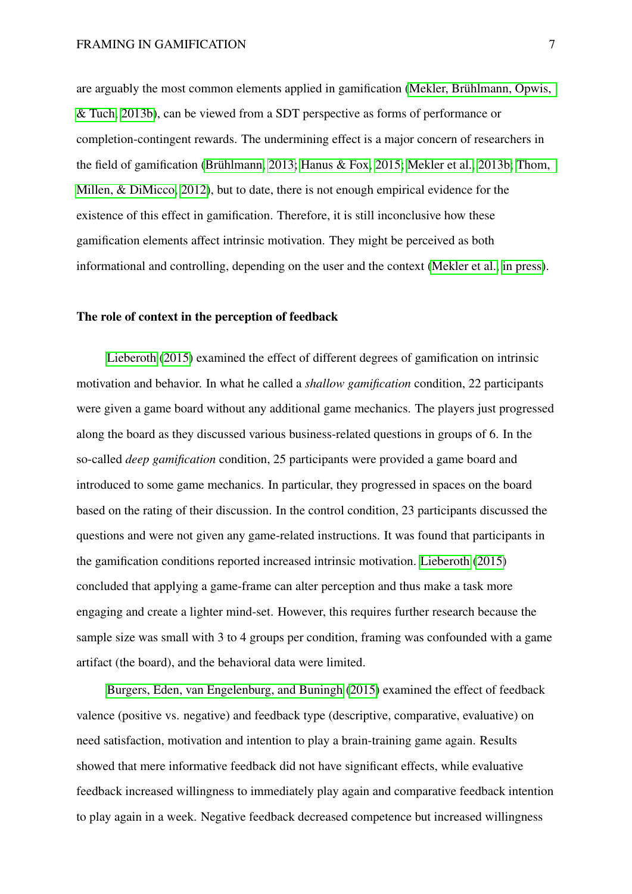are arguably the most common elements applied in gamification (Mekler, Brühlmann, Opwis, & Tuch, 2013b), can be viewed from a SDT perspective as forms of performance or completion-contingent rewards. The undermining effect is a major concern of researchers in the field of gamification (Brühlmann, 2013; Hanus & Fox, 2015; Mekler et al., 2013b; Thom, Millen, & DiMicco, 2012), but to date, there is not enough empirical evidence for the existence of this effect in gamification. Therefore, it is still inconclusive how these gamification elements affect intrinsic motivation. They might be perceived as both informational and controlling, depending on the user and the context (Mekler et al., in press).

## The role of context in the perception of feedback

Lieberoth (2015) examined the effect of different degrees of gamification on intrinsic motivation and behavior. In what he called a *shallow gamification* condition, 22 participants were given a game board without any additional game mechanics. The players just progressed along the board as they discussed various business-related questions in groups of 6. In the so-called *deep gamification* condition, 25 participants were provided a game board and introduced to some game mechanics. In particular, they progressed in spaces on the board based on the rating of their discussion. In the control condition, 23 participants discussed the questions and were not given any game-related instructions. It was found that participants in the gamification conditions reported increased intrinsic motivation. Lieberoth (2015) concluded that applying a game-frame can alter perception and thus make a task more engaging and create a lighter mind-set. However, this requires further research because the sample size was small with 3 to 4 groups per condition, framing was confounded with a game artifact (the board), and the behavioral data were limited.

Burgers, Eden, van Engelenburg, and Buningh (2015) examined the effect of feedback valence (positive vs. negative) and feedback type (descriptive, comparative, evaluative) on need satisfaction, motivation and intention to play a brain-training game again. Results showed that mere informative feedback did not have significant effects, while evaluative feedback increased willingness to immediately play again and comparative feedback intention to play again in a week. Negative feedback decreased competence but increased willingness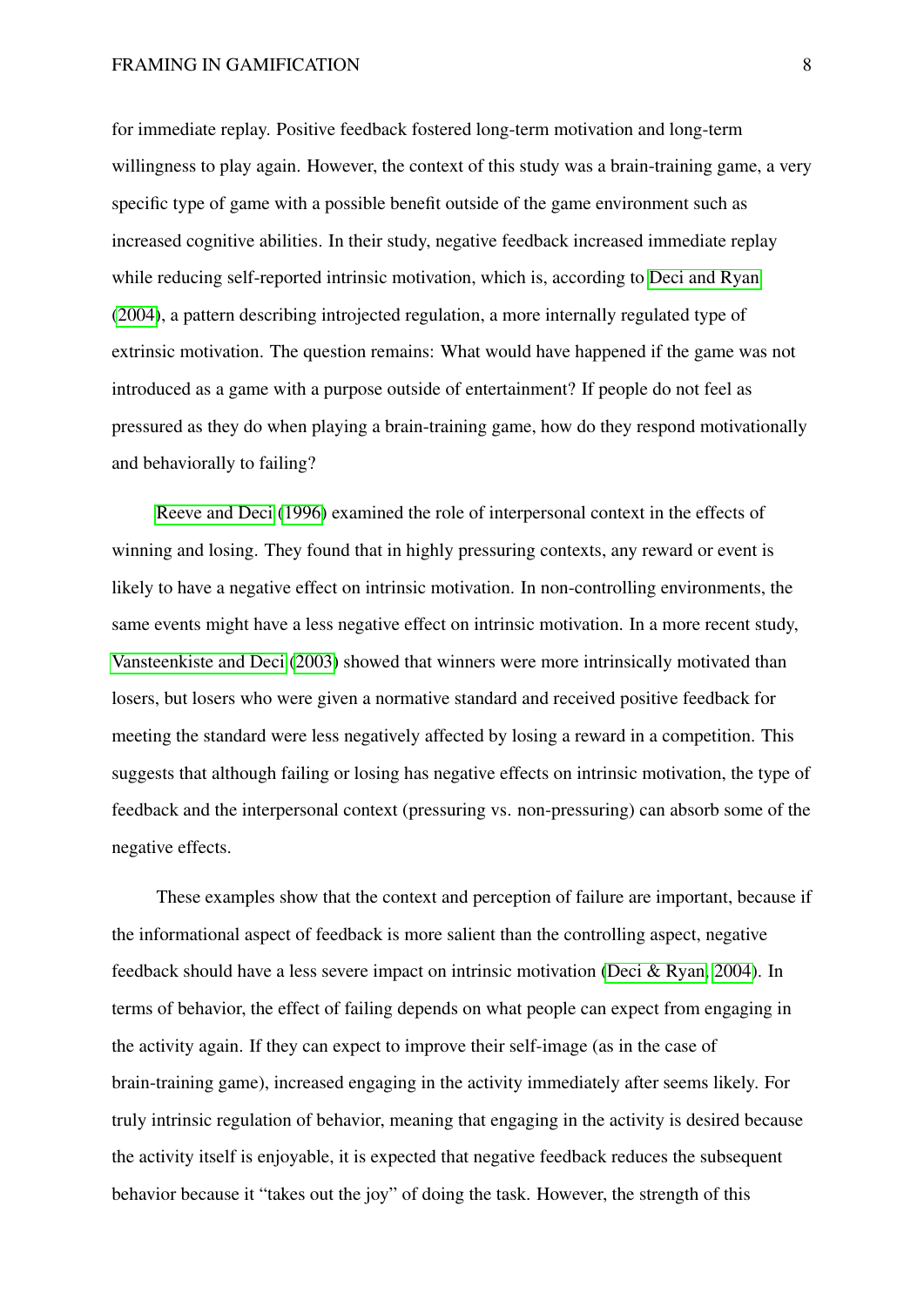for immediate replay. Positive feedback fostered long-term motivation and long-term willingness to play again. However, the context of this study was a brain-training game, a very specific type of game with a possible benefit outside of the game environment such as increased cognitive abilities. In their study, negative feedback increased immediate replay while reducing self-reported intrinsic motivation, which is, according to Deci and Ryan (2004), a pattern describing introjected regulation, a more internally regulated type of extrinsic motivation. The question remains: What would have happened if the game was not introduced as a game with a purpose outside of entertainment? If people do not feel as pressured as they do when playing a brain-training game, how do they respond motivationally and behaviorally to failing?

Reeve and Deci (1996) examined the role of interpersonal context in the effects of winning and losing. They found that in highly pressuring contexts, any reward or event is likely to have a negative effect on intrinsic motivation. In non-controlling environments, the same events might have a less negative effect on intrinsic motivation. In a more recent study, Vansteenkiste and Deci (2003) showed that winners were more intrinsically motivated than losers, but losers who were given a normative standard and received positive feedback for meeting the standard were less negatively affected by losing a reward in a competition. This suggests that although failing or losing has negative effects on intrinsic motivation, the type of feedback and the interpersonal context (pressuring vs. non-pressuring) can absorb some of the negative effects.

These examples show that the context and perception of failure are important, because if the informational aspect of feedback is more salient than the controlling aspect, negative feedback should have a less severe impact on intrinsic motivation (Deci & Ryan, 2004). In terms of behavior, the effect of failing depends on what people can expect from engaging in the activity again. If they can expect to improve their self-image (as in the case of brain-training game), increased engaging in the activity immediately after seems likely. For truly intrinsic regulation of behavior, meaning that engaging in the activity is desired because the activity itself is enjoyable, it is expected that negative feedback reduces the subsequent behavior because it "takes out the joy" of doing the task. However, the strength of this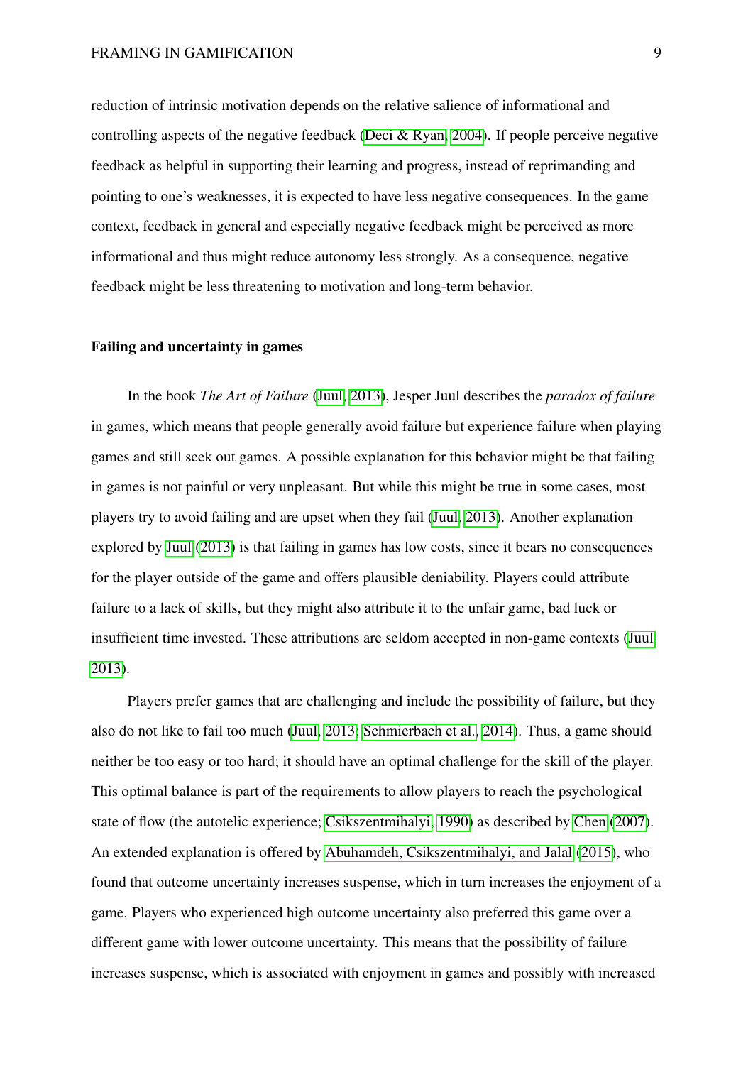reduction of intrinsic motivation depends on the relative salience of informational and controlling aspects of the negative feedback (Deci & Ryan, 2004). If people perceive negative feedback as helpful in supporting their learning and progress, instead of reprimanding and pointing to one's weaknesses, it is expected to have less negative consequences. In the game context, feedback in general and especially negative feedback might be perceived as more informational and thus might reduce autonomy less strongly. As a consequence, negative feedback might be less threatening to motivation and long-term behavior.

## Failing and uncertainty in games

In the book *The Art of Failure* (Juul, 2013), Jesper Juul describes the *paradox of failure* in games, which means that people generally avoid failure but experience failure when playing games and still seek out games. A possible explanation for this behavior might be that failing in games is not painful or very unpleasant. But while this might be true in some cases, most players try to avoid failing and are upset when they fail (Juul, 2013). Another explanation explored by Juul (2013) is that failing in games has low costs, since it bears no consequences for the player outside of the game and offers plausible deniability. Players could attribute failure to a lack of skills, but they might also attribute it to the unfair game, bad luck or insufficient time invested. These attributions are seldom accepted in non-game contexts (Juul, 2013).

Players prefer games that are challenging and include the possibility of failure, but they also do not like to fail too much (Juul, 2013; Schmierbach et al., 2014). Thus, a game should neither be too easy or too hard; it should have an optimal challenge for the skill of the player. This optimal balance is part of the requirements to allow players to reach the psychological state of flow (the autotelic experience; Csikszentmihalyi, 1990) as described by Chen (2007). An extended explanation is offered by Abuhamdeh, Csikszentmihalyi, and Jalal (2015), who found that outcome uncertainty increases suspense, which in turn increases the enjoyment of a game. Players who experienced high outcome uncertainty also preferred this game over a different game with lower outcome uncertainty. This means that the possibility of failure increases suspense, which is associated with enjoyment in games and possibly with increased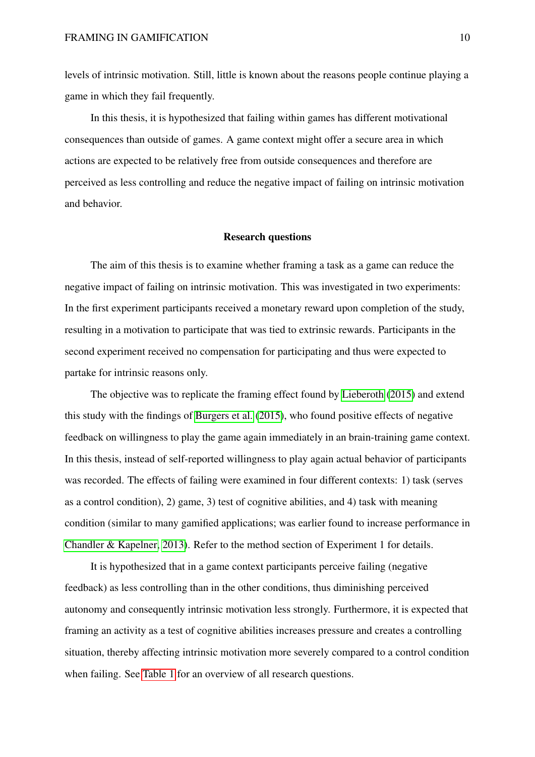levels of intrinsic motivation. Still, little is known about the reasons people continue playing a game in which they fail frequently.

In this thesis, it is hypothesized that failing within games has different motivational consequences than outside of games. A game context might offer a secure area in which actions are expected to be relatively free from outside consequences and therefore are perceived as less controlling and reduce the negative impact of failing on intrinsic motivation and behavior.

## Research questions

The aim of this thesis is to examine whether framing a task as a game can reduce the negative impact of failing on intrinsic motivation. This was investigated in two experiments: In the first experiment participants received a monetary reward upon completion of the study, resulting in a motivation to participate that was tied to extrinsic rewards. Participants in the second experiment received no compensation for participating and thus were expected to partake for intrinsic reasons only.

The objective was to replicate the framing effect found by Lieberoth (2015) and extend this study with the findings of Burgers et al. (2015), who found positive effects of negative feedback on willingness to play the game again immediately in an brain-training game context. In this thesis, instead of self-reported willingness to play again actual behavior of participants was recorded. The effects of failing were examined in four different contexts: 1) task (serves as a control condition), 2) game, 3) test of cognitive abilities, and 4) task with meaning condition (similar to many gamified applications; was earlier found to increase performance in Chandler & Kapelner, 2013). Refer to the method section of Experiment 1 for details.

It is hypothesized that in a game context participants perceive failing (negative feedback) as less controlling than in the other conditions, thus diminishing perceived autonomy and consequently intrinsic motivation less strongly. Furthermore, it is expected that framing an activity as a test of cognitive abilities increases pressure and creates a controlling situation, thereby affecting intrinsic motivation more severely compared to a control condition when failing. See Table 1 for an overview of all research questions.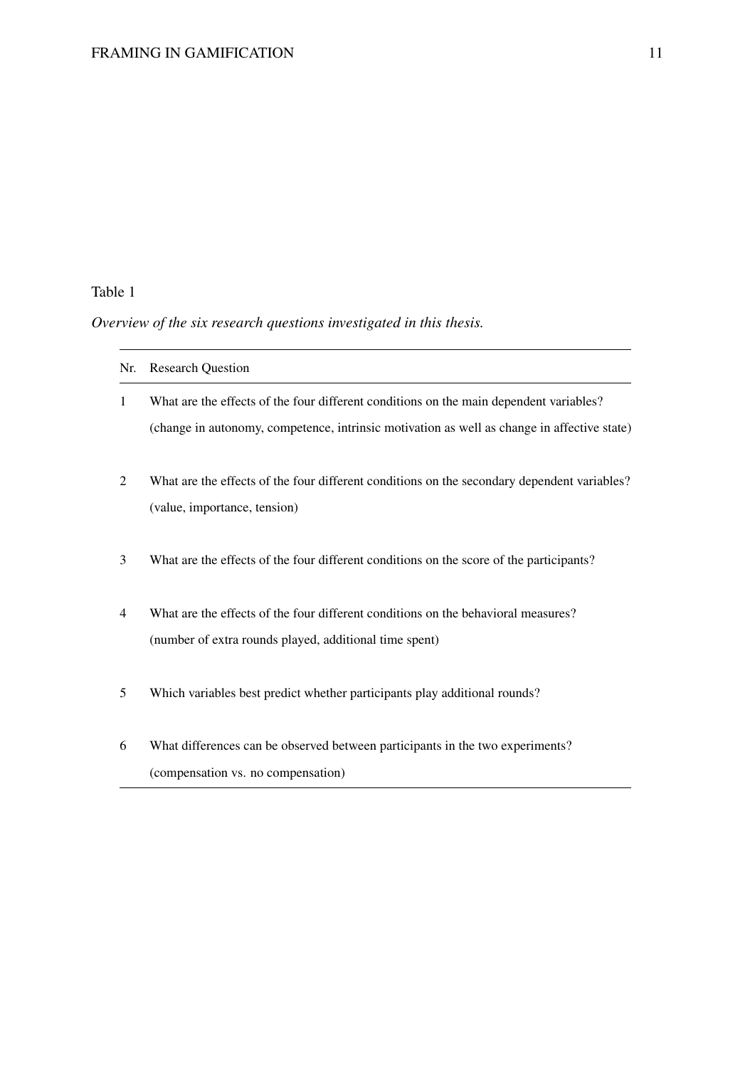Table 1

*Overview of the six research questions investigated in this thesis.*

| Nr. | Research Question |
|---|---|
| 1 | What are the effects of the four different conditions on the main dependent variables? (change in autonomy, competence, intrinsic motivation as well as change in affective state) |
| 2 | What are the effects of the four different conditions on the secondary dependent variables? (value, importance, tension) |
| 3 | What are the effects of the four different conditions on the score of the participants? |
| 4 | What are the effects of the four different conditions on the behavioral measures? (number of extra rounds played, additional time spent) |
| 5 | Which variables best predict whether participants play additional rounds? |
| 6 | What differences can be observed between participants in the two experiments? (compensation vs. no compensation) |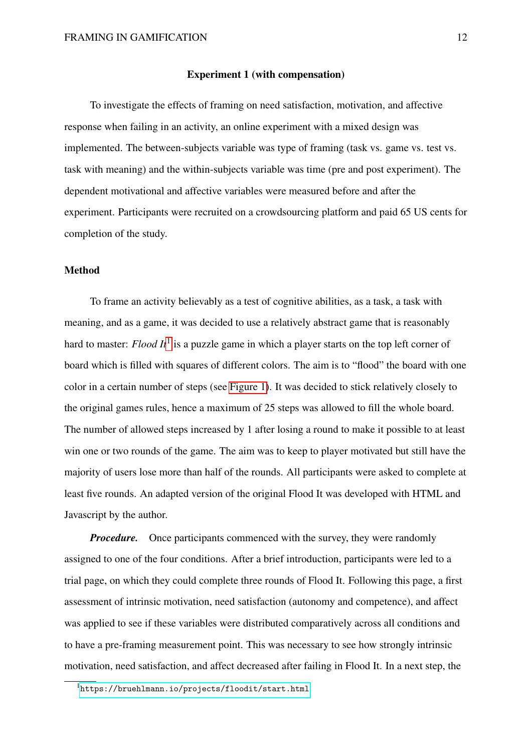## Experiment 1 (with compensation)

To investigate the effects of framing on need satisfaction, motivation, and affective response when failing in an activity, an online experiment with a mixed design was implemented. The between-subjects variable was type of framing (task vs. game vs. test vs. task with meaning) and the within-subjects variable was time (pre and post experiment). The dependent motivational and affective variables were measured before and after the experiment. Participants were recruited on a crowdsourcing platform and paid 65 US cents for completion of the study.

### Method

To frame an activity believably as a test of cognitive abilities, as a task, a task with meaning, and as a game, it was decided to use a relatively abstract game that is reasonably hard to master: *Flood It*[1] is a puzzle game in which a player starts on the top left corner of board which is filled with squares of different colors. The aim is to "flood" the board with one color in a certain number of steps (see Figure 1). It was decided to stick relatively closely to the original games rules, hence a maximum of 25 steps was allowed to fill the whole board. The number of allowed steps increased by 1 after losing a round to make it possible to at least win one or two rounds of the game. The aim was to keep to player motivated but still have the majority of users lose more than half of the rounds. All participants were asked to complete at least five rounds. An adapted version of the original Flood It was developed with HTML and Javascript by the author.

***Procedure.*** Once participants commenced with the survey, they were randomly assigned to one of the four conditions. After a brief introduction, participants were led to a trial page, on which they could complete three rounds of Flood It. Following this page, a first assessment of intrinsic motivation, need satisfaction (autonomy and competence), and affect was applied to see if these variables were distributed comparatively across all conditions and to have a pre-framing measurement point. This was necessary to see how strongly intrinsic motivation, need satisfaction, and affect decreased after failing in Flood It. In a next step, the

[1] https://bruehlmann.io/projects/floodit/start.html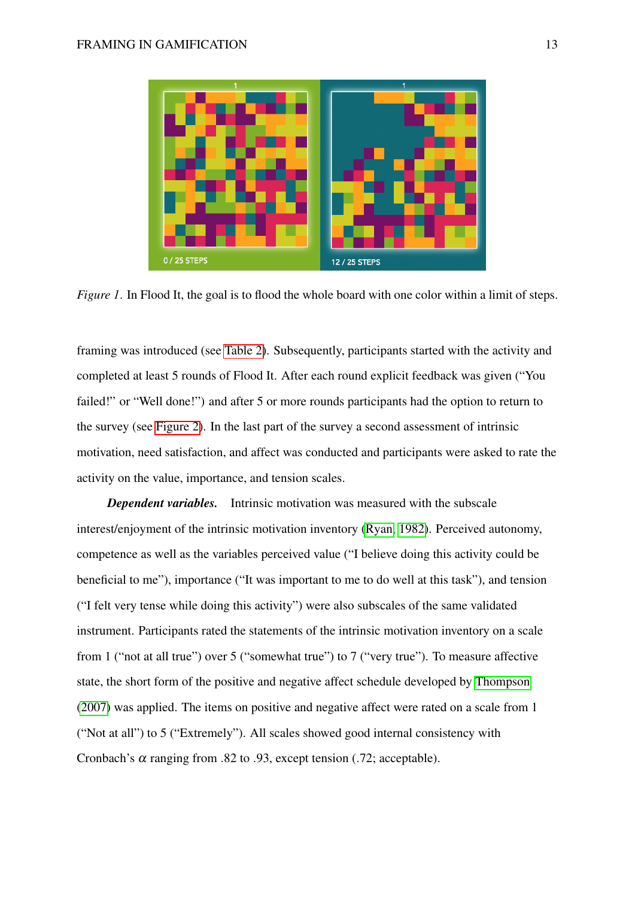*Figure 1*. In Flood It, the goal is to flood the whole board with one color within a limit of steps.

framing was introduced (see Table 2). Subsequently, participants started with the activity and completed at least 5 rounds of Flood It. After each round explicit feedback was given ("You failed!" or "Well done!") and after 5 or more rounds participants had the option to return to the survey (see Figure 2). In the last part of the survey a second assessment of intrinsic motivation, need satisfaction, and affect was conducted and participants were asked to rate the activity on the value, importance, and tension scales.

***Dependent variables.*** Intrinsic motivation was measured with the subscale interest/enjoyment of the intrinsic motivation inventory (Ryan, 1982). Perceived autonomy, competence as well as the variables perceived value ("I believe doing this activity could be beneficial to me"), importance ("It was important to me to do well at this task"), and tension ("I felt very tense while doing this activity") were also subscales of the same validated instrument. Participants rated the statements of the intrinsic motivation inventory on a scale from 1 ("not at all true") over 5 ("somewhat true") to 7 ("very true"). To measure affective state, the short form of the positive and negative affect schedule developed by Thompson (2007) was applied. The items on positive and negative affect were rated on a scale from 1 ("Not at all") to 5 ("Extremely"). All scales showed good internal consistency with Cronbach's $\alpha$ ranging from .82 to .93, except tension (.72; acceptable).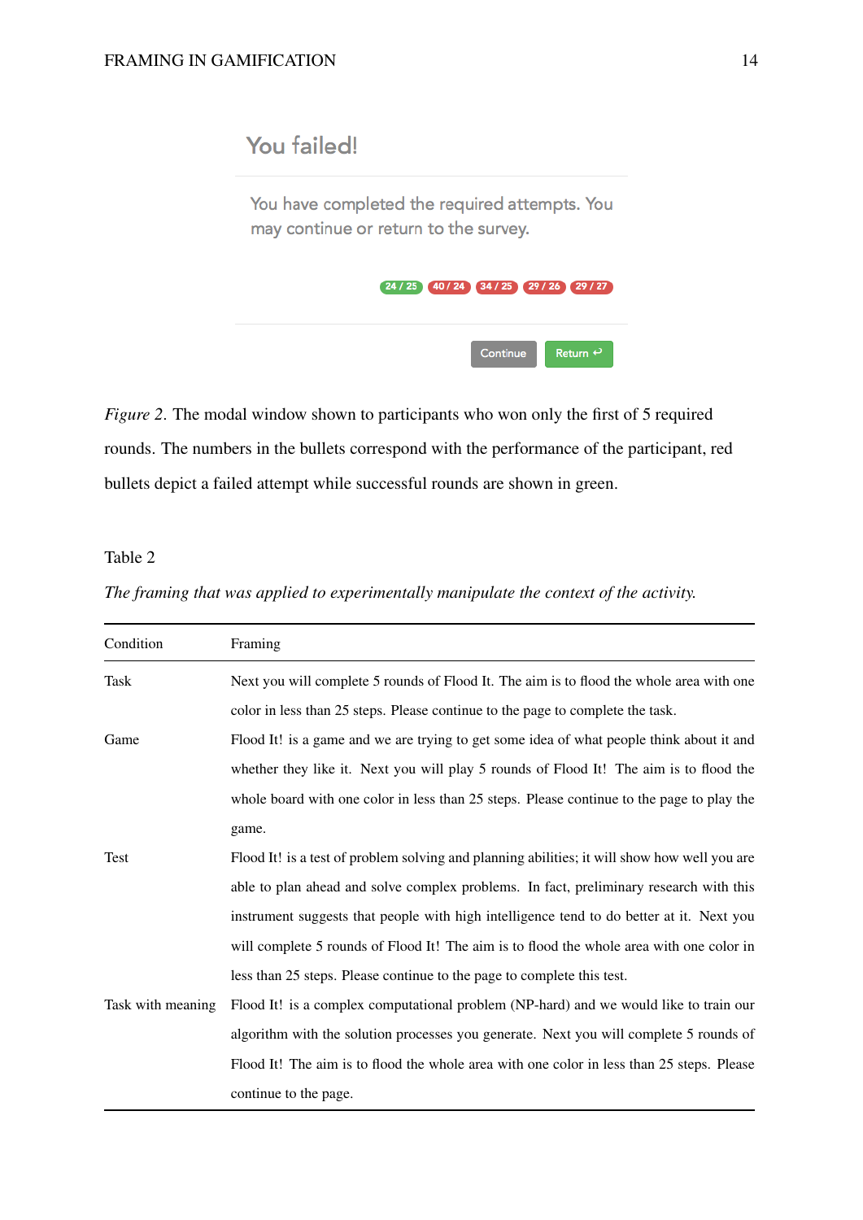You failed!

You have completed the required attempts. You may continue or return to the survey.

24 / 25 | 40 / 24 | 34 / 25 | 29 / 26 | 29 / 27

Continue | Return ↩

*Figure 2*. The modal window shown to participants who won only the first of 5 required rounds. The numbers in the bullets correspond with the performance of the participant, red bullets depict a failed attempt while successful rounds are shown in green.

Table 2

*The framing that was applied to experimentally manipulate the context of the activity.*

| Condition | Framing |
|---|---|
| Task | Next you will complete 5 rounds of Flood It. The aim is to flood the whole area with one color in less than 25 steps. Please continue to the page to complete the task. |
| Game | Flood It! is a game and we are trying to get some idea of what people think about it and whether they like it. Next you will play 5 rounds of Flood It! The aim is to flood the whole board with one color in less than 25 steps. Please continue to the page to play the game. |
| Test | Flood It! is a test of problem solving and planning abilities; it will show how well you are able to plan ahead and solve complex problems. In fact, preliminary research with this instrument suggests that people with high intelligence tend to do better at it. Next you will complete 5 rounds of Flood It! The aim is to flood the whole area with one color in less than 25 steps. Please continue to the page to complete this test. |
| Task with meaning | Flood It! is a complex computational problem (NP-hard) and we would like to train our algorithm with the solution processes you generate. Next you will complete 5 rounds of Flood It! The aim is to flood the whole area with one color in less than 25 steps. Please continue to the page. |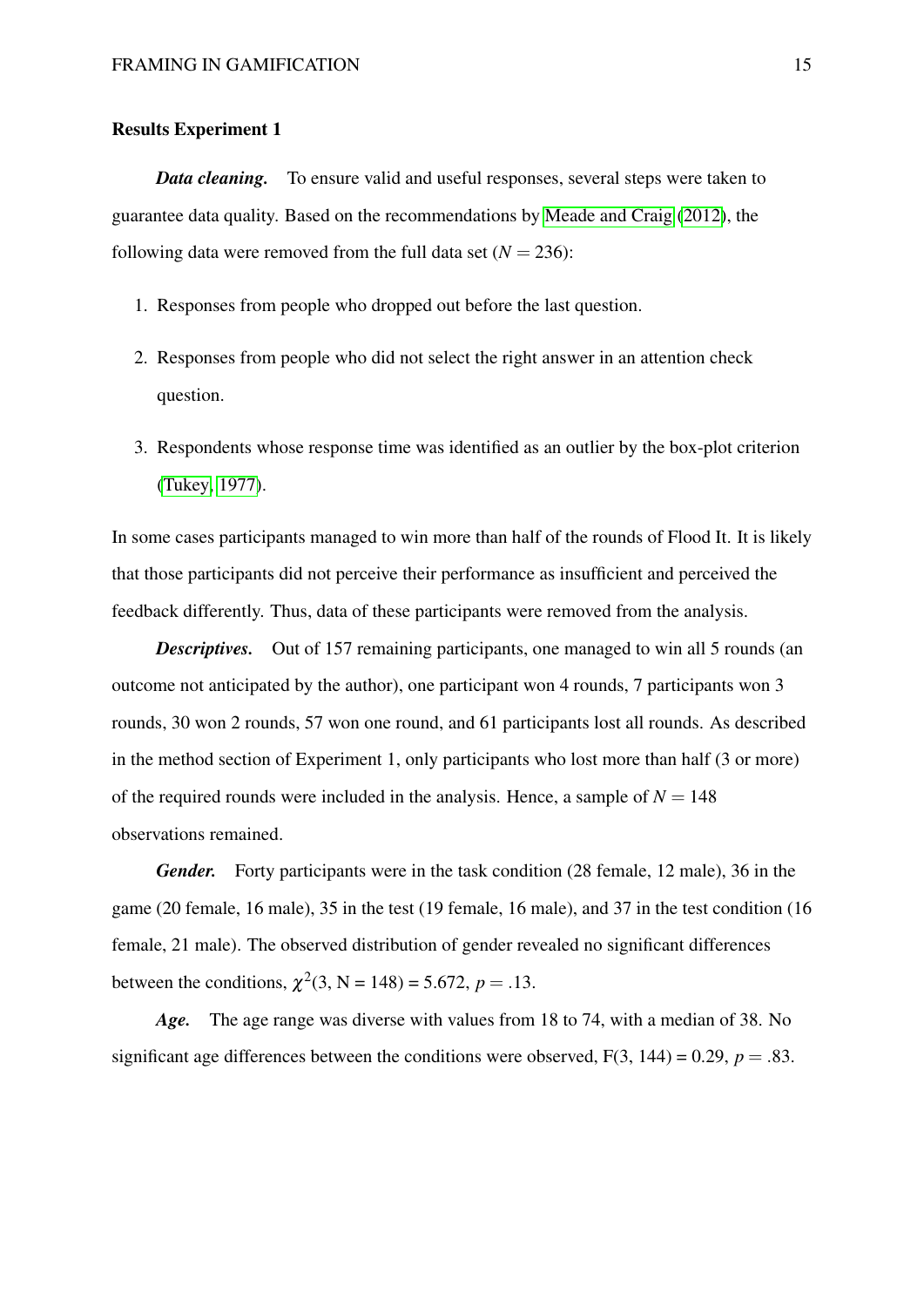### Results Experiment 1

***Data cleaning.*** To ensure valid and useful responses, several steps were taken to guarantee data quality. Based on the recommendations by Meade and Craig (2012), the following data were removed from the full data set ($N = 236$):

1. Responses from people who dropped out before the last question.
2. Responses from people who did not select the right answer in an attention check question.
3. Respondents whose response time was identified as an outlier by the box-plot criterion (Tukey, 1977).

In some cases participants managed to win more than half of the rounds of Flood It. It is likely that those participants did not perceive their performance as insufficient and perceived the feedback differently. Thus, data of these participants were removed from the analysis.

***Descriptives.*** Out of 157 remaining participants, one managed to win all 5 rounds (an outcome not anticipated by the author), one participant won 4 rounds, 7 participants won 3 rounds, 30 won 2 rounds, 57 won one round, and 61 participants lost all rounds. As described in the method section of Experiment 1, only participants who lost more than half (3 or more) of the required rounds were included in the analysis. Hence, a sample of $N = 148$ observations remained.

***Gender.*** Forty participants were in the task condition (28 female, 12 male), 36 in the game (20 female, 16 male), 35 in the test (19 female, 16 male), and 37 in the test condition (16 female, 21 male). The observed distribution of gender revealed no significant differences between the conditions, $\chi^2(3, N = 148) = 5.672$, $p = .13$.

***Age.*** The age range was diverse with values from 18 to 74, with a median of 38. No significant age differences between the conditions were observed, $F(3, 144) = 0.29$, $p = .83$.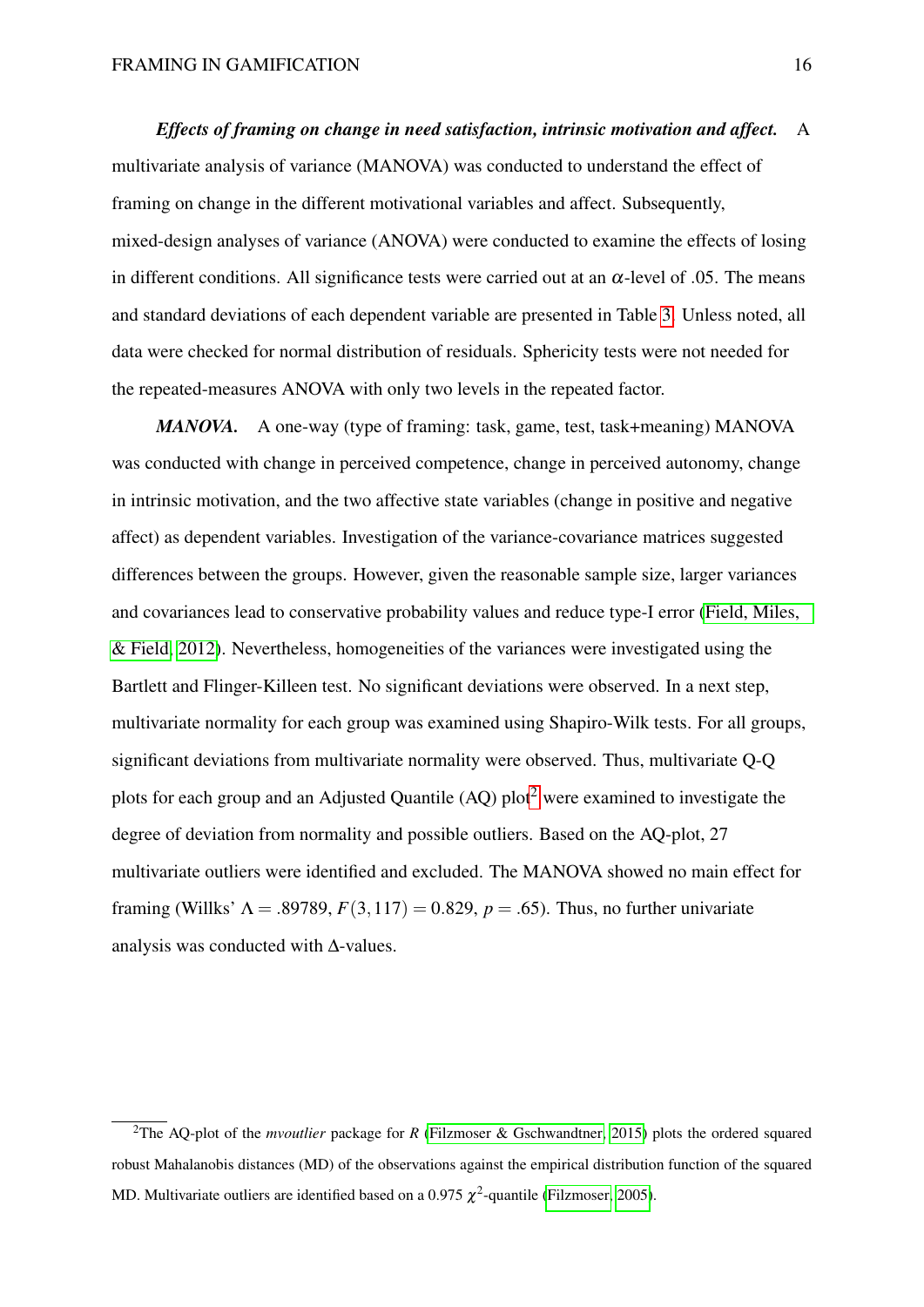***Effects of framing on change in need satisfaction, intrinsic motivation and affect.*** A multivariate analysis of variance (MANOVA) was conducted to understand the effect of framing on change in the different motivational variables and affect. Subsequently, mixed-design analyses of variance (ANOVA) were conducted to examine the effects of losing in different conditions. All significance tests were carried out at an $\alpha$-level of .05. The means and standard deviations of each dependent variable are presented in Table 3. Unless noted, all data were checked for normal distribution of residuals. Sphericity tests were not needed for the repeated-measures ANOVA with only two levels in the repeated factor.

***MANOVA.*** A one-way (type of framing: task, game, test, task+meaning) MANOVA was conducted with change in perceived competence, change in perceived autonomy, change in intrinsic motivation, and the two affective state variables (change in positive and negative affect) as dependent variables. Investigation of the variance-covariance matrices suggested differences between the groups. However, given the reasonable sample size, larger variances and covariances lead to conservative probability values and reduce type-I error (Field, Miles, & Field, 2012). Nevertheless, homogeneities of the variances were investigated using the Bartlett and Flinger-Killeen test. No significant deviations were observed. In a next step, multivariate normality for each group was examined using Shapiro-Wilk tests. For all groups, significant deviations from multivariate normality were observed. Thus, multivariate Q-Q plots for each group and an Adjusted Quantile (AQ) plot[2] were examined to investigate the degree of deviation from normality and possible outliers. Based on the AQ-plot, 27 multivariate outliers were identified and excluded. The MANOVA showed no main effect for framing (Willks' $\Lambda = .89789$, $F(3, 117) = 0.829$, $p = .65$). Thus, no further univariate analysis was conducted with $\Delta$-values.

[2]The AQ-plot of the *mvoutlier* package for *R* (Filzmoser & Gschwandtner, 2015) plots the ordered squared robust Mahalanobis distances (MD) of the observations against the empirical distribution function of the squared MD. Multivariate outliers are identified based on a 0.975 $\chi^2$-quantile (Filzmoser, 2005).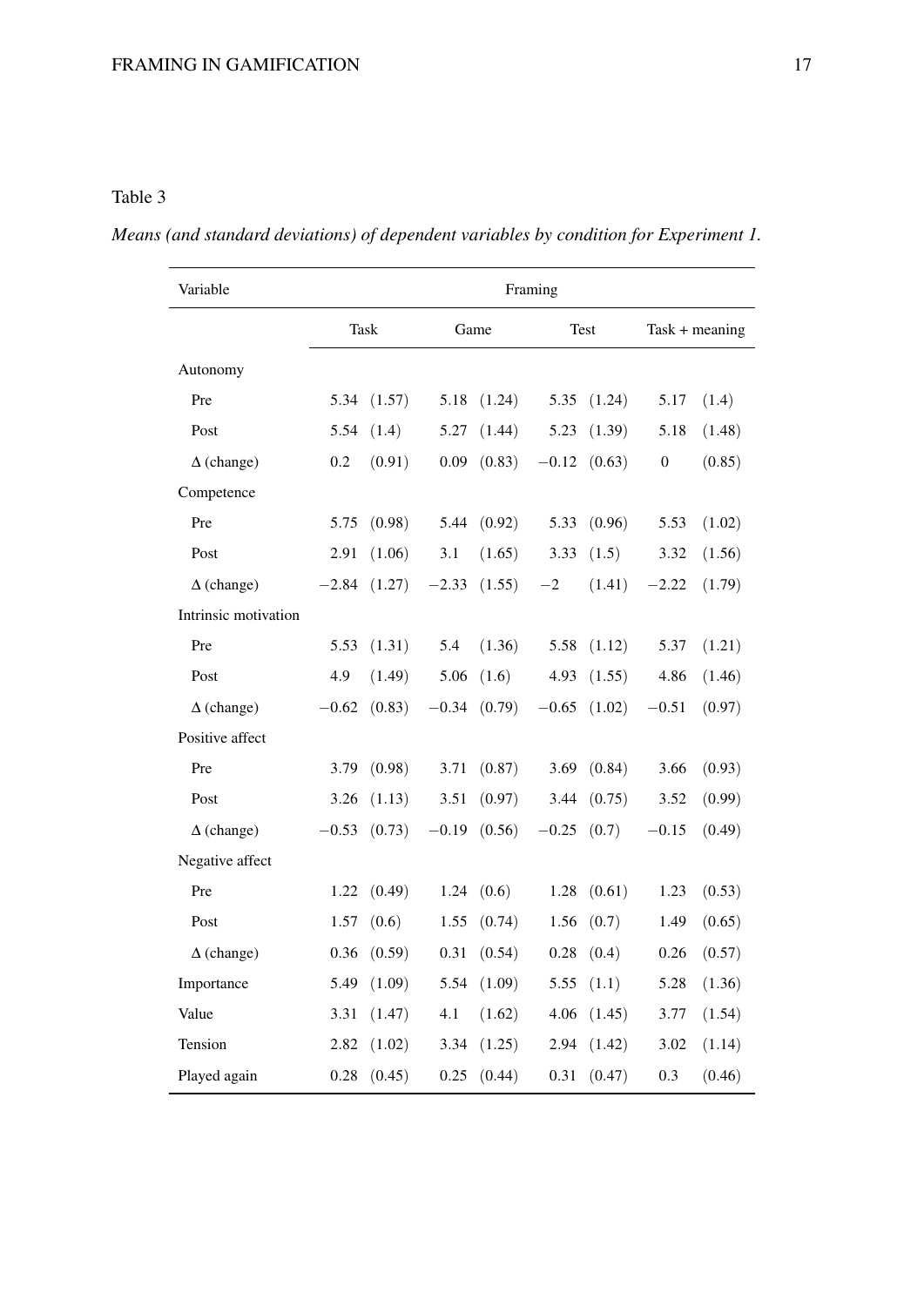Table 3

*Means (and standard deviations) of dependent variables by condition for Experiment 1.*

| Variable | Framing | | | | | | | |
|---|---|---|---|---|---|---|---|---|
| | Task | | Game | | Test | | Task + meaning | |
| Autonomy | | | | | | | | |
| Pre | 5.34 | (1.57) | 5.18 | (1.24) | 5.35 | (1.24) | 5.17 | (1.4) |
| Post | 5.54 | (1.4) | 5.27 | (1.44) | 5.23 | (1.39) | 5.18 | (1.48) |
| Δ (change) | 0.2 | (0.91) | 0.09 | (0.83) | −0.12 | (0.63) | 0 | (0.85) |
| Competence | | | | | | | | |
| Pre | 5.75 | (0.98) | 5.44 | (0.92) | 5.33 | (0.96) | 5.53 | (1.02) |
| Post | 2.91 | (1.06) | 3.1 | (1.65) | 3.33 | (1.5) | 3.32 | (1.56) |
| Δ (change) | −2.84 | (1.27) | −2.33 | (1.55) | −2 | (1.41) | −2.22 | (1.79) |
| Intrinsic motivation | | | | | | | | |
| Pre | 5.53 | (1.31) | 5.4 | (1.36) | 5.58 | (1.12) | 5.37 | (1.21) |
| Post | 4.9 | (1.49) | 5.06 | (1.6) | 4.93 | (1.55) | 4.86 | (1.46) |
| Δ (change) | −0.62 | (0.83) | −0.34 | (0.79) | −0.65 | (1.02) | −0.51 | (0.97) |
| Positive affect | | | | | | | | |
| Pre | 3.79 | (0.98) | 3.71 | (0.87) | 3.69 | (0.84) | 3.66 | (0.93) |
| Post | 3.26 | (1.13) | 3.51 | (0.97) | 3.44 | (0.75) | 3.52 | (0.99) |
| Δ (change) | −0.53 | (0.73) | −0.19 | (0.56) | −0.25 | (0.7) | −0.15 | (0.49) |
| Negative affect | | | | | | | | |
| Pre | 1.22 | (0.49) | 1.24 | (0.6) | 1.28 | (0.61) | 1.23 | (0.53) |
| Post | 1.57 | (0.6) | 1.55 | (0.74) | 1.56 | (0.7) | 1.49 | (0.65) |
| Δ (change) | 0.36 | (0.59) | 0.31 | (0.54) | 0.28 | (0.4) | 0.26 | (0.57) |
| Importance | 5.49 | (1.09) | 5.54 | (1.09) | 5.55 | (1.1) | 5.28 | (1.36) |
| Value | 3.31 | (1.47) | 4.1 | (1.62) | 4.06 | (1.45) | 3.77 | (1.54) |
| Tension | 2.82 | (1.02) | 3.34 | (1.25) | 2.94 | (1.42) | 3.02 | (1.14) |
| Played again | 0.28 | (0.45) | 0.25 | (0.44) | 0.31 | (0.47) | 0.3 | (0.46) |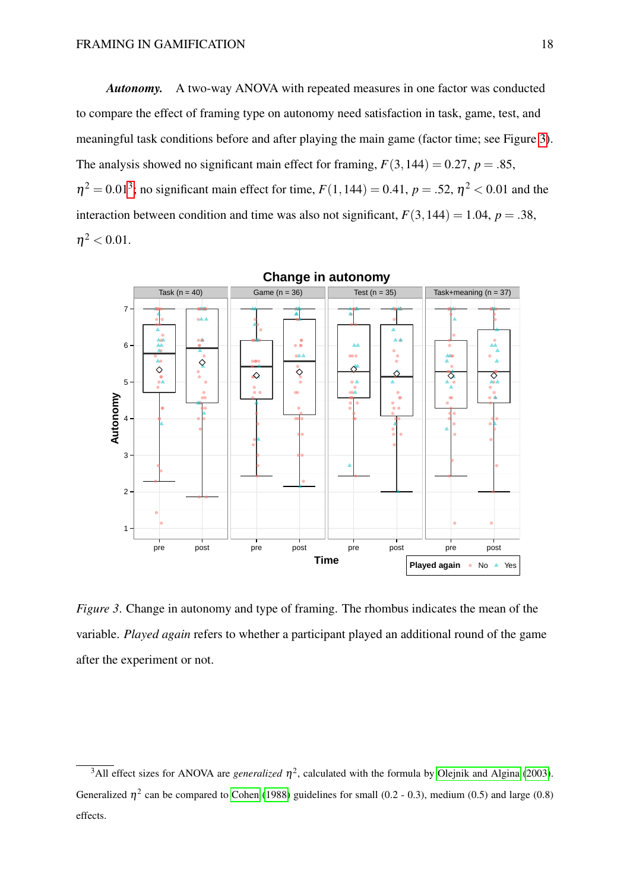***Autonomy.*** A two-way ANOVA with repeated measures in one factor was conducted to compare the effect of framing type on autonomy need satisfaction in task, game, test, and meaningful task conditions before and after playing the main game (factor time; see Figure 3). The analysis showed no significant main effect for framing, $F(3,144) = 0.27$, $p = .85$, $\eta^2 = 0.01$[3]; no significant main effect for time, $F(1,144) = 0.41$, $p = .52$, $\eta^2 < 0.01$ and the interaction between condition and time was also not significant, $F(3,144) = 1.04$, $p = .38$, $\eta^2 < 0.01$.

*Figure 3*. Change in autonomy and type of framing. The rhombus indicates the mean of the variable. *Played again* refers to whether a participant played an additional round of the game after the experiment or not.

[3] All effect sizes for ANOVA are *generalized* $\eta^2$, calculated with the formula by Olejnik and Algina (2003). Generalized $\eta^2$ can be compared to Cohen (1988) guidelines for small (0.2 - 0.3), medium (0.5) and large (0.8) effects.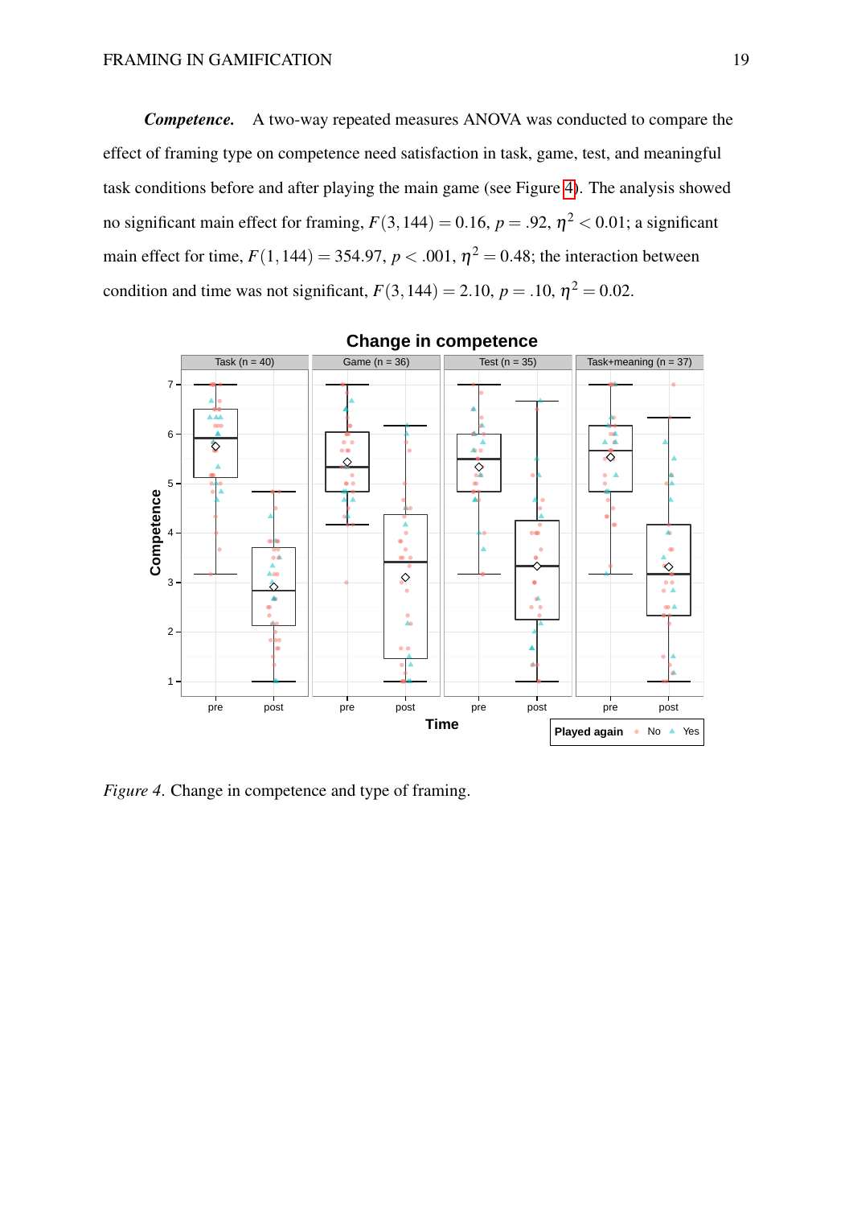***Competence.*** A two-way repeated measures ANOVA was conducted to compare the effect of framing type on competence need satisfaction in task, game, test, and meaningful task conditions before and after playing the main game (see Figure 4). The analysis showed no significant main effect for framing, $F(3,144) = 0.16$, $p = .92$, $\eta^2 < 0.01$; a significant main effect for time, $F(1,144) = 354.97$, $p < .001$, $\eta^2 = 0.48$; the interaction between condition and time was not significant, $F(3,144) = 2.10$, $p = .10$, $\eta^2 = 0.02$.

*Figure 4*. Change in competence and type of framing.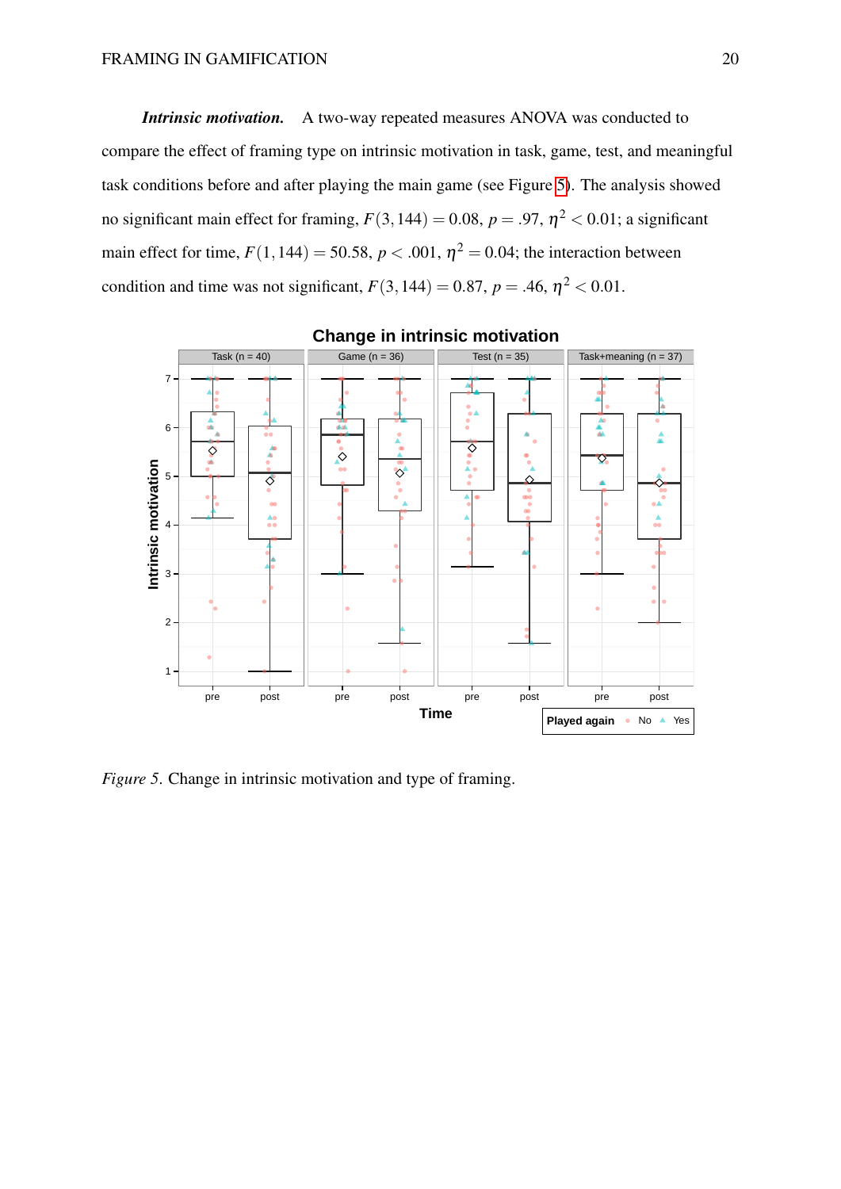***Intrinsic motivation.*** A two-way repeated measures ANOVA was conducted to compare the effect of framing type on intrinsic motivation in task, game, test, and meaningful task conditions before and after playing the main game (see Figure 5). The analysis showed no significant main effect for framing, $F(3,144) = 0.08$, $p = .97$, $\eta^2 < 0.01$; a significant main effect for time, $F(1,144) = 50.58$, $p < .001$, $\eta^2 = 0.04$; the interaction between condition and time was not significant, $F(3,144) = 0.87$, $p = .46$, $\eta^2 < 0.01$.

*Figure 5*. Change in intrinsic motivation and type of framing.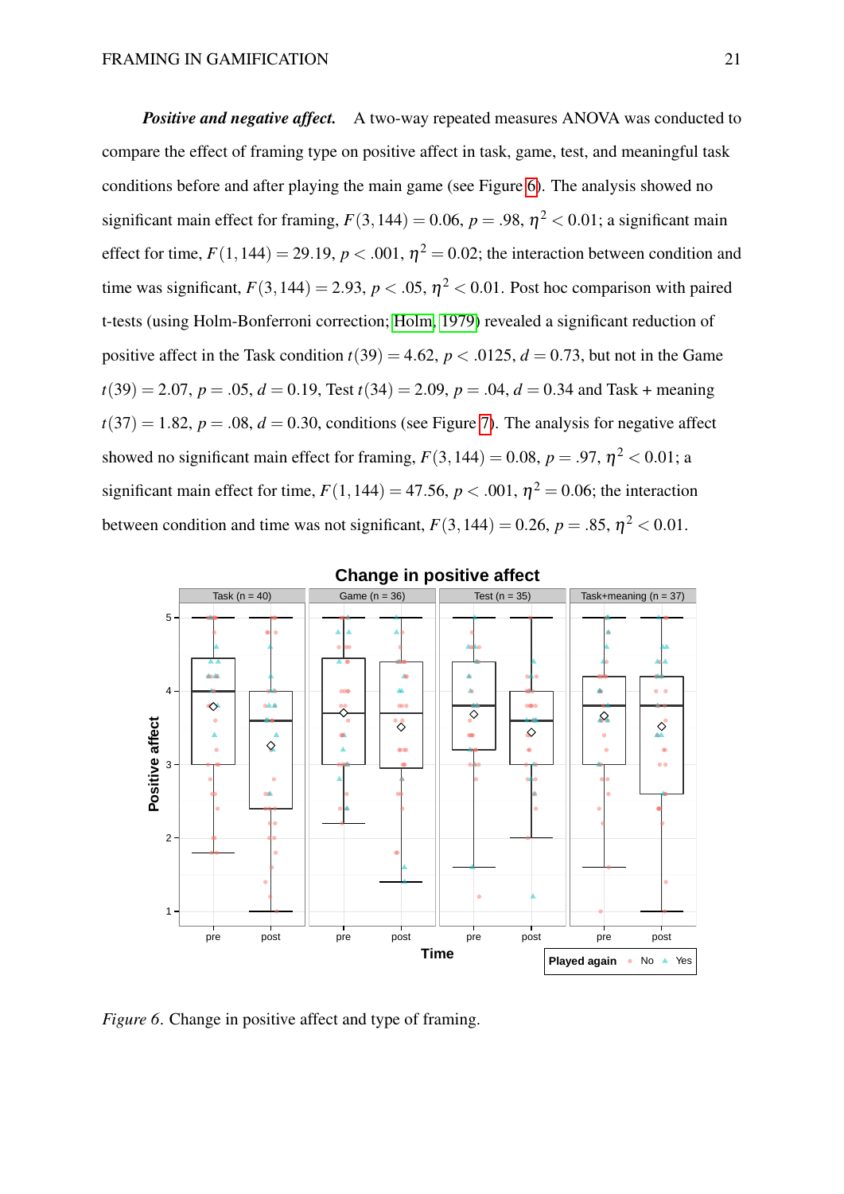***Positive and negative affect.*** A two-way repeated measures ANOVA was conducted to compare the effect of framing type on positive affect in task, game, test, and meaningful task conditions before and after playing the main game (see Figure 6). The analysis showed no significant main effect for framing, $F(3,144) = 0.06$, $p = .98$, $\eta^2 < 0.01$; a significant main effect for time, $F(1,144) = 29.19$, $p < .001$, $\eta^2 = 0.02$; the interaction between condition and time was significant, $F(3,144) = 2.93$, $p < .05$, $\eta^2 < 0.01$. Post hoc comparison with paired t-tests (using Holm-Bonferroni correction; Holm, 1979) revealed a significant reduction of positive affect in the Task condition $t(39) = 4.62$, $p < .0125$, $d = 0.73$, but not in the Game $t(39) = 2.07$, $p = .05$, $d = 0.19$, Test $t(34) = 2.09$, $p = .04$, $d = 0.34$ and Task + meaning $t(37) = 1.82$, $p = .08$, $d = 0.30$, conditions (see Figure 7). The analysis for negative affect showed no significant main effect for framing, $F(3,144) = 0.08$, $p = .97$, $\eta^2 < 0.01$; a significant main effect for time, $F(1,144) = 47.56$, $p < .001$, $\eta^2 = 0.06$; the interaction between condition and time was not significant, $F(3,144) = 0.26$, $p = .85$, $\eta^2 < 0.01$.

*Figure 6*. Change in positive affect and type of framing.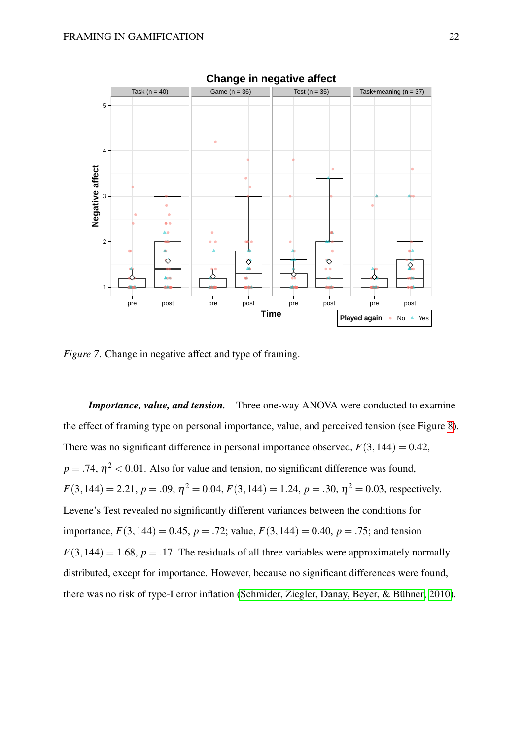*Figure 7*. Change in negative affect and type of framing.

***Importance, value, and tension.*** Three one-way ANOVA were conducted to examine the effect of framing type on personal importance, value, and perceived tension (see Figure 8). There was no significant difference in personal importance observed, $F(3,144) = 0.42$, $p = .74$, $\eta^2 < 0.01$. Also for value and tension, no significant difference was found, $F(3,144) = 2.21$, $p = .09$, $\eta^2 = 0.04$, $F(3,144) = 1.24$, $p = .30$, $\eta^2 = 0.03$, respectively. Levene's Test revealed no significantly different variances between the conditions for importance, $F(3,144) = 0.45$, $p = .72$; value, $F(3,144) = 0.40$, $p = .75$; and tension $F(3,144) = 1.68$, $p = .17$. The residuals of all three variables were approximately normally distributed, except for importance. However, because no significant differences were found, there was no risk of type-I error inflation (Schmider, Ziegler, Danay, Beyer, & Bühner, 2010).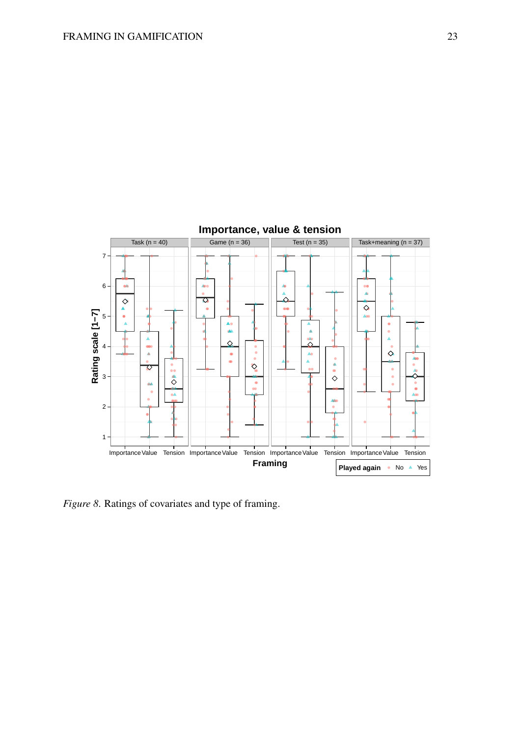*Figure 8.* Ratings of covariates and type of framing.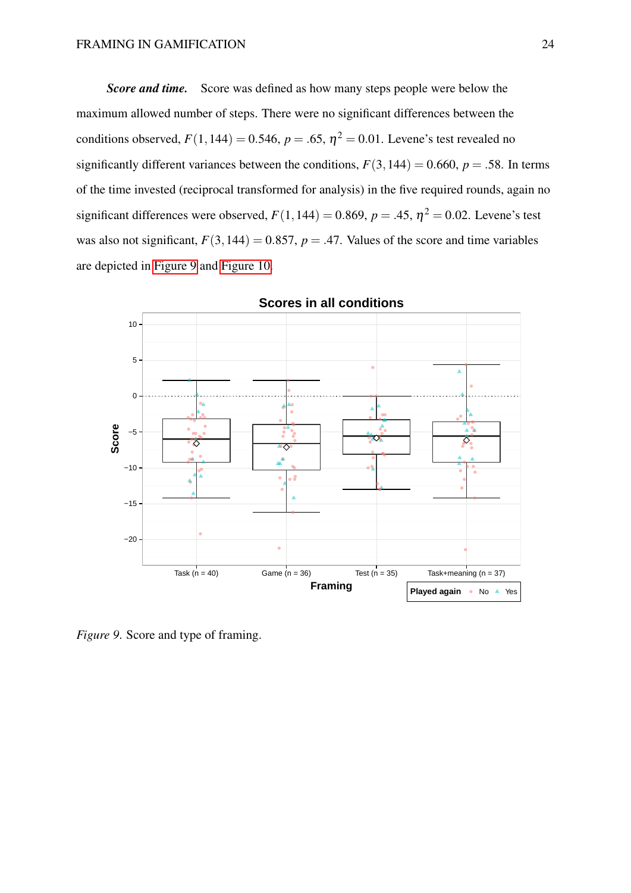***Score and time.*** Score was defined as how many steps people were below the maximum allowed number of steps. There were no significant differences between the conditions observed, $F(1,144) = 0.546$, $p = .65$, $\eta^2 = 0.01$. Levene's test revealed no significantly different variances between the conditions, $F(3,144) = 0.660$, $p = .58$. In terms of the time invested (reciprocal transformed for analysis) in the five required rounds, again no significant differences were observed, $F(1,144) = 0.869$, $p = .45$, $\eta^2 = 0.02$. Levene's test was also not significant, $F(3,144) = 0.857$, $p = .47$. Values of the score and time variables are depicted in Figure 9 and Figure 10.

*Figure 9.* Score and type of framing.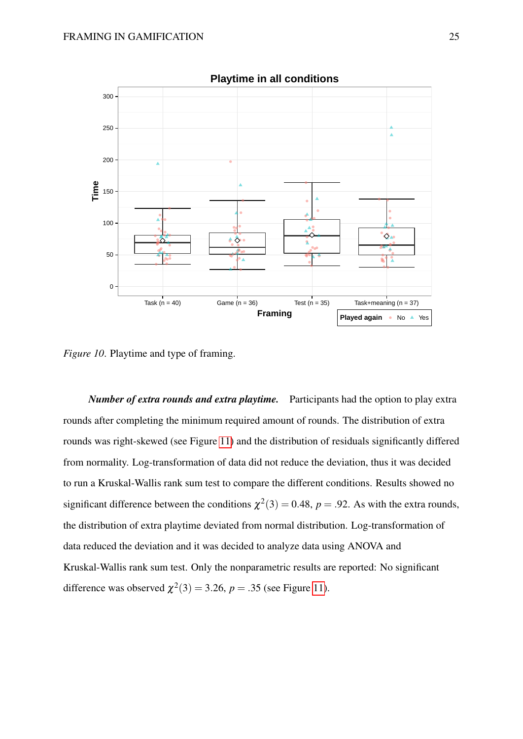*Figure 10*. Playtime and type of framing.

***Number of extra rounds and extra playtime.*** Participants had the option to play extra rounds after completing the minimum required amount of rounds. The distribution of extra rounds was right-skewed (see Figure 11) and the distribution of residuals significantly differed from normality. Log-transformation of data did not reduce the deviation, thus it was decided to run a Kruskal-Wallis rank sum test to compare the different conditions. Results showed no significant difference between the conditions $\chi^2(3) = 0.48$, $p = .92$. As with the extra rounds, the distribution of extra playtime deviated from normal distribution. Log-transformation of data reduced the deviation and it was decided to analyze data using ANOVA and Kruskal-Wallis rank sum test. Only the nonparametric results are reported: No significant difference was observed $\chi^2(3) = 3.26$, $p = .35$ (see Figure 11).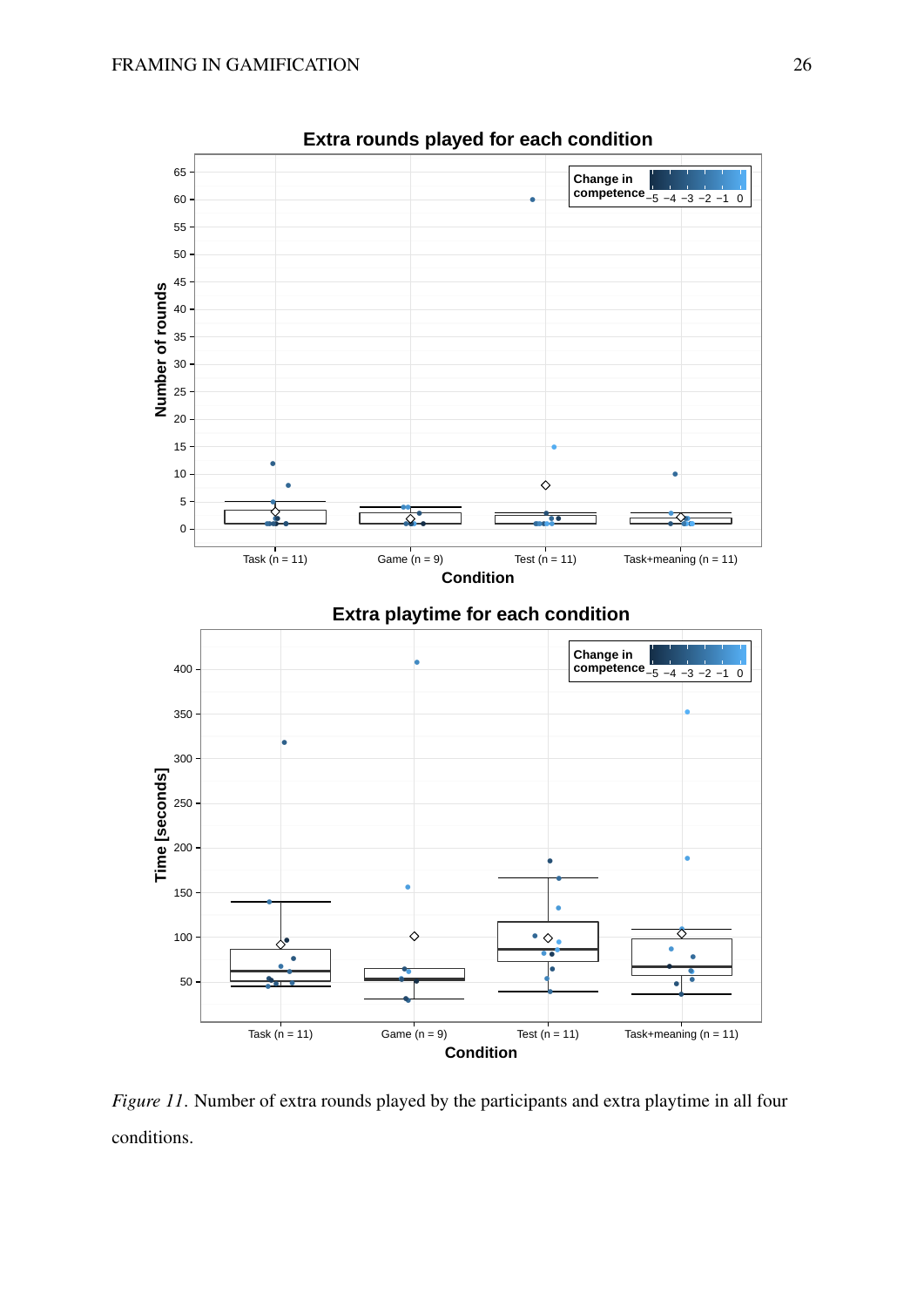*Figure 11*. Number of extra rounds played by the participants and extra playtime in all four conditions.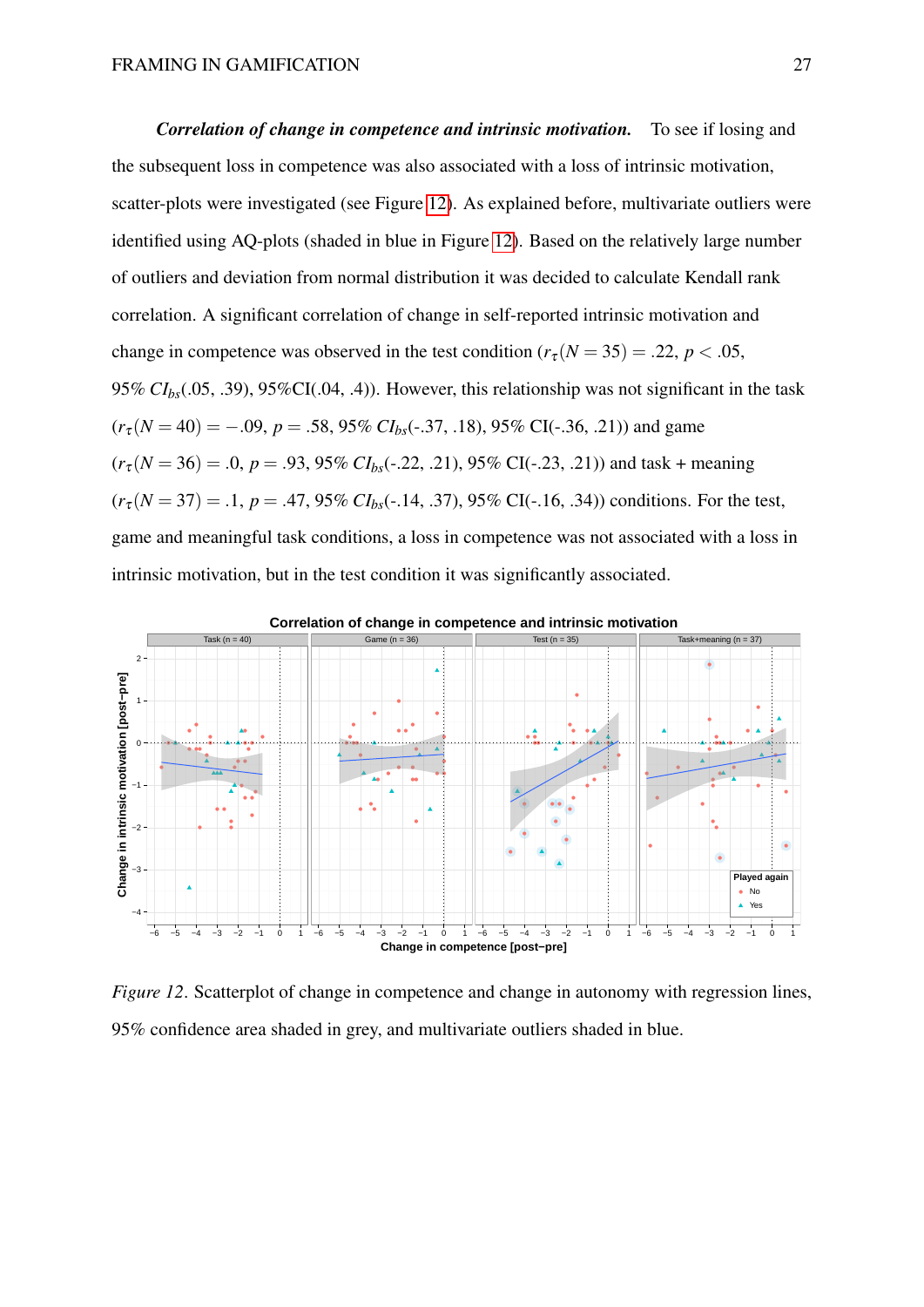***Correlation of change in competence and intrinsic motivation.*** To see if losing and the subsequent loss in competence was also associated with a loss of intrinsic motivation, scatter-plots were investigated (see Figure 12). As explained before, multivariate outliers were identified using AQ-plots (shaded in blue in Figure 12). Based on the relatively large number of outliers and deviation from normal distribution it was decided to calculate Kendall rank correlation. A significant correlation of change in self-reported intrinsic motivation and change in competence was observed in the test condition ($r_\tau(N = 35) = .22$, $p < .05$, 95% $CI_{bs}$(.05, .39), 95%CI(.04, .4)). However, this relationship was not significant in the task ($r_\tau(N = 40) = -.09$, $p = .58$, 95% $CI_{bs}$(-.37, .18), 95% CI(-.36, .21)) and game ($r_\tau(N = 36) = .0$, $p = .93$, 95% $CI_{bs}$(-.22, .21), 95% CI(-.23, .21)) and task + meaning ($r_\tau(N = 37) = .1$, $p = .47$, 95% $CI_{bs}$(-.14, .37), 95% CI(-.16, .34)) conditions. For the test, game and meaningful task conditions, a loss in competence was not associated with a loss in intrinsic motivation, but in the test condition it was significantly associated.

*Figure 12*. Scatterplot of change in competence and change in autonomy with regression lines, 95% confidence area shaded in grey, and multivariate outliers shaded in blue.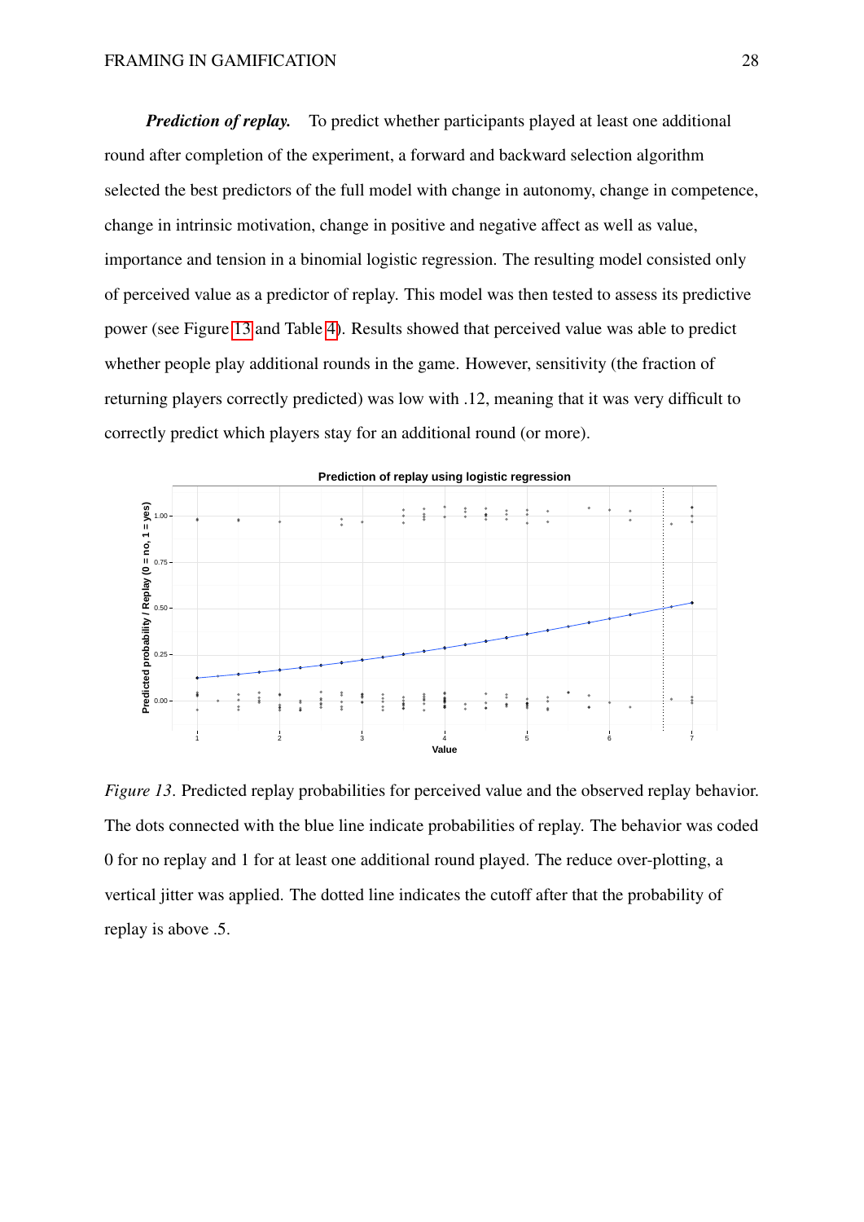***Prediction of replay.*** To predict whether participants played at least one additional round after completion of the experiment, a forward and backward selection algorithm selected the best predictors of the full model with change in autonomy, change in competence, change in intrinsic motivation, change in positive and negative affect as well as value, importance and tension in a binomial logistic regression. The resulting model consisted only of perceived value as a predictor of replay. This model was then tested to assess its predictive power (see Figure 13 and Table 4). Results showed that perceived value was able to predict whether people play additional rounds in the game. However, sensitivity (the fraction of returning players correctly predicted) was low with .12, meaning that it was very difficult to correctly predict which players stay for an additional round (or more).

*Figure 13*. Predicted replay probabilities for perceived value and the observed replay behavior. The dots connected with the blue line indicate probabilities of replay. The behavior was coded 0 for no replay and 1 for at least one additional round played. The reduce over-plotting, a vertical jitter was applied. The dotted line indicates the cutoff after that the probability of replay is above .5.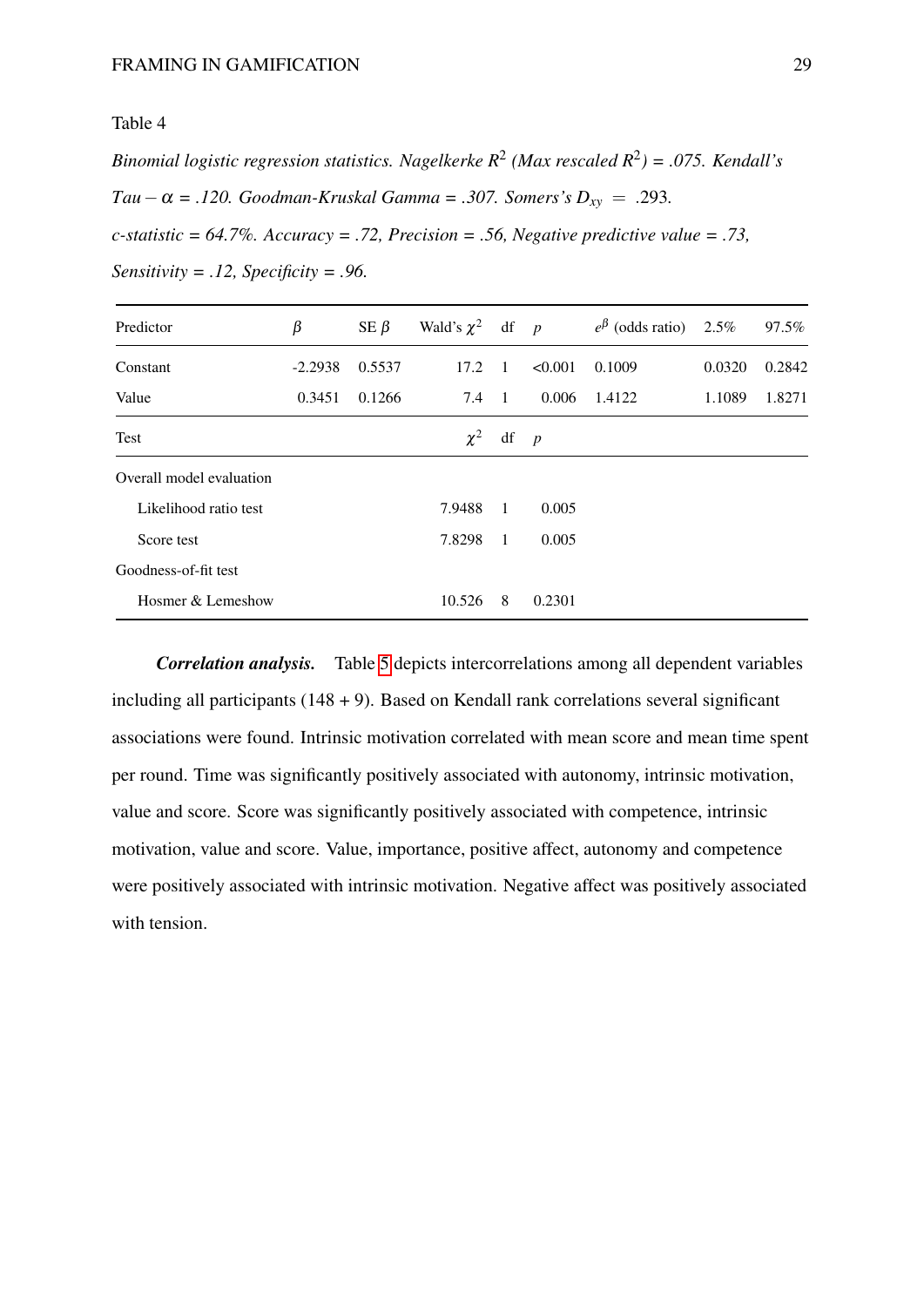Table 4

*Binomial logistic regression statistics. Nagelkerke $R^2$ (Max rescaled $R^2$) = .075. Kendall's $Tau-\alpha$ = .120. Goodman-Kruskal Gamma = .307. Somers's $D_{xy}$ = .293. c-statistic = 64.7%. Accuracy = .72, Precision = .56, Negative predictive value = .73, Sensitivity = .12, Specificity = .96.*

| Predictor | $\beta$ | SE $\beta$ | Wald's $\chi^2$ | df | $p$ | $e^{\beta}$ (odds ratio) | 2.5% | 97.5% |
|---|---|---|---|---|---|---|---|---|
| Constant | -2.2938 | 0.5537 | 17.2 | 1 | <0.001 | 0.1009 | 0.0320 | 0.2842 |
| Value | 0.3451 | 0.1266 | 7.4 | 1 | 0.006 | 1.4122 | 1.1089 | 1.8271 |
| **Test** | | | $\chi^2$ | df | $p$ | | | |
| Overall model evaluation | | | | | | | | |
| Likelihood ratio test | | | 7.9488 | 1 | 0.005 | | | |
| Score test | | | 7.8298 | 1 | 0.005 | | | |
| Goodness-of-fit test | | | | | | | | |
| Hosmer & Lemeshow | | | 10.526 | 8 | 0.2301 | | | |

***Correlation analysis.*** Table 5 depicts intercorrelations among all dependent variables including all participants (148 + 9). Based on Kendall rank correlations several significant associations were found. Intrinsic motivation correlated with mean score and mean time spent per round. Time was significantly positively associated with autonomy, intrinsic motivation, value and score. Score was significantly positively associated with competence, intrinsic motivation, value and score. Value, importance, positive affect, autonomy and competence were positively associated with intrinsic motivation. Negative affect was positively associated with tension.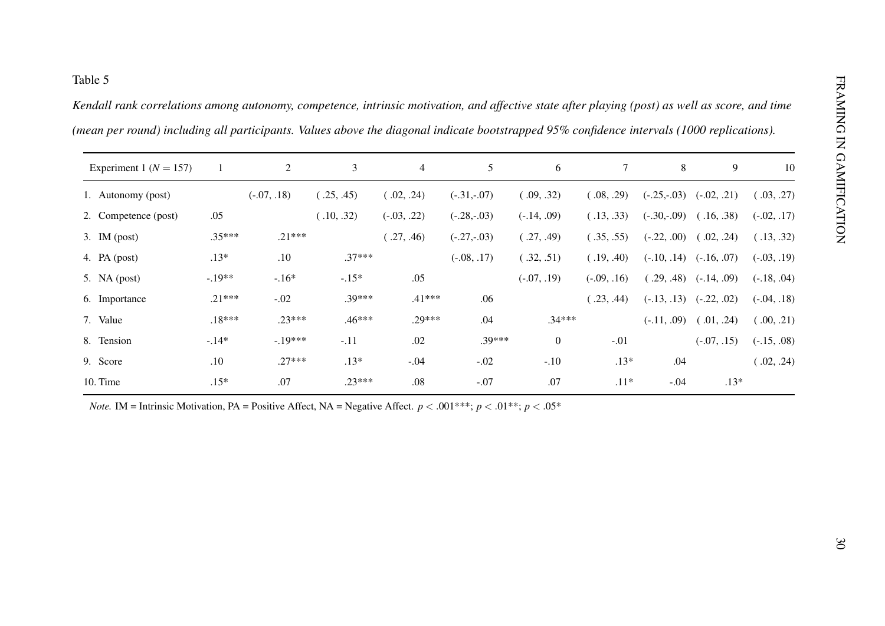Table 5

*Kendall rank correlations among autonomy, competence, intrinsic motivation, and affective state after playing (post) as well as score, and time (mean per round) including all participants. Values above the diagonal indicate bootstrapped 95% confidence intervals (1000 replications).*

| Experiment 1 ($N = 157$) | 1 | 2 | 3 | 4 | 5 | 6 | 7 | 8 | 9 | 10 |
|---|---|---|---|---|---|---|---|---|---|---|
| 1. Autonomy (post) | | (-.07, .18) | ( .25, .45) | ( .02, .24) | (-.31,-.07) | ( .09, .32) | ( .08, .29) | (-.25,-.03) | (-.02, .21) | ( .03, .27) |
| 2. Competence (post) | .05 | | ( .10, .32) | (-.03, .22) | (-.28,-.03) | (-.14, .09) | ( .13, .33) | (-.30,-.09) | ( .16, .38) | (-.02, .17) |
| 3. IM (post) | .35*** | .21*** | | ( .27, .46) | (-.27,-.03) | ( .27, .49) | ( .35, .55) | (-.22, .00) | ( .02, .24) | ( .13, .32) |
| 4. PA (post) | .13* | .10 | .37*** | | (-.08, .17) | ( .32, .51) | ( .19, .40) | (-.10, .14) | (-.16, .07) | (-.03, .19) |
| 5. NA (post) | -.19** | -.16* | -.15* | .05 | | (-.07, .19) | (-.09, .16) | ( .29, .48) | (-.14, .09) | (-.18, .04) |
| 6. Importance | .21*** | -.02 | .39*** | .41*** | .06 | | ( .23, .44) | (-.13, .13) | (-.22, .02) | (-.04, .18) |
| 7. Value | .18*** | .23*** | .46*** | .29*** | .04 | .34*** | | (-.11, .09) | ( .01, .24) | ( .00, .21) |
| 8. Tension | -.14* | -.19*** | -.11 | .02 | .39*** | 0 | -.01 | | (-.07, .15) | (-.15, .08) |
| 9. Score | .10 | .27*** | .13* | -.04 | -.02 | -.10 | .13* | .04 | | ( .02, .24) |
| 10. Time | .15* | .07 | .23*** | .08 | -.07 | .07 | .11* | -.04 | .13* | |

*Note.* IM = Intrinsic Motivation, PA = Positive Affect, NA = Negative Affect. $p < .001$***; $p < .01$**; $p < .05$*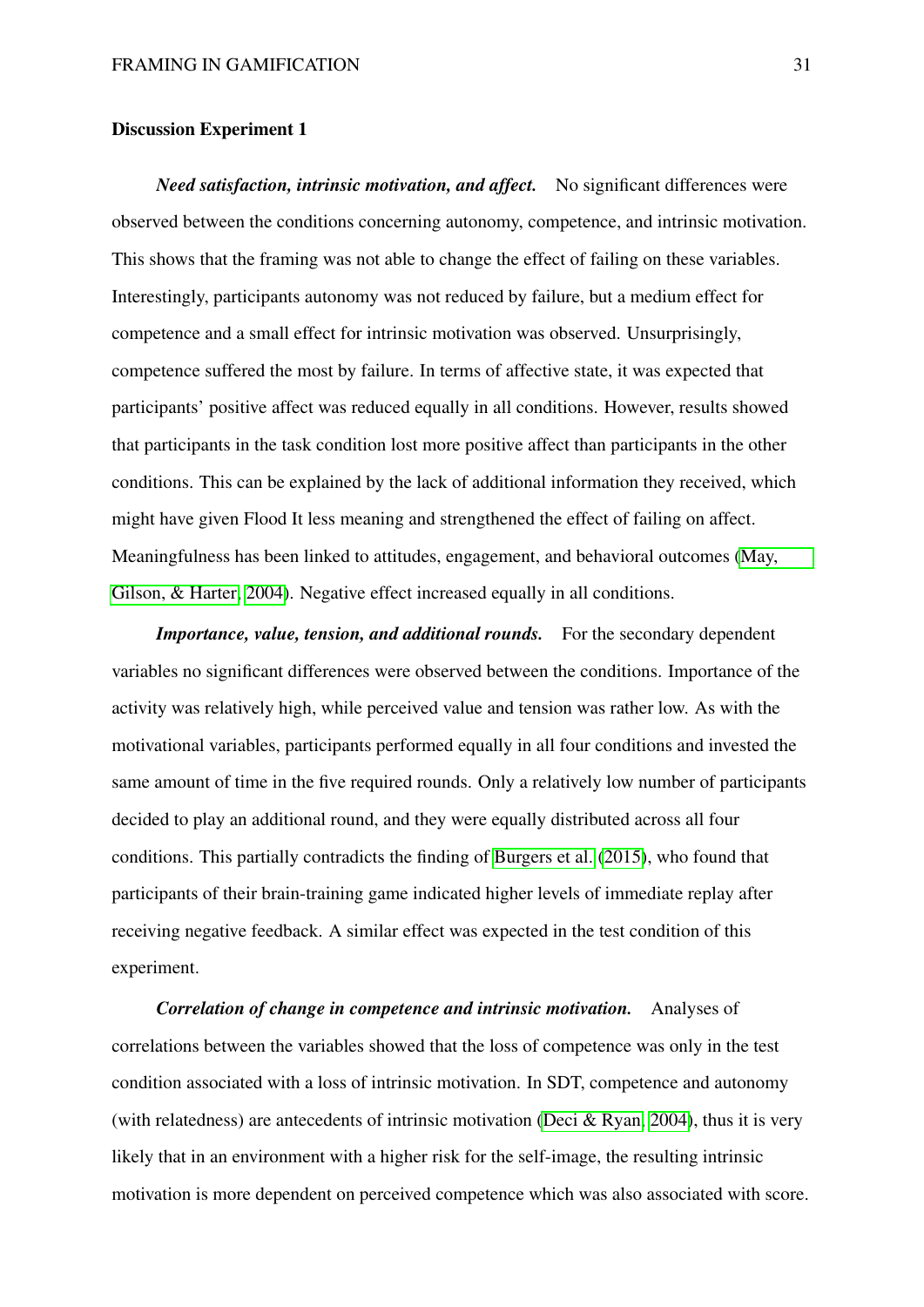## Discussion Experiment 1

***Need satisfaction, intrinsic motivation, and affect.*** No significant differences were observed between the conditions concerning autonomy, competence, and intrinsic motivation. This shows that the framing was not able to change the effect of failing on these variables. Interestingly, participants autonomy was not reduced by failure, but a medium effect for competence and a small effect for intrinsic motivation was observed. Unsurprisingly, competence suffered the most by failure. In terms of affective state, it was expected that participants' positive affect was reduced equally in all conditions. However, results showed that participants in the task condition lost more positive affect than participants in the other conditions. This can be explained by the lack of additional information they received, which might have given Flood It less meaning and strengthened the effect of failing on affect. Meaningfulness has been linked to attitudes, engagement, and behavioral outcomes (May, Gilson, & Harter, 2004). Negative effect increased equally in all conditions.

***Importance, value, tension, and additional rounds.*** For the secondary dependent variables no significant differences were observed between the conditions. Importance of the activity was relatively high, while perceived value and tension was rather low. As with the motivational variables, participants performed equally in all four conditions and invested the same amount of time in the five required rounds. Only a relatively low number of participants decided to play an additional round, and they were equally distributed across all four conditions. This partially contradicts the finding of Burgers et al. (2015), who found that participants of their brain-training game indicated higher levels of immediate replay after receiving negative feedback. A similar effect was expected in the test condition of this experiment.

***Correlation of change in competence and intrinsic motivation.*** Analyses of correlations between the variables showed that the loss of competence was only in the test condition associated with a loss of intrinsic motivation. In SDT, competence and autonomy (with relatedness) are antecedents of intrinsic motivation (Deci & Ryan, 2004), thus it is very likely that in an environment with a higher risk for the self-image, the resulting intrinsic motivation is more dependent on perceived competence which was also associated with score.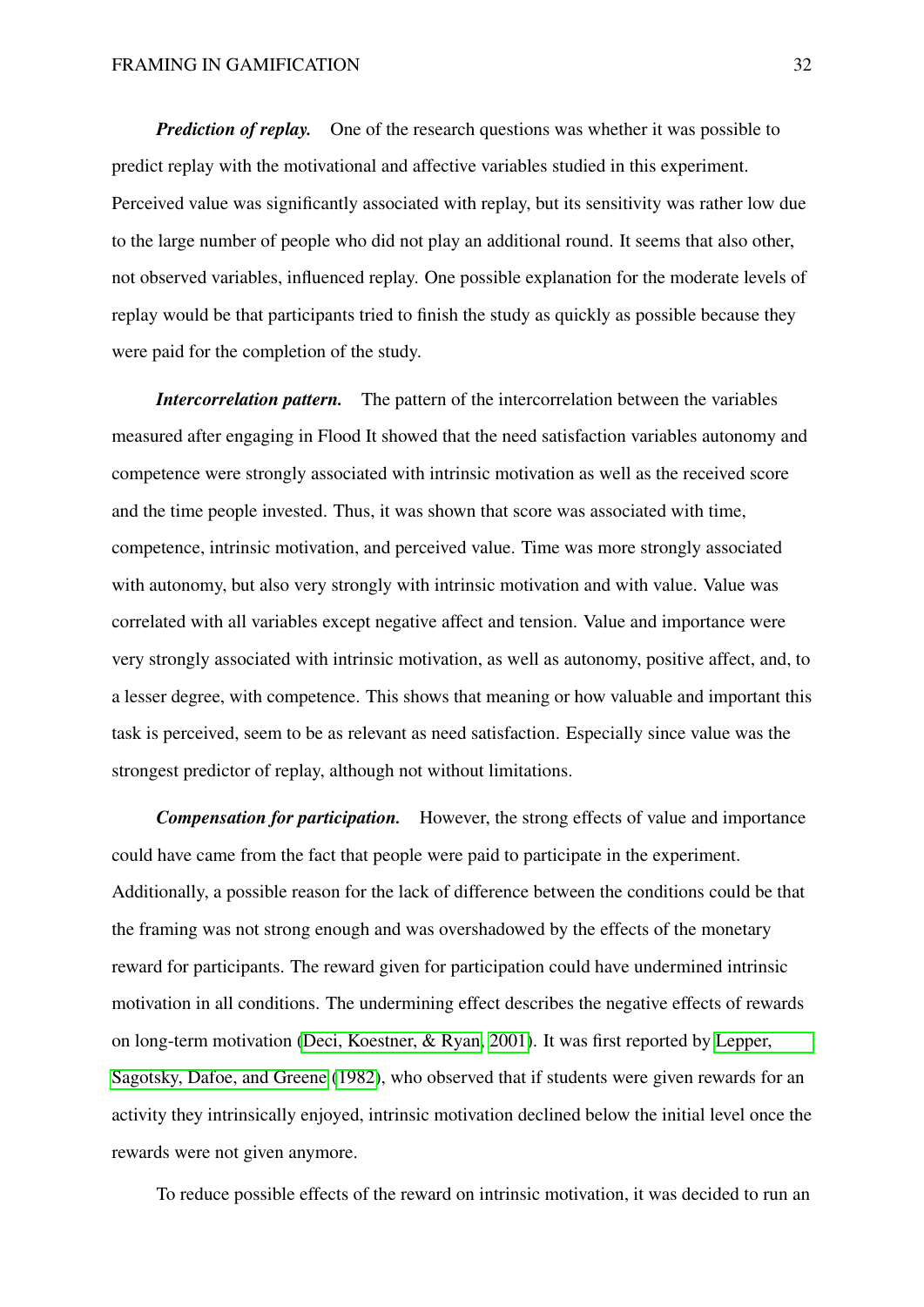***Prediction of replay.*** One of the research questions was whether it was possible to predict replay with the motivational and affective variables studied in this experiment. Perceived value was significantly associated with replay, but its sensitivity was rather low due to the large number of people who did not play an additional round. It seems that also other, not observed variables, influenced replay. One possible explanation for the moderate levels of replay would be that participants tried to finish the study as quickly as possible because they were paid for the completion of the study.

***Intercorrelation pattern.*** The pattern of the intercorrelation between the variables measured after engaging in Flood It showed that the need satisfaction variables autonomy and competence were strongly associated with intrinsic motivation as well as the received score and the time people invested. Thus, it was shown that score was associated with time, competence, intrinsic motivation, and perceived value. Time was more strongly associated with autonomy, but also very strongly with intrinsic motivation and with value. Value was correlated with all variables except negative affect and tension. Value and importance were very strongly associated with intrinsic motivation, as well as autonomy, positive affect, and, to a lesser degree, with competence. This shows that meaning or how valuable and important this task is perceived, seem to be as relevant as need satisfaction. Especially since value was the strongest predictor of replay, although not without limitations.

***Compensation for participation.*** However, the strong effects of value and importance could have came from the fact that people were paid to participate in the experiment. Additionally, a possible reason for the lack of difference between the conditions could be that the framing was not strong enough and was overshadowed by the effects of the monetary reward for participants. The reward given for participation could have undermined intrinsic motivation in all conditions. The undermining effect describes the negative effects of rewards on long-term motivation (Deci, Koestner, & Ryan, 2001). It was first reported by Lepper, Sagotsky, Dafoe, and Greene (1982), who observed that if students were given rewards for an activity they intrinsically enjoyed, intrinsic motivation declined below the initial level once the rewards were not given anymore.

To reduce possible effects of the reward on intrinsic motivation, it was decided to run an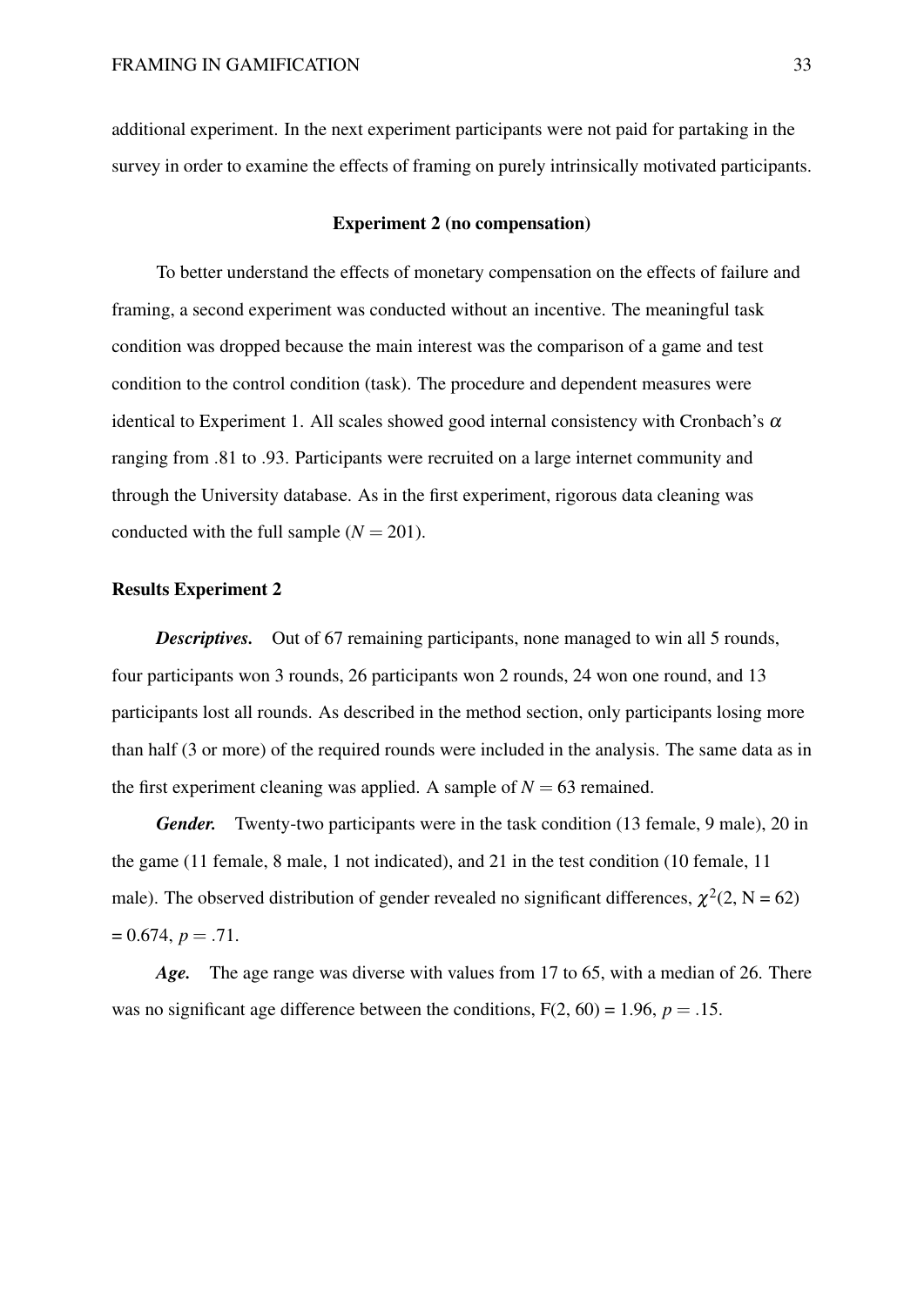additional experiment. In the next experiment participants were not paid for partaking in the survey in order to examine the effects of framing on purely intrinsically motivated participants.

## Experiment 2 (no compensation)

To better understand the effects of monetary compensation on the effects of failure and framing, a second experiment was conducted without an incentive. The meaningful task condition was dropped because the main interest was the comparison of a game and test condition to the control condition (task). The procedure and dependent measures were identical to Experiment 1. All scales showed good internal consistency with Cronbach's $\alpha$ ranging from .81 to .93. Participants were recruited on a large internet community and through the University database. As in the first experiment, rigorous data cleaning was conducted with the full sample ($N = 201$).

### Results Experiment 2

***Descriptives.*** Out of 67 remaining participants, none managed to win all 5 rounds, four participants won 3 rounds, 26 participants won 2 rounds, 24 won one round, and 13 participants lost all rounds. As described in the method section, only participants losing more than half (3 or more) of the required rounds were included in the analysis. The same data as in the first experiment cleaning was applied. A sample of $N = 63$ remained.

***Gender.*** Twenty-two participants were in the task condition (13 female, 9 male), 20 in the game (11 female, 8 male, 1 not indicated), and 21 in the test condition (10 female, 11 male). The observed distribution of gender revealed no significant differences, $\chi^2(2, N = 62) = 0.674$, $p = .71$.

***Age.*** The age range was diverse with values from 17 to 65, with a median of 26. There was no significant age difference between the conditions, $F(2, 60) = 1.96$, $p = .15$.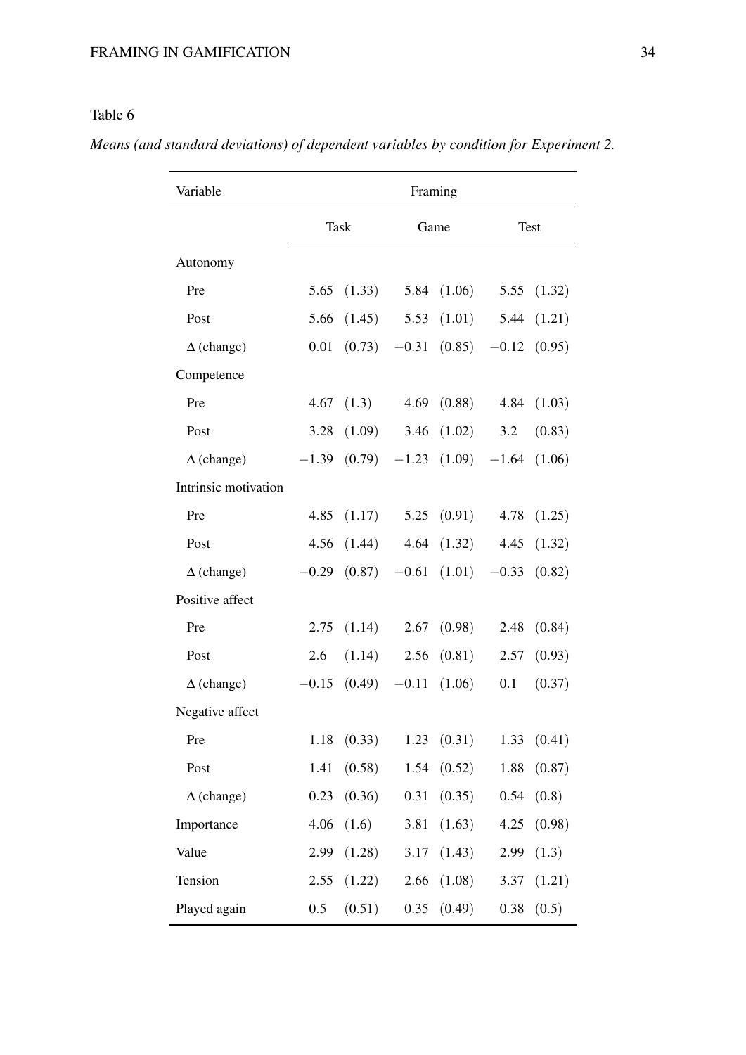Table 6

*Means (and standard deviations) of dependent variables by condition for Experiment 2.*

| Variable | Framing | | |
|---|---|---|---|
| | Task | Game | Test |
| Autonomy | | | |
| Pre | 5.65 (1.33) | 5.84 (1.06) | 5.55 (1.32) |
| Post | 5.66 (1.45) | 5.53 (1.01) | 5.44 (1.21) |
| Δ (change) | 0.01 (0.73) | −0.31 (0.85) | −0.12 (0.95) |
| Competence | | | |
| Pre | 4.67 (1.3) | 4.69 (0.88) | 4.84 (1.03) |
| Post | 3.28 (1.09) | 3.46 (1.02) | 3.2 (0.83) |
| Δ (change) | −1.39 (0.79) | −1.23 (1.09) | −1.64 (1.06) |
| Intrinsic motivation | | | |
| Pre | 4.85 (1.17) | 5.25 (0.91) | 4.78 (1.25) |
| Post | 4.56 (1.44) | 4.64 (1.32) | 4.45 (1.32) |
| Δ (change) | −0.29 (0.87) | −0.61 (1.01) | −0.33 (0.82) |
| Positive affect | | | |
| Pre | 2.75 (1.14) | 2.67 (0.98) | 2.48 (0.84) |
| Post | 2.6 (1.14) | 2.56 (0.81) | 2.57 (0.93) |
| Δ (change) | −0.15 (0.49) | −0.11 (1.06) | 0.1 (0.37) |
| Negative affect | | | |
| Pre | 1.18 (0.33) | 1.23 (0.31) | 1.33 (0.41) |
| Post | 1.41 (0.58) | 1.54 (0.52) | 1.88 (0.87) |
| Δ (change) | 0.23 (0.36) | 0.31 (0.35) | 0.54 (0.8) |
| Importance | 4.06 (1.6) | 3.81 (1.63) | 4.25 (0.98) |
| Value | 2.99 (1.28) | 3.17 (1.43) | 2.99 (1.3) |
| Tension | 2.55 (1.22) | 2.66 (1.08) | 3.37 (1.21) |
| Played again | 0.5 (0.51) | 0.35 (0.49) | 0.38 (0.5) |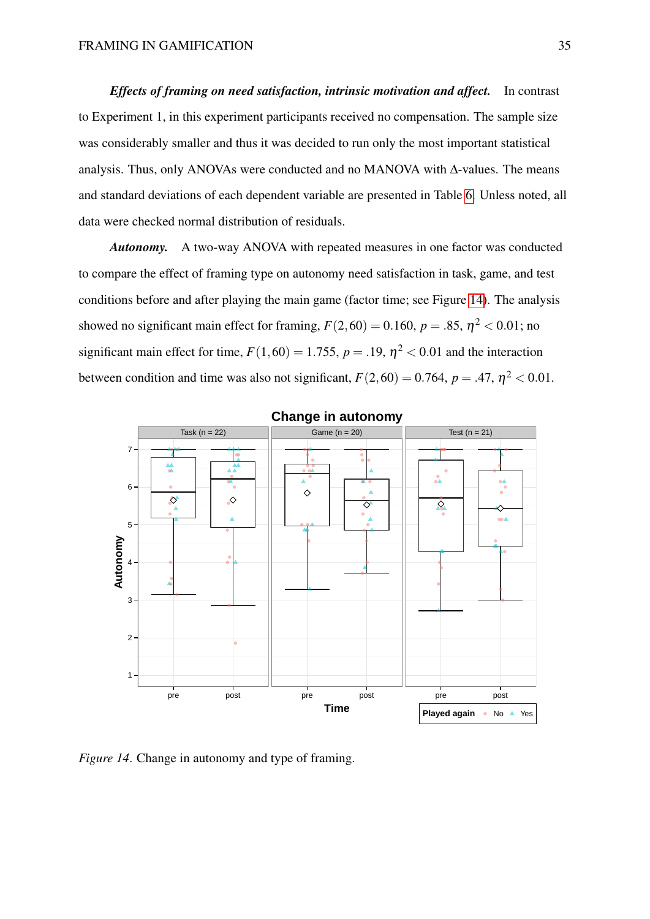***Effects of framing on need satisfaction, intrinsic motivation and affect.*** In contrast to Experiment 1, in this experiment participants received no compensation. The sample size was considerably smaller and thus it was decided to run only the most important statistical analysis. Thus, only ANOVAs were conducted and no MANOVA with Δ-values. The means and standard deviations of each dependent variable are presented in Table 6. Unless noted, all data were checked normal distribution of residuals.

***Autonomy.*** A two-way ANOVA with repeated measures in one factor was conducted to compare the effect of framing type on autonomy need satisfaction in task, game, and test conditions before and after playing the main game (factor time; see Figure 14). The analysis showed no significant main effect for framing, $F(2,60) = 0.160$, $p = .85$, $\eta^2 < 0.01$; no significant main effect for time, $F(1,60) = 1.755$, $p = .19$, $\eta^2 < 0.01$ and the interaction between condition and time was also not significant, $F(2,60) = 0.764$, $p = .47$, $\eta^2 < 0.01$.

*Figure 14.* Change in autonomy and type of framing.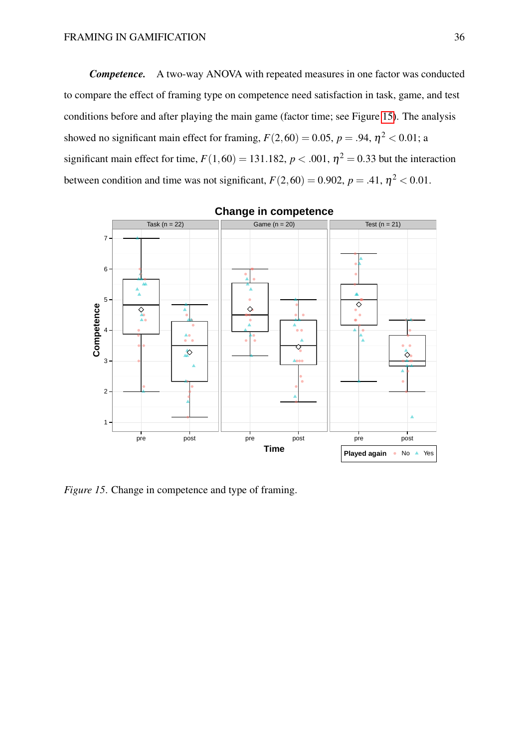***Competence.*** A two-way ANOVA with repeated measures in one factor was conducted to compare the effect of framing type on competence need satisfaction in task, game, and test conditions before and after playing the main game (factor time; see Figure 15). The analysis showed no significant main effect for framing, $F(2,60) = 0.05$, $p = .94$, $\eta^2 < 0.01$; a significant main effect for time, $F(1,60) = 131.182$, $p < .001$, $\eta^2 = 0.33$ but the interaction between condition and time was not significant, $F(2,60) = 0.902$, $p = .41$, $\eta^2 < 0.01$.

*Figure 15*. Change in competence and type of framing.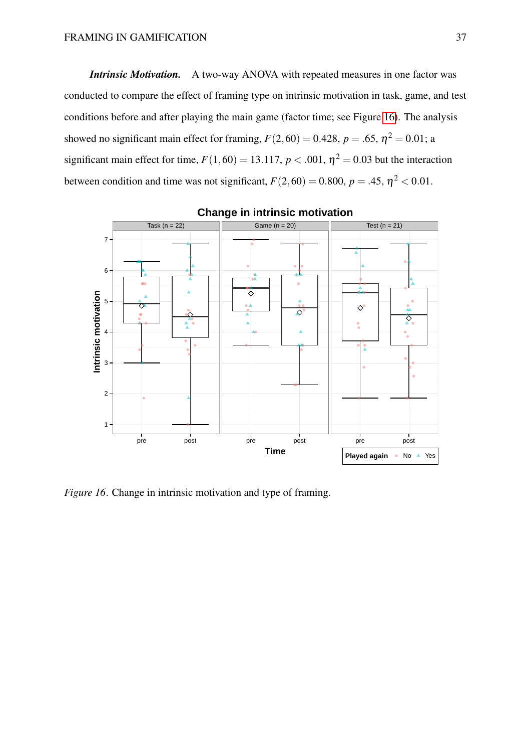***Intrinsic Motivation.*** A two-way ANOVA with repeated measures in one factor was conducted to compare the effect of framing type on intrinsic motivation in task, game, and test conditions before and after playing the main game (factor time; see Figure 16). The analysis showed no significant main effect for framing, $F(2,60) = 0.428$, $p = .65$, $\eta^2 = 0.01$; a significant main effect for time, $F(1,60) = 13.117$, $p < .001$, $\eta^2 = 0.03$ but the interaction between condition and time was not significant, $F(2,60) = 0.800$, $p = .45$, $\eta^2 < 0.01$.

*Figure 16*. Change in intrinsic motivation and type of framing.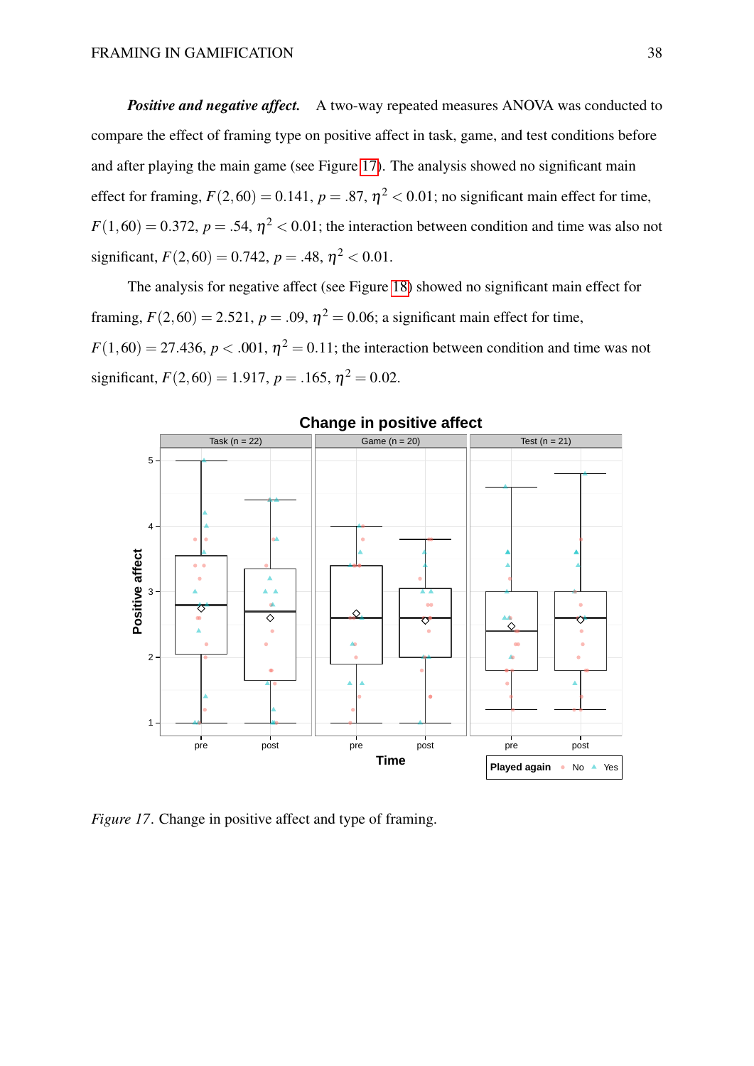***Positive and negative affect.*** A two-way repeated measures ANOVA was conducted to compare the effect of framing type on positive affect in task, game, and test conditions before and after playing the main game (see Figure 17). The analysis showed no significant main effect for framing, $F(2,60) = 0.141$, $p = .87$, $\eta^2 < 0.01$; no significant main effect for time, $F(1,60) = 0.372$, $p = .54$, $\eta^2 < 0.01$; the interaction between condition and time was also not significant, $F(2,60) = 0.742$, $p = .48$, $\eta^2 < 0.01$.

The analysis for negative affect (see Figure 18) showed no significant main effect for framing, $F(2,60) = 2.521$, $p = .09$, $\eta^2 = 0.06$; a significant main effect for time, $F(1,60) = 27.436$, $p < .001$, $\eta^2 = 0.11$; the interaction between condition and time was not significant, $F(2,60) = 1.917$, $p = .165$, $\eta^2 = 0.02$.

*Figure 17*. Change in positive affect and type of framing.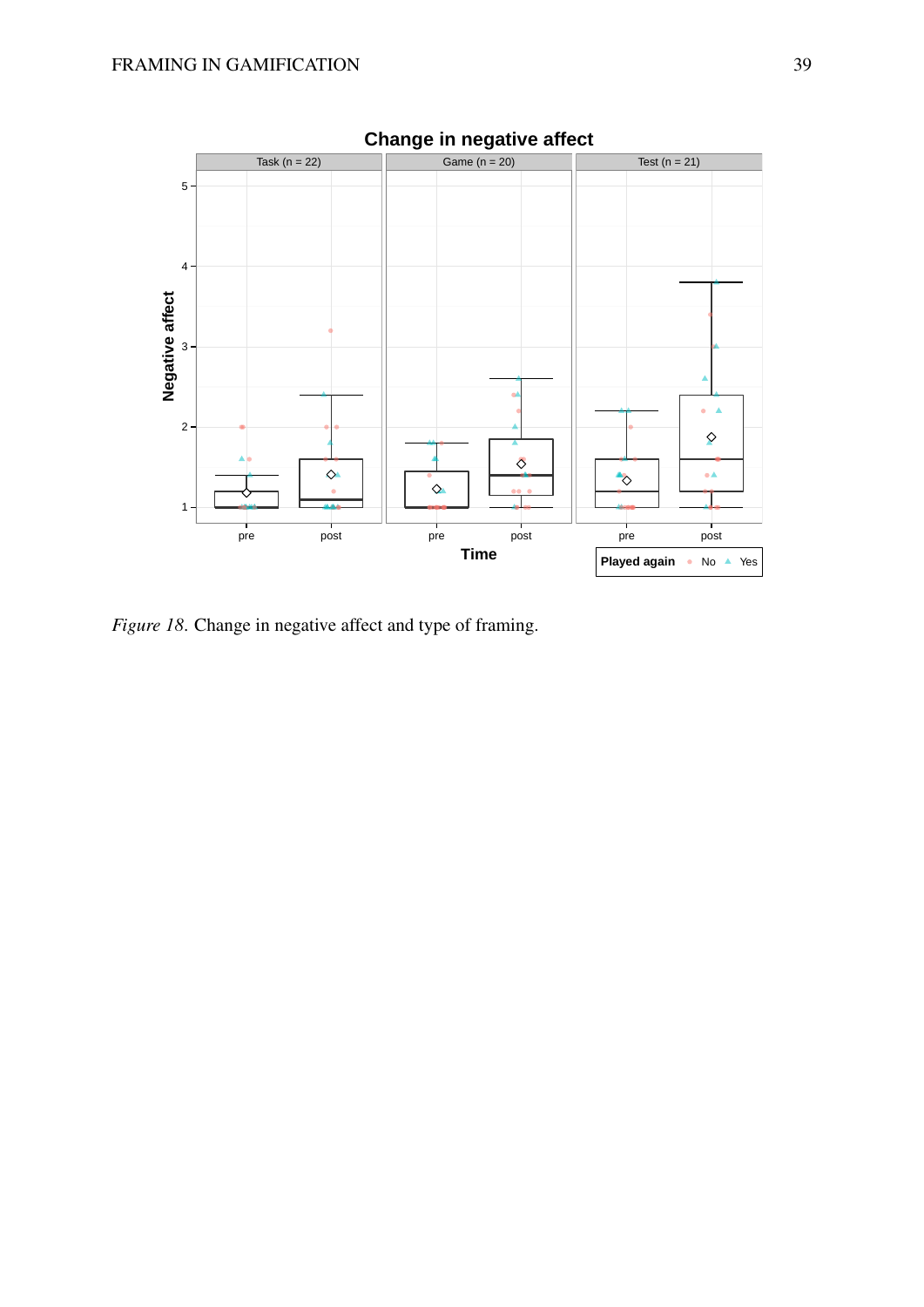*Figure 18.* Change in negative affect and type of framing.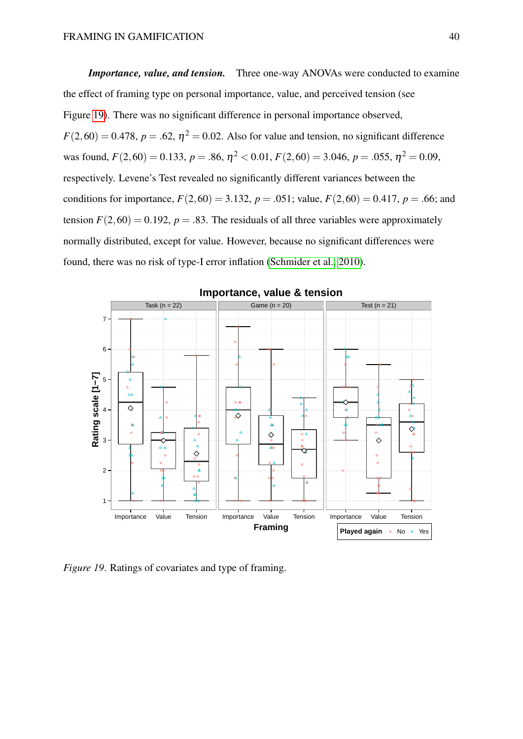***Importance, value, and tension.*** Three one-way ANOVAs were conducted to examine the effect of framing type on personal importance, value, and perceived tension (see Figure 19). There was no significant difference in personal importance observed, $F(2,60) = 0.478$, $p = .62$, $\eta^2 = 0.02$. Also for value and tension, no significant difference was found, $F(2,60) = 0.133$, $p = .86$, $\eta^2 < 0.01$, $F(2,60) = 3.046$, $p = .055$, $\eta^2 = 0.09$, respectively. Levene's Test revealed no significantly different variances between the conditions for importance, $F(2,60) = 3.132$, $p = .051$; value, $F(2,60) = 0.417$, $p = .66$; and tension $F(2,60) = 0.192$, $p = .83$. The residuals of all three variables were approximately normally distributed, except for value. However, because no significant differences were found, there was no risk of type-I error inflation (Schmider et al., 2010).

*Figure 19.* Ratings of covariates and type of framing.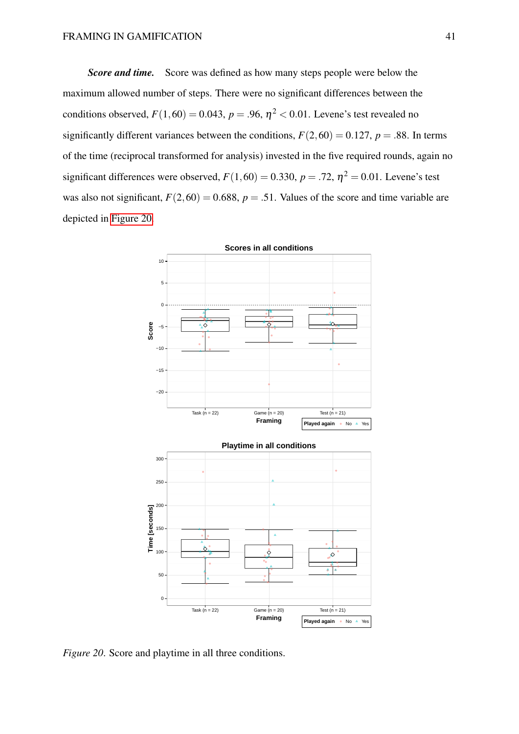***Score and time.*** Score was defined as how many steps people were below the maximum allowed number of steps. There were no significant differences between the conditions observed, $F(1,60) = 0.043$, $p = .96$, $\eta^2 < 0.01$. Levene's test revealed no significantly different variances between the conditions, $F(2,60) = 0.127$, $p = .88$. In terms of the time (reciprocal transformed for analysis) invested in the five required rounds, again no significant differences were observed, $F(1,60) = 0.330$, $p = .72$, $\eta^2 = 0.01$. Levene's test was also not significant, $F(2,60) = 0.688$, $p = .51$. Values of the score and time variable are depicted in Figure 20.

*Figure 20.* Score and playtime in all three conditions.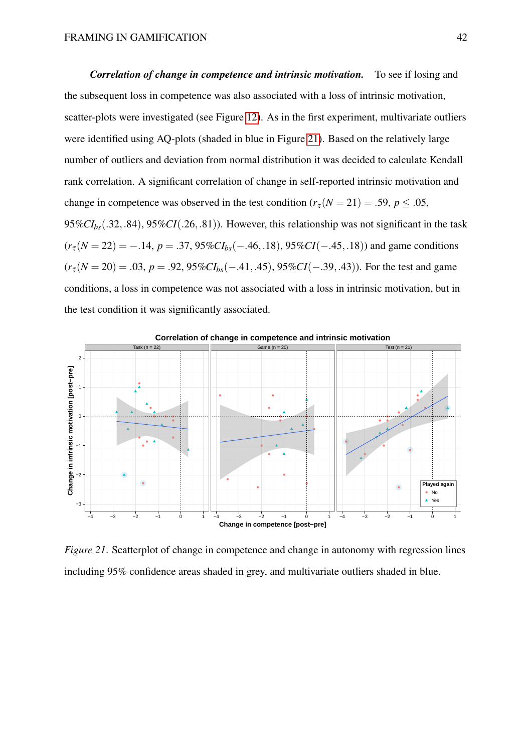***Correlation of change in competence and intrinsic motivation.*** To see if losing and the subsequent loss in competence was also associated with a loss of intrinsic motivation, scatter-plots were investigated (see Figure 12). As in the first experiment, multivariate outliers were identified using AQ-plots (shaded in blue in Figure 21). Based on the relatively large number of outliers and deviation from normal distribution it was decided to calculate Kendall rank correlation. A significant correlation of change in self-reported intrinsic motivation and change in competence was observed in the test condition ($r_\tau(N = 21) = .59$, $p \leq .05$, $95\%CI_{bs}(.32, .84)$, $95\%CI(.26, .81)$). However, this relationship was not significant in the task ($r_\tau(N = 22) = -.14$, $p = .37$, $95\%CI_{bs}(-.46, .18)$, $95\%CI(-.45, .18)$) and game conditions ($r_\tau(N = 20) = .03$, $p = .92$, $95\%CI_{bs}(-.41, .45)$, $95\%CI(-.39, .43)$). For the test and game conditions, a loss in competence was not associated with a loss in intrinsic motivation, but in the test condition it was significantly associated.

*Figure 21*. Scatterplot of change in competence and change in autonomy with regression lines including 95% confidence areas shaded in grey, and multivariate outliers shaded in blue.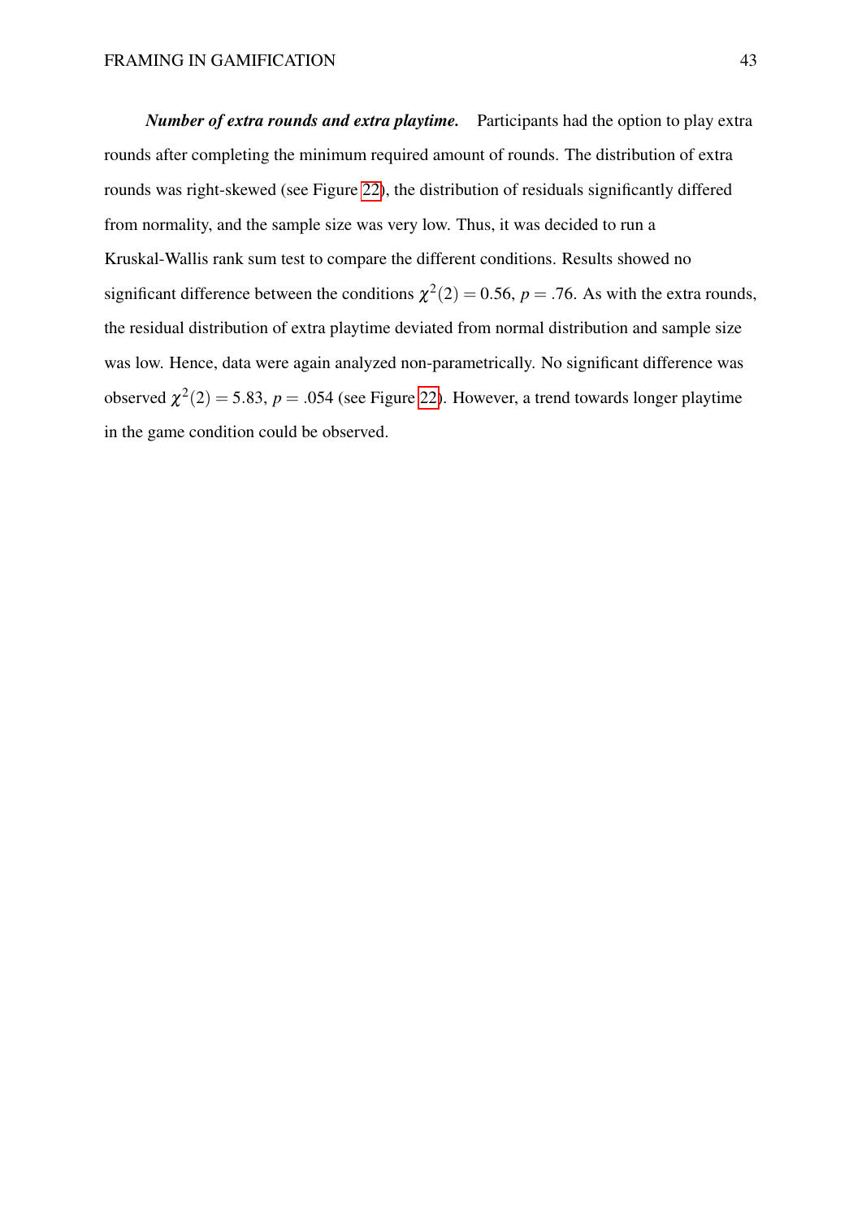***Number of extra rounds and extra playtime.*** Participants had the option to play extra rounds after completing the minimum required amount of rounds. The distribution of extra rounds was right-skewed (see Figure 22), the distribution of residuals significantly differed from normality, and the sample size was very low. Thus, it was decided to run a Kruskal-Wallis rank sum test to compare the different conditions. Results showed no significant difference between the conditions $\chi^2(2) = 0.56$, $p = .76$. As with the extra rounds, the residual distribution of extra playtime deviated from normal distribution and sample size was low. Hence, data were again analyzed non-parametrically. No significant difference was observed $\chi^2(2) = 5.83$, $p = .054$ (see Figure 22). However, a trend towards longer playtime in the game condition could be observed.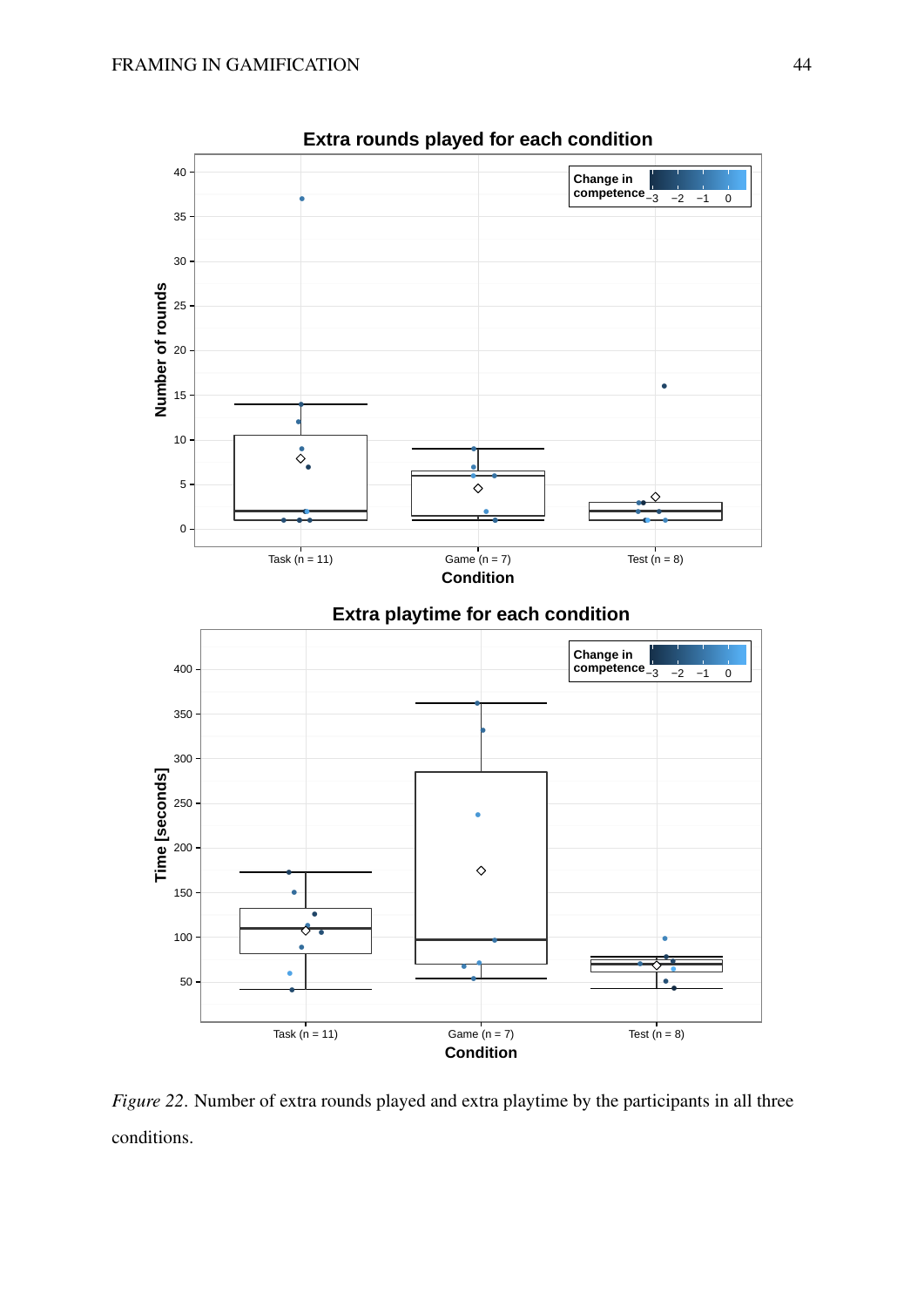*Figure 22*. Number of extra rounds played and extra playtime by the participants in all three conditions.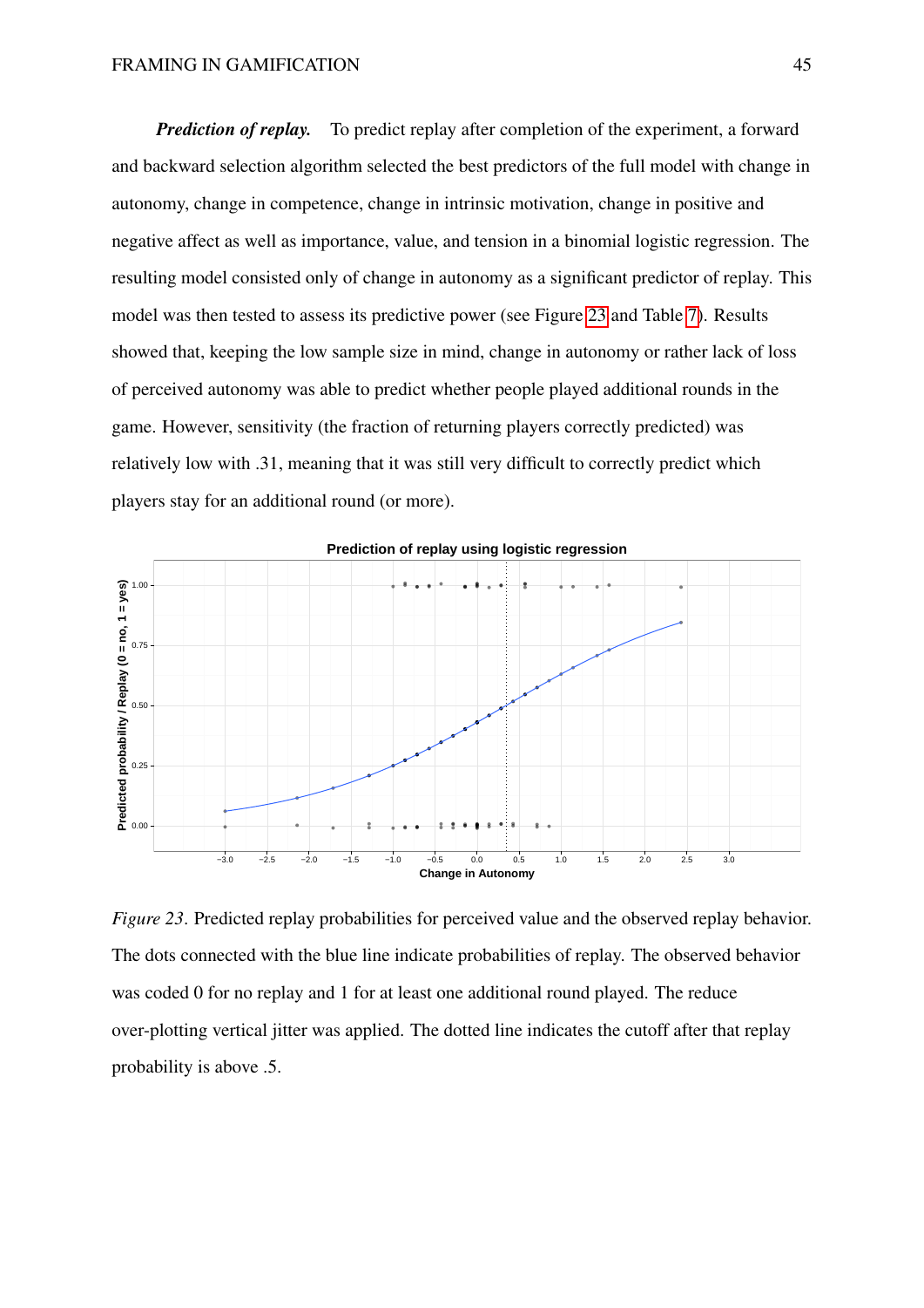***Prediction of replay.*** To predict replay after completion of the experiment, a forward and backward selection algorithm selected the best predictors of the full model with change in autonomy, change in competence, change in intrinsic motivation, change in positive and negative affect as well as importance, value, and tension in a binomial logistic regression. The resulting model consisted only of change in autonomy as a significant predictor of replay. This model was then tested to assess its predictive power (see Figure 23 and Table 7). Results showed that, keeping the low sample size in mind, change in autonomy or rather lack of loss of perceived autonomy was able to predict whether people played additional rounds in the game. However, sensitivity (the fraction of returning players correctly predicted) was relatively low with .31, meaning that it was still very difficult to correctly predict which players stay for an additional round (or more).

*Figure 23*. Predicted replay probabilities for perceived value and the observed replay behavior. The dots connected with the blue line indicate probabilities of replay. The observed behavior was coded 0 for no replay and 1 for at least one additional round played. The reduce over-plotting vertical jitter was applied. The dotted line indicates the cutoff after that replay probability is above .5.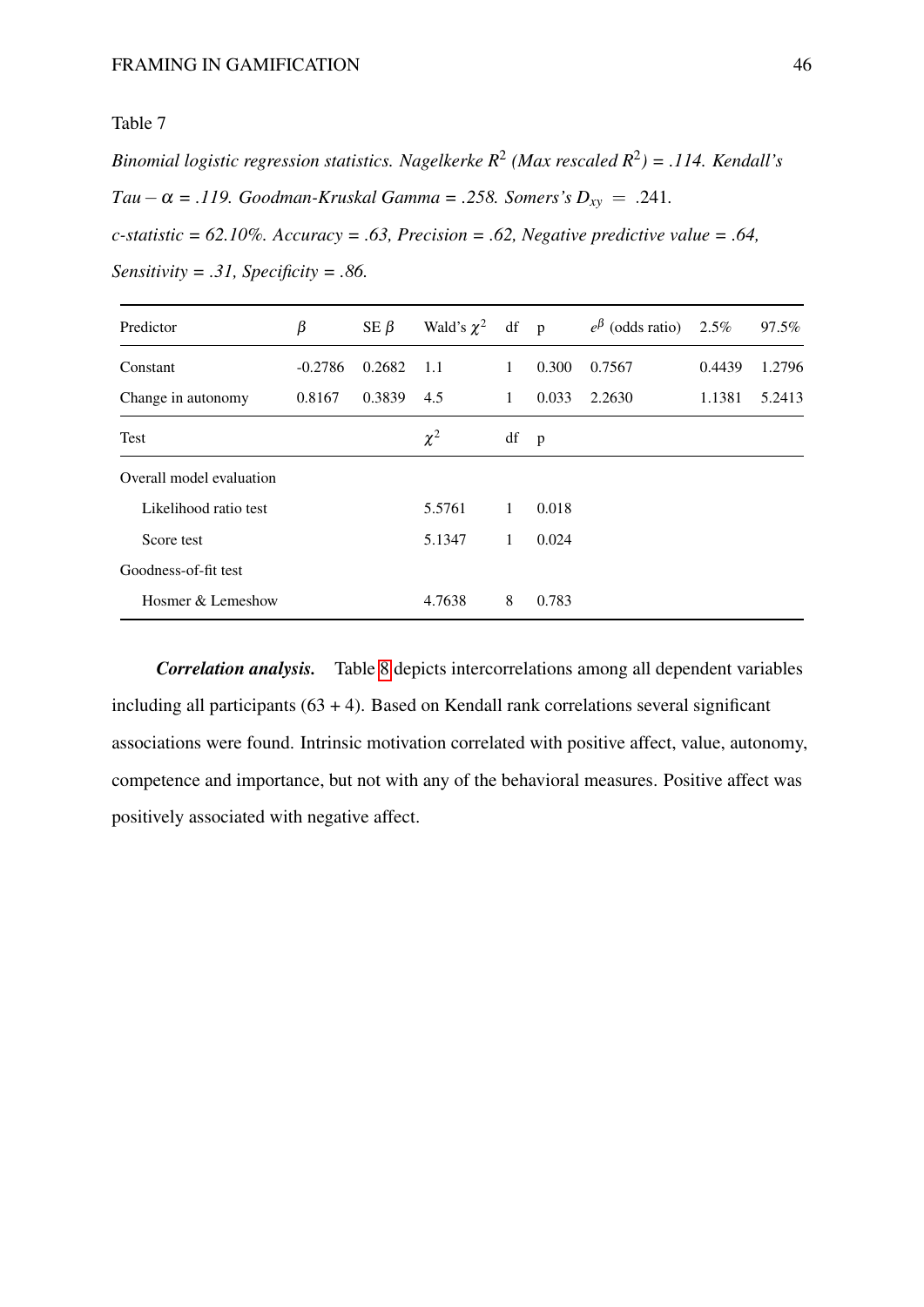Table 7

*Binomial logistic regression statistics. Nagelkerke $R^2$ (Max rescaled $R^2$) = .114. Kendall's $Tau - \alpha$ = .119. Goodman-Kruskal Gamma = .258. Somers's $D_{xy}$ = .241. c-statistic = 62.10%. Accuracy = .63, Precision = .62, Negative predictive value = .64, Sensitivity = .31, Specificity = .86.*

| Predictor | $\beta$ | SE $\beta$ | Wald's $\chi^2$ | df | p | $e^\beta$ (odds ratio) | 2.5% | 97.5% |
|---|---|---|---|---|---|---|---|---|
| Constant | -0.2786 | 0.2682 | 1.1 | 1 | 0.300 | 0.7567 | 0.4439 | 1.2796 |
| Change in autonomy | 0.8167 | 0.3839 | 4.5 | 1 | 0.033 | 2.2630 | 1.1381 | 5.2413 |
| **Test** | | | $\chi^2$ | df | p | | | |
| Overall model evaluation | | | | | | | | |
| Likelihood ratio test | | | 5.5761 | 1 | 0.018 | | | |
| Score test | | | 5.1347 | 1 | 0.024 | | | |
| Goodness-of-fit test | | | | | | | | |
| Hosmer & Lemeshow | | | 4.7638 | 8 | 0.783 | | | |

***Correlation analysis.*** Table 8 depicts intercorrelations among all dependent variables including all participants (63 + 4). Based on Kendall rank correlations several significant associations were found. Intrinsic motivation correlated with positive affect, value, autonomy, competence and importance, but not with any of the behavioral measures. Positive affect was positively associated with negative affect.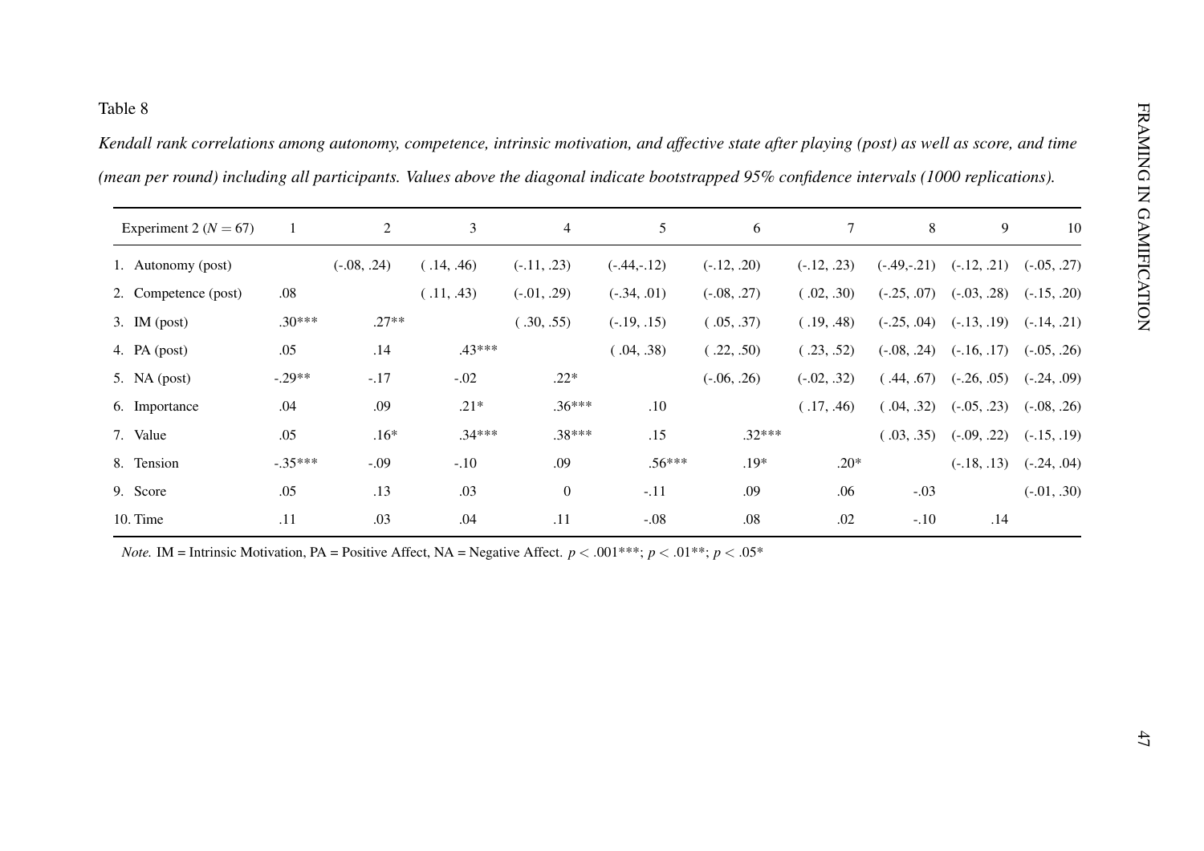Table 8

*Kendall rank correlations among autonomy, competence, intrinsic motivation, and affective state after playing (post) as well as score, and time (mean per round) including all participants. Values above the diagonal indicate bootstrapped 95% confidence intervals (1000 replications).*

| Experiment 2 ($N = 67$) | 1 | 2 | 3 | 4 | 5 | 6 | 7 | 8 | 9 | 10 |
|---|---|---|---|---|---|---|---|---|---|---|
| 1. Autonomy (post) | | (-.08, .24) | ( .14, .46) | (-.11, .23) | (-.44,-.12) | (-.12, .20) | (-.12, .23) | (-.49,-.21) | (-.12, .21) | (-.05, .27) |
| 2. Competence (post) | .08 | | ( .11, .43) | (-.01, .29) | (-.34, .01) | (-.08, .27) | ( .02, .30) | (-.25, .07) | (-.03, .28) | (-.15, .20) |
| 3. IM (post) | .30*** | .27** | | ( .30, .55) | (-.19, .15) | ( .05, .37) | ( .19, .48) | (-.25, .04) | (-.13, .19) | (-.14, .21) |
| 4. PA (post) | .05 | .14 | .43*** | | ( .04, .38) | ( .22, .50) | ( .23, .52) | (-.08, .24) | (-.16, .17) | (-.05, .26) |
| 5. NA (post) | -.29** | -.17 | -.02 | .22* | | (-.06, .26) | (-.02, .32) | ( .44, .67) | (-.26, .05) | (-.24, .09) |
| 6. Importance | .04 | .09 | .21* | .36*** | .10 | | ( .17, .46) | ( .04, .32) | (-.05, .23) | (-.08, .26) |
| 7. Value | .05 | .16* | .34*** | .38*** | .15 | .32*** | | ( .03, .35) | (-.09, .22) | (-.15, .19) |
| 8. Tension | -.35*** | -.09 | -.10 | .09 | .56*** | .19* | .20* | | (-.18, .13) | (-.24, .04) |
| 9. Score | .05 | .13 | .03 | 0 | -.11 | .09 | .06 | -.03 | | (-.01, .30) |
| 10. Time | .11 | .03 | .04 | .11 | -.08 | .08 | .02 | -.10 | .14 | |

*Note.* IM = Intrinsic Motivation, PA = Positive Affect, NA = Negative Affect. $p < .001$***; $p < .01$**; $p < .05$*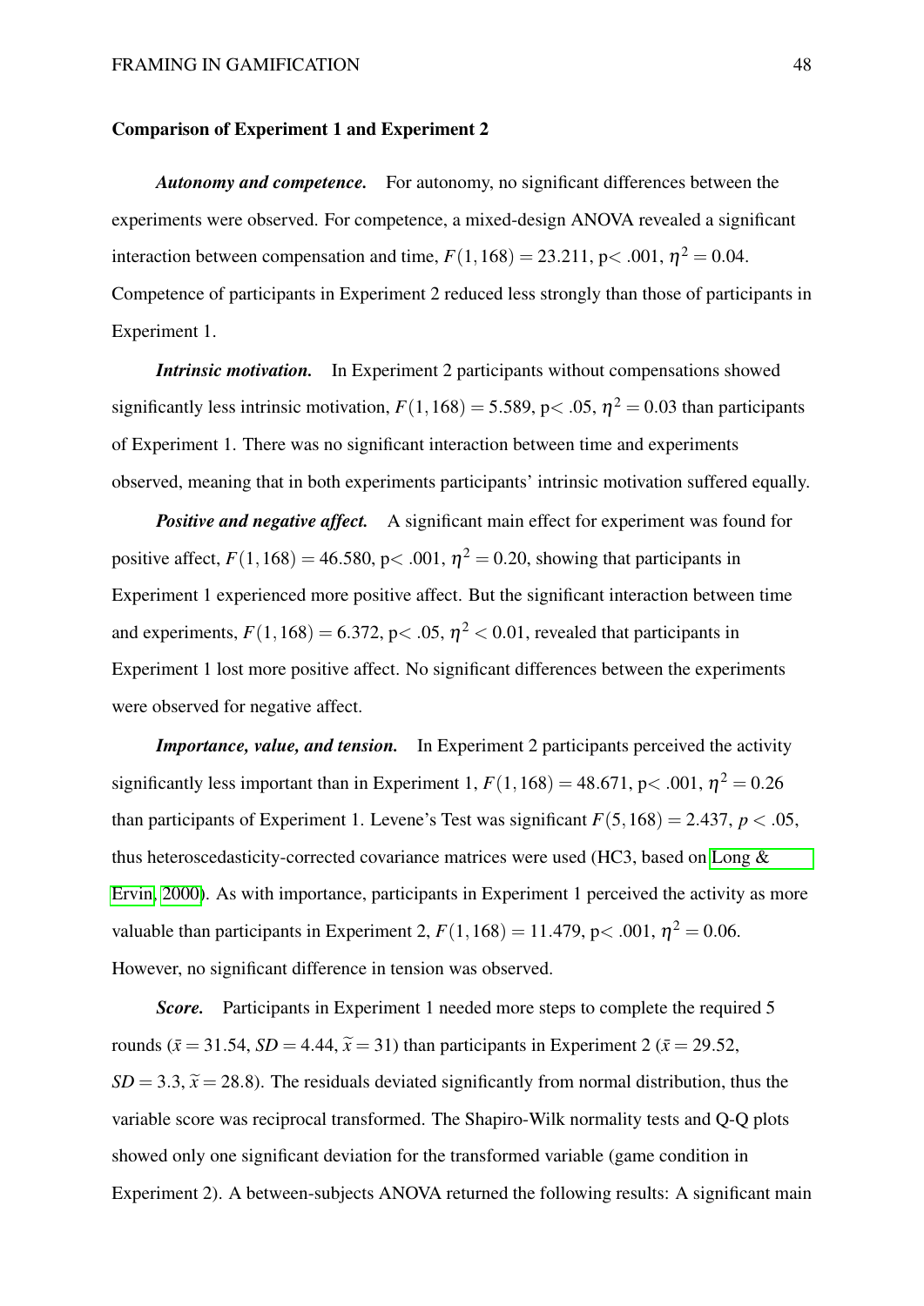### Comparison of Experiment 1 and Experiment 2

***Autonomy and competence.*** For autonomy, no significant differences between the experiments were observed. For competence, a mixed-design ANOVA revealed a significant interaction between compensation and time, $F(1,168) = 23.211$, p< .001, $\eta^2 = 0.04$. Competence of participants in Experiment 2 reduced less strongly than those of participants in Experiment 1.

***Intrinsic motivation.*** In Experiment 2 participants without compensations showed significantly less intrinsic motivation, $F(1,168) = 5.589$, p< .05, $\eta^2 = 0.03$ than participants of Experiment 1. There was no significant interaction between time and experiments observed, meaning that in both experiments participants' intrinsic motivation suffered equally.

***Positive and negative affect.*** A significant main effect for experiment was found for positive affect, $F(1,168) = 46.580$, p< .001, $\eta^2 = 0.20$, showing that participants in Experiment 1 experienced more positive affect. But the significant interaction between time and experiments, $F(1,168) = 6.372$, p< .05, $\eta^2 < 0.01$, revealed that participants in Experiment 1 lost more positive affect. No significant differences between the experiments were observed for negative affect.

***Importance, value, and tension.*** In Experiment 2 participants perceived the activity significantly less important than in Experiment 1, $F(1,168) = 48.671$, p< .001, $\eta^2 = 0.26$ than participants of Experiment 1. Levene's Test was significant $F(5,168) = 2.437$, $p < .05$, thus heteroscedasticity-corrected covariance matrices were used (HC3, based on Long & Ervin, 2000). As with importance, participants in Experiment 1 perceived the activity as more valuable than participants in Experiment 2, $F(1,168) = 11.479$, p< .001, $\eta^2 = 0.06$. However, no significant difference in tension was observed.

***Score.*** Participants in Experiment 1 needed more steps to complete the required 5 rounds ($\bar{x} = 31.54$, $SD = 4.44$, $\widetilde{x} = 31$) than participants in Experiment 2 ($\bar{x} = 29.52$, $SD = 3.3$, $\widetilde{x} = 28.8$). The residuals deviated significantly from normal distribution, thus the variable score was reciprocal transformed. The Shapiro-Wilk normality tests and Q-Q plots showed only one significant deviation for the transformed variable (game condition in Experiment 2). A between-subjects ANOVA returned the following results: A significant main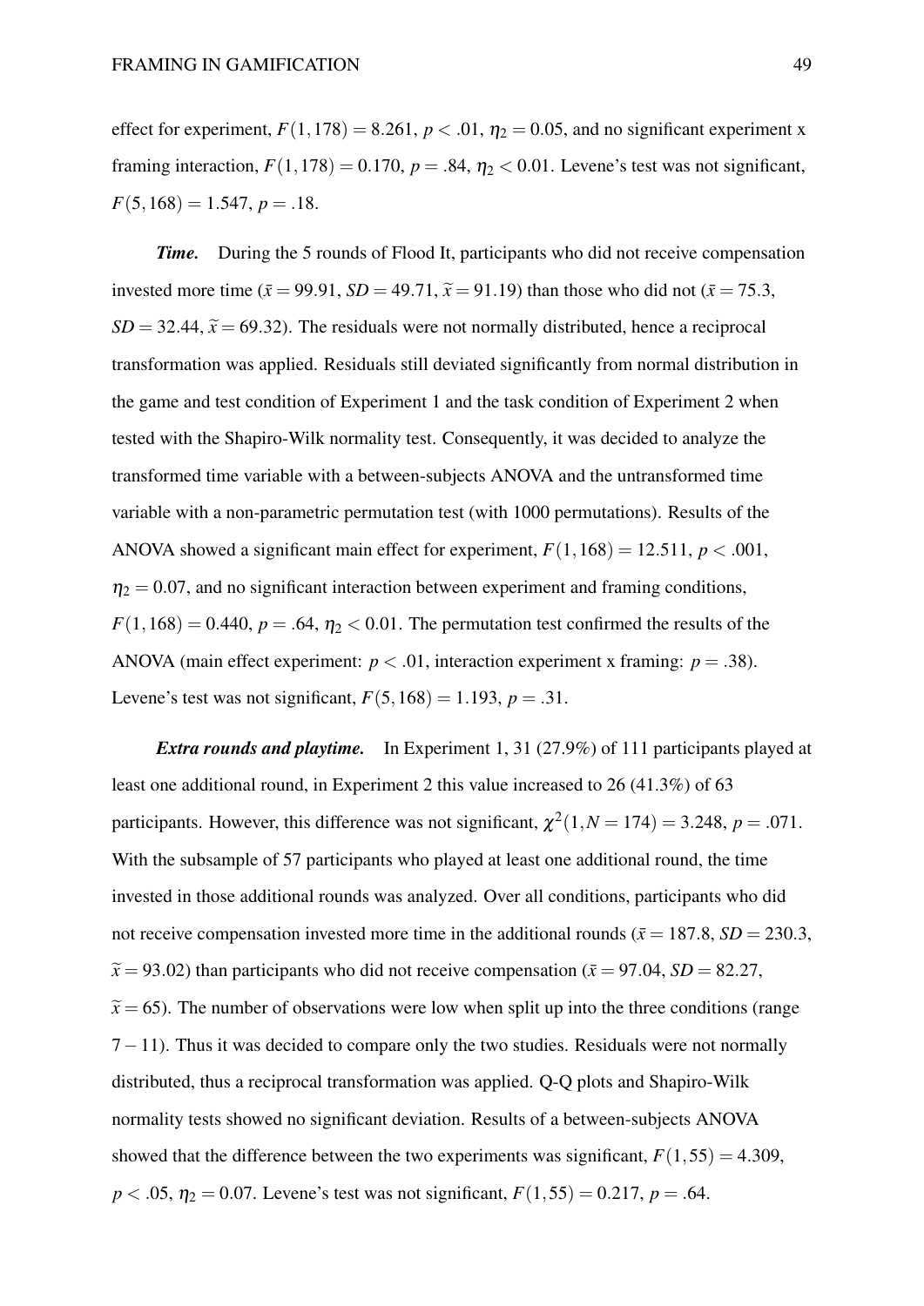effect for experiment, $F(1,178) = 8.261$, $p < .01$, $\eta_2 = 0.05$, and no significant experiment x framing interaction, $F(1,178) = 0.170$, $p = .84$, $\eta_2 < 0.01$. Levene's test was not significant, $F(5,168) = 1.547$, $p = .18$.

***Time.*** During the 5 rounds of Flood It, participants who did not receive compensation invested more time ($\bar{x} = 99.91$, $SD = 49.71$, $\widetilde{x} = 91.19$) than those who did not ($\bar{x} = 75.3$, $SD = 32.44$, $\widetilde{x} = 69.32$). The residuals were not normally distributed, hence a reciprocal transformation was applied. Residuals still deviated significantly from normal distribution in the game and test condition of Experiment 1 and the task condition of Experiment 2 when tested with the Shapiro-Wilk normality test. Consequently, it was decided to analyze the transformed time variable with a between-subjects ANOVA and the untransformed time variable with a non-parametric permutation test (with 1000 permutations). Results of the ANOVA showed a significant main effect for experiment, $F(1,168) = 12.511$, $p < .001$, $\eta_2 = 0.07$, and no significant interaction between experiment and framing conditions, $F(1,168) = 0.440$, $p = .64$, $\eta_2 < 0.01$. The permutation test confirmed the results of the ANOVA (main effect experiment: $p < .01$, interaction experiment x framing: $p = .38$). Levene's test was not significant, $F(5,168) = 1.193$, $p = .31$.

***Extra rounds and playtime.*** In Experiment 1, 31 (27.9%) of 111 participants played at least one additional round, in Experiment 2 this value increased to 26 (41.3%) of 63 participants. However, this difference was not significant, $\chi^2(1, N = 174) = 3.248$, $p = .071$. With the subsample of 57 participants who played at least one additional round, the time invested in those additional rounds was analyzed. Over all conditions, participants who did not receive compensation invested more time in the additional rounds ($\bar{x} = 187.8$, $SD = 230.3$, $\widetilde{x} = 93.02$) than participants who did not receive compensation ($\bar{x} = 97.04$, $SD = 82.27$, $\widetilde{x} = 65$). The number of observations were low when split up into the three conditions (range $7-11$). Thus it was decided to compare only the two studies. Residuals were not normally distributed, thus a reciprocal transformation was applied. Q-Q plots and Shapiro-Wilk normality tests showed no significant deviation. Results of a between-subjects ANOVA showed that the difference between the two experiments was significant, $F(1,55) = 4.309$, $p < .05$, $\eta_2 = 0.07$. Levene's test was not significant, $F(1,55) = 0.217$, $p = .64$.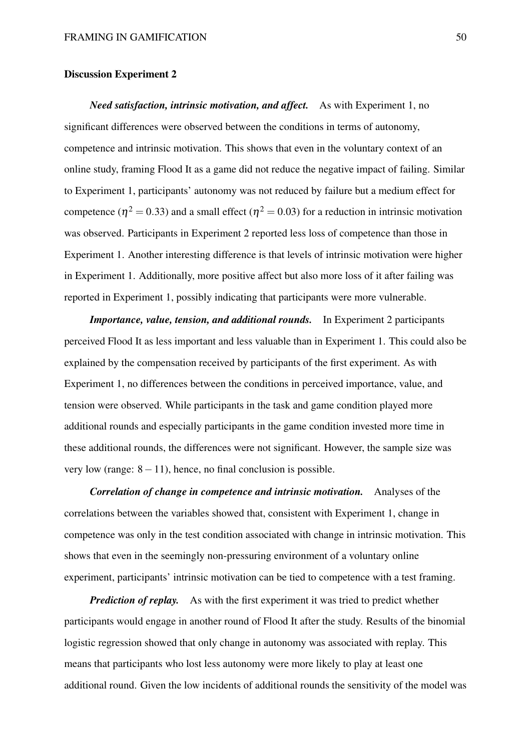### Discussion Experiment 2

***Need satisfaction, intrinsic motivation, and affect.*** As with Experiment 1, no significant differences were observed between the conditions in terms of autonomy, competence and intrinsic motivation. This shows that even in the voluntary context of an online study, framing Flood It as a game did not reduce the negative impact of failing. Similar to Experiment 1, participants' autonomy was not reduced by failure but a medium effect for competence ($\eta^2 = 0.33$) and a small effect ($\eta^2 = 0.03$) for a reduction in intrinsic motivation was observed. Participants in Experiment 2 reported less loss of competence than those in Experiment 1. Another interesting difference is that levels of intrinsic motivation were higher in Experiment 1. Additionally, more positive affect but also more loss of it after failing was reported in Experiment 1, possibly indicating that participants were more vulnerable.

***Importance, value, tension, and additional rounds.*** In Experiment 2 participants perceived Flood It as less important and less valuable than in Experiment 1. This could also be explained by the compensation received by participants of the first experiment. As with Experiment 1, no differences between the conditions in perceived importance, value, and tension were observed. While participants in the task and game condition played more additional rounds and especially participants in the game condition invested more time in these additional rounds, the differences were not significant. However, the sample size was very low (range: $8-11$), hence, no final conclusion is possible.

***Correlation of change in competence and intrinsic motivation.*** Analyses of the correlations between the variables showed that, consistent with Experiment 1, change in competence was only in the test condition associated with change in intrinsic motivation. This shows that even in the seemingly non-pressuring environment of a voluntary online experiment, participants' intrinsic motivation can be tied to competence with a test framing.

***Prediction of replay.*** As with the first experiment it was tried to predict whether participants would engage in another round of Flood It after the study. Results of the binomial logistic regression showed that only change in autonomy was associated with replay. This means that participants who lost less autonomy were more likely to play at least one additional round. Given the low incidents of additional rounds the sensitivity of the model was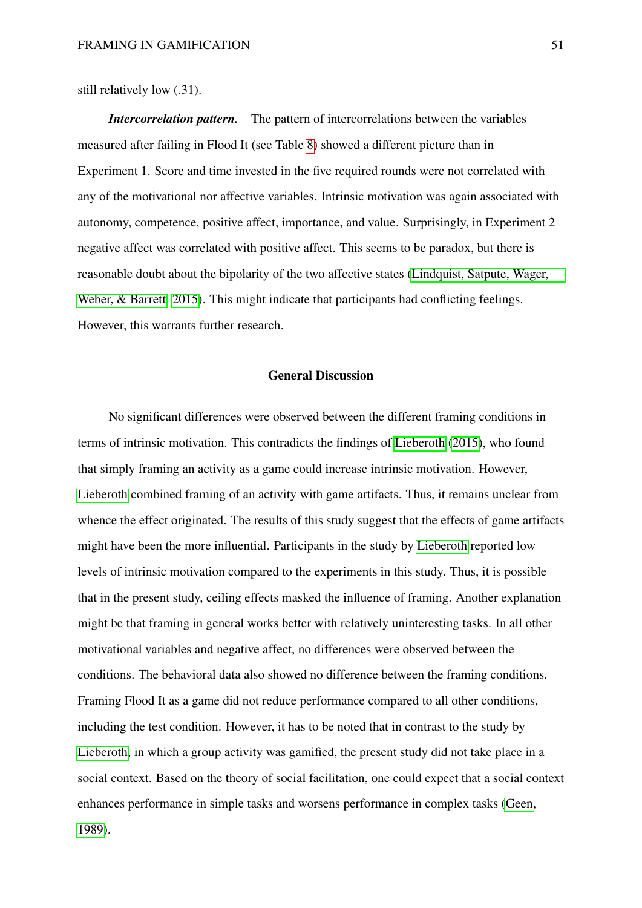still relatively low (.31).

***Intercorrelation pattern.*** The pattern of intercorrelations between the variables measured after failing in Flood It (see Table 8) showed a different picture than in Experiment 1. Score and time invested in the five required rounds were not correlated with any of the motivational nor affective variables. Intrinsic motivation was again associated with autonomy, competence, positive affect, importance, and value. Surprisingly, in Experiment 2 negative affect was correlated with positive affect. This seems to be paradox, but there is reasonable doubt about the bipolarity of the two affective states (Lindquist, Satpute, Wager, Weber, & Barrett, 2015). This might indicate that participants had conflicting feelings. However, this warrants further research.

## General Discussion

No significant differences were observed between the different framing conditions in terms of intrinsic motivation. This contradicts the findings of Lieberoth (2015), who found that simply framing an activity as a game could increase intrinsic motivation. However, Lieberoth combined framing of an activity with game artifacts. Thus, it remains unclear from whence the effect originated. The results of this study suggest that the effects of game artifacts might have been the more influential. Participants in the study by Lieberoth reported low levels of intrinsic motivation compared to the experiments in this study. Thus, it is possible that in the present study, ceiling effects masked the influence of framing. Another explanation might be that framing in general works better with relatively uninteresting tasks. In all other motivational variables and negative affect, no differences were observed between the conditions. The behavioral data also showed no difference between the framing conditions. Framing Flood It as a game did not reduce performance compared to all other conditions, including the test condition. However, it has to be noted that in contrast to the study by Lieberoth, in which a group activity was gamified, the present study did not take place in a social context. Based on the theory of social facilitation, one could expect that a social context enhances performance in simple tasks and worsens performance in complex tasks (Geen, 1989).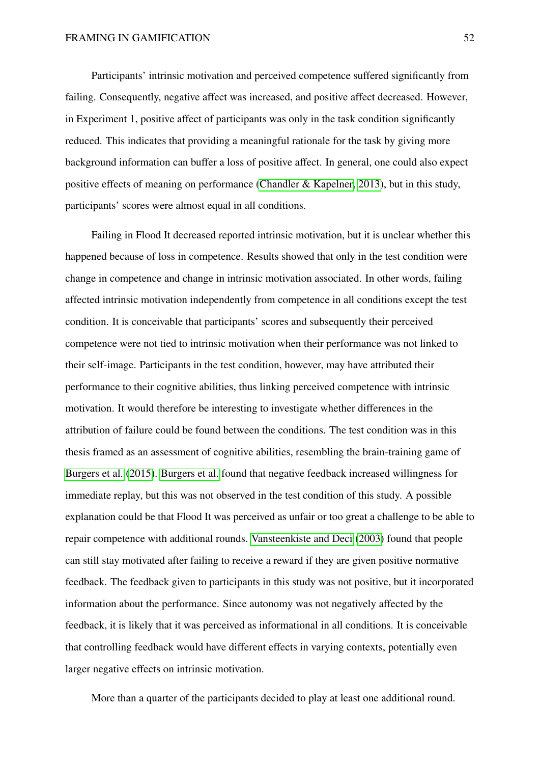Participants' intrinsic motivation and perceived competence suffered significantly from failing. Consequently, negative affect was increased, and positive affect decreased. However, in Experiment 1, positive affect of participants was only in the task condition significantly reduced. This indicates that providing a meaningful rationale for the task by giving more background information can buffer a loss of positive affect. In general, one could also expect positive effects of meaning on performance (Chandler & Kapelner, 2013), but in this study, participants' scores were almost equal in all conditions.

Failing in Flood It decreased reported intrinsic motivation, but it is unclear whether this happened because of loss in competence. Results showed that only in the test condition were change in competence and change in intrinsic motivation associated. In other words, failing affected intrinsic motivation independently from competence in all conditions except the test condition. It is conceivable that participants' scores and subsequently their perceived competence were not tied to intrinsic motivation when their performance was not linked to their self-image. Participants in the test condition, however, may have attributed their performance to their cognitive abilities, thus linking perceived competence with intrinsic motivation. It would therefore be interesting to investigate whether differences in the attribution of failure could be found between the conditions. The test condition was in this thesis framed as an assessment of cognitive abilities, resembling the brain-training game of Burgers et al. (2015). Burgers et al. found that negative feedback increased willingness for immediate replay, but this was not observed in the test condition of this study. A possible explanation could be that Flood It was perceived as unfair or too great a challenge to be able to repair competence with additional rounds. Vansteenkiste and Deci (2003) found that people can still stay motivated after failing to receive a reward if they are given positive normative feedback. The feedback given to participants in this study was not positive, but it incorporated information about the performance. Since autonomy was not negatively affected by the feedback, it is likely that it was perceived as informational in all conditions. It is conceivable that controlling feedback would have different effects in varying contexts, potentially even larger negative effects on intrinsic motivation.

More than a quarter of the participants decided to play at least one additional round.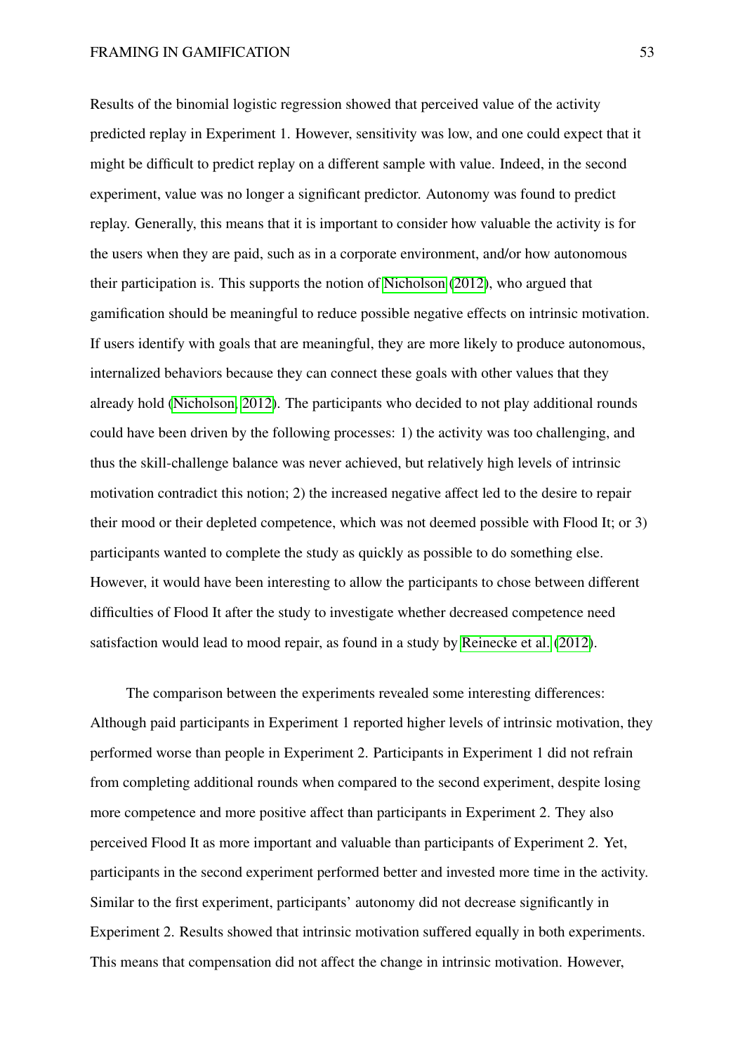Results of the binomial logistic regression showed that perceived value of the activity predicted replay in Experiment 1. However, sensitivity was low, and one could expect that it might be difficult to predict replay on a different sample with value. Indeed, in the second experiment, value was no longer a significant predictor. Autonomy was found to predict replay. Generally, this means that it is important to consider how valuable the activity is for the users when they are paid, such as in a corporate environment, and/or how autonomous their participation is. This supports the notion of Nicholson (2012), who argued that gamification should be meaningful to reduce possible negative effects on intrinsic motivation. If users identify with goals that are meaningful, they are more likely to produce autonomous, internalized behaviors because they can connect these goals with other values that they already hold (Nicholson, 2012). The participants who decided to not play additional rounds could have been driven by the following processes: 1) the activity was too challenging, and thus the skill-challenge balance was never achieved, but relatively high levels of intrinsic motivation contradict this notion; 2) the increased negative affect led to the desire to repair their mood or their depleted competence, which was not deemed possible with Flood It; or 3) participants wanted to complete the study as quickly as possible to do something else. However, it would have been interesting to allow the participants to chose between different difficulties of Flood It after the study to investigate whether decreased competence need satisfaction would lead to mood repair, as found in a study by Reinecke et al. (2012).

The comparison between the experiments revealed some interesting differences: Although paid participants in Experiment 1 reported higher levels of intrinsic motivation, they performed worse than people in Experiment 2. Participants in Experiment 1 did not refrain from completing additional rounds when compared to the second experiment, despite losing more competence and more positive affect than participants in Experiment 2. They also perceived Flood It as more important and valuable than participants of Experiment 2. Yet, participants in the second experiment performed better and invested more time in the activity. Similar to the first experiment, participants' autonomy did not decrease significantly in Experiment 2. Results showed that intrinsic motivation suffered equally in both experiments. This means that compensation did not affect the change in intrinsic motivation. However,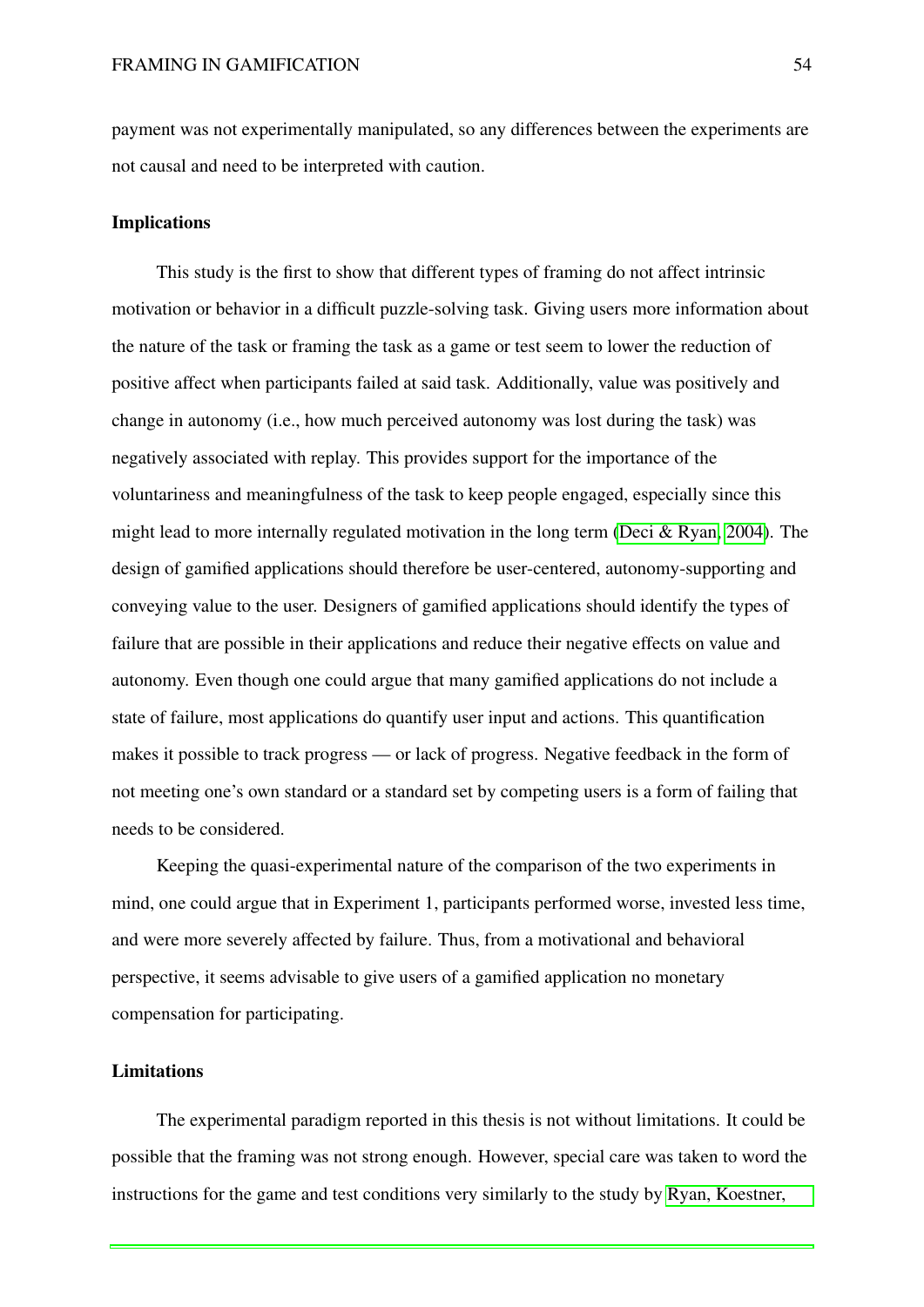payment was not experimentally manipulated, so any differences between the experiments are not causal and need to be interpreted with caution.

## Implications

This study is the first to show that different types of framing do not affect intrinsic motivation or behavior in a difficult puzzle-solving task. Giving users more information about the nature of the task or framing the task as a game or test seem to lower the reduction of positive affect when participants failed at said task. Additionally, value was positively and change in autonomy (i.e., how much perceived autonomy was lost during the task) was negatively associated with replay. This provides support for the importance of the voluntariness and meaningfulness of the task to keep people engaged, especially since this might lead to more internally regulated motivation in the long term (Deci & Ryan, 2004). The design of gamified applications should therefore be user-centered, autonomy-supporting and conveying value to the user. Designers of gamified applications should identify the types of failure that are possible in their applications and reduce their negative effects on value and autonomy. Even though one could argue that many gamified applications do not include a state of failure, most applications do quantify user input and actions. This quantification makes it possible to track progress — or lack of progress. Negative feedback in the form of not meeting one's own standard or a standard set by competing users is a form of failing that needs to be considered.

Keeping the quasi-experimental nature of the comparison of the two experiments in mind, one could argue that in Experiment 1, participants performed worse, invested less time, and were more severely affected by failure. Thus, from a motivational and behavioral perspective, it seems advisable to give users of a gamified application no monetary compensation for participating.

## Limitations

The experimental paradigm reported in this thesis is not without limitations. It could be possible that the framing was not strong enough. However, special care was taken to word the instructions for the game and test conditions very similarly to the study by Ryan, Koestner,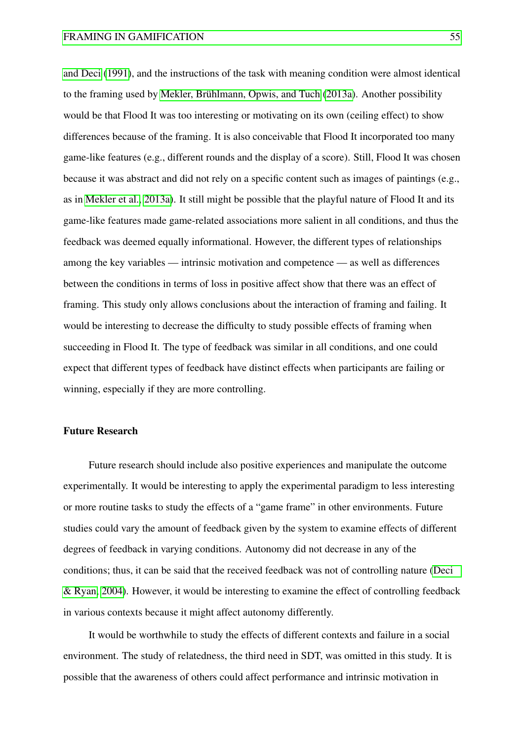and Deci (1991), and the instructions of the task with meaning condition were almost identical to the framing used by Mekler, Brühlmann, Opwis, and Tuch (2013a). Another possibility would be that Flood It was too interesting or motivating on its own (ceiling effect) to show differences because of the framing. It is also conceivable that Flood It incorporated too many game-like features (e.g., different rounds and the display of a score). Still, Flood It was chosen because it was abstract and did not rely on a specific content such as images of paintings (e.g., as in Mekler et al., 2013a). It still might be possible that the playful nature of Flood It and its game-like features made game-related associations more salient in all conditions, and thus the feedback was deemed equally informational. However, the different types of relationships among the key variables — intrinsic motivation and competence — as well as differences between the conditions in terms of loss in positive affect show that there was an effect of framing. This study only allows conclusions about the interaction of framing and failing. It would be interesting to decrease the difficulty to study possible effects of framing when succeeding in Flood It. The type of feedback was similar in all conditions, and one could expect that different types of feedback have distinct effects when participants are failing or winning, especially if they are more controlling.

### Future Research

Future research should include also positive experiences and manipulate the outcome experimentally. It would be interesting to apply the experimental paradigm to less interesting or more routine tasks to study the effects of a "game frame" in other environments. Future studies could vary the amount of feedback given by the system to examine effects of different degrees of feedback in varying conditions. Autonomy did not decrease in any of the conditions; thus, it can be said that the received feedback was not of controlling nature (Deci & Ryan, 2004). However, it would be interesting to examine the effect of controlling feedback in various contexts because it might affect autonomy differently.

It would be worthwhile to study the effects of different contexts and failure in a social environment. The study of relatedness, the third need in SDT, was omitted in this study. It is possible that the awareness of others could affect performance and intrinsic motivation in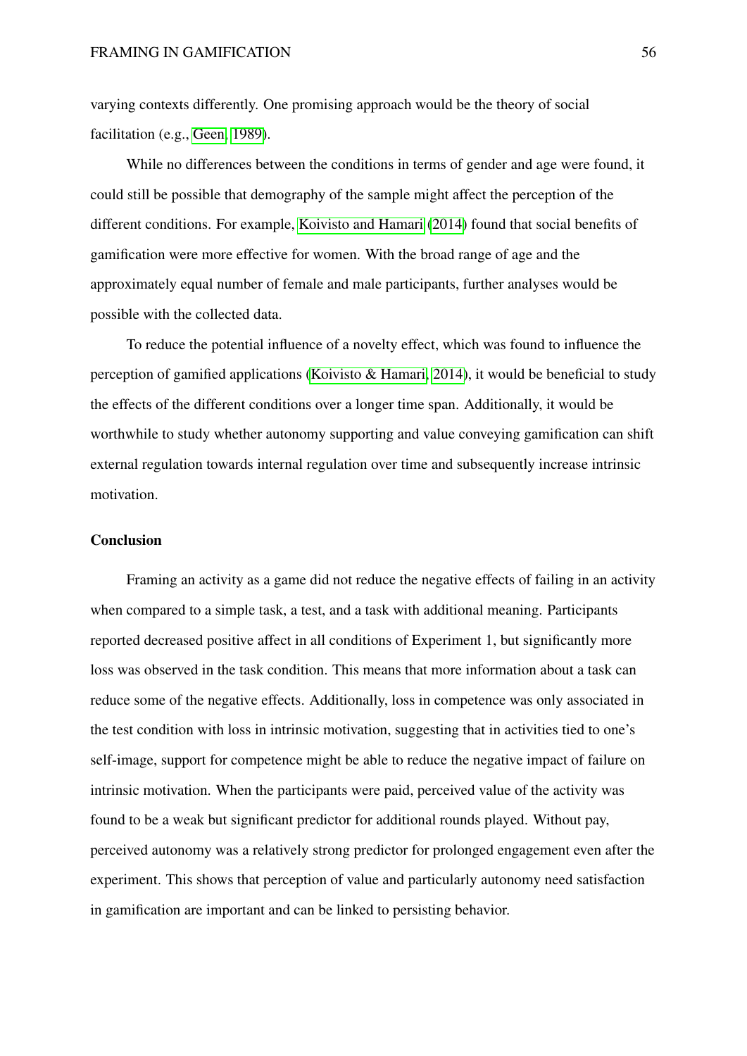varying contexts differently. One promising approach would be the theory of social facilitation (e.g., Geen, 1989).

While no differences between the conditions in terms of gender and age were found, it could still be possible that demography of the sample might affect the perception of the different conditions. For example, Koivisto and Hamari (2014) found that social benefits of gamification were more effective for women. With the broad range of age and the approximately equal number of female and male participants, further analyses would be possible with the collected data.

To reduce the potential influence of a novelty effect, which was found to influence the perception of gamified applications (Koivisto & Hamari, 2014), it would be beneficial to study the effects of the different conditions over a longer time span. Additionally, it would be worthwhile to study whether autonomy supporting and value conveying gamification can shift external regulation towards internal regulation over time and subsequently increase intrinsic motivation.

## Conclusion

Framing an activity as a game did not reduce the negative effects of failing in an activity when compared to a simple task, a test, and a task with additional meaning. Participants reported decreased positive affect in all conditions of Experiment 1, but significantly more loss was observed in the task condition. This means that more information about a task can reduce some of the negative effects. Additionally, loss in competence was only associated in the test condition with loss in intrinsic motivation, suggesting that in activities tied to one's self-image, support for competence might be able to reduce the negative impact of failure on intrinsic motivation. When the participants were paid, perceived value of the activity was found to be a weak but significant predictor for additional rounds played. Without pay, perceived autonomy was a relatively strong predictor for prolonged engagement even after the experiment. This shows that perception of value and particularly autonomy need satisfaction in gamification are important and can be linked to persisting behavior.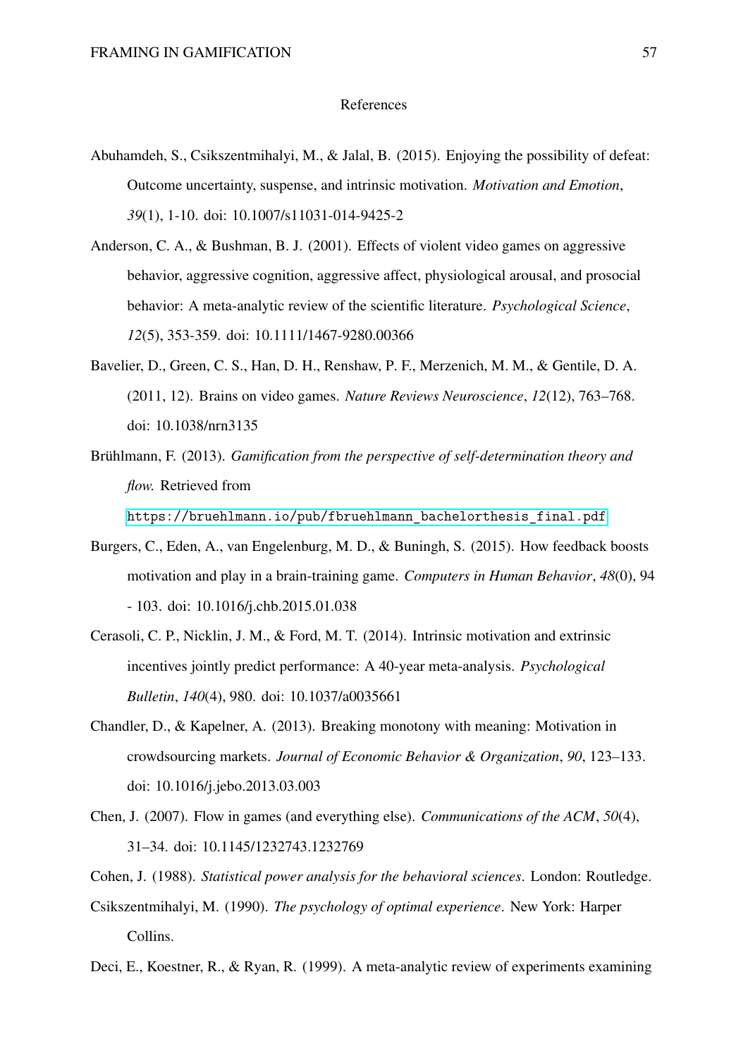# References

Abuhamdeh, S., Csikszentmihalyi, M., & Jalal, B. (2015). Enjoying the possibility of defeat: Outcome uncertainty, suspense, and intrinsic motivation. *Motivation and Emotion*, *39*(1), 1-10. doi: 10.1007/s11031-014-9425-2

Anderson, C. A., & Bushman, B. J. (2001). Effects of violent video games on aggressive behavior, aggressive cognition, aggressive affect, physiological arousal, and prosocial behavior: A meta-analytic review of the scientific literature. *Psychological Science*, *12*(5), 353-359. doi: 10.1111/1467-9280.00366

Bavelier, D., Green, C. S., Han, D. H., Renshaw, P. F., Merzenich, M. M., & Gentile, D. A. (2011, 12). Brains on video games. *Nature Reviews Neuroscience*, *12*(12), 763–768. doi: 10.1038/nrn3135

Brühlmann, F. (2013). *Gamification from the perspective of self-determination theory and flow.* Retrieved from https://bruehlmann.io/pub/fbruehlmann_bachelorthesis_final.pdf

Burgers, C., Eden, A., van Engelenburg, M. D., & Buningh, S. (2015). How feedback boosts motivation and play in a brain-training game. *Computers in Human Behavior*, *48*(0), 94 - 103. doi: 10.1016/j.chb.2015.01.038

Cerasoli, C. P., Nicklin, J. M., & Ford, M. T. (2014). Intrinsic motivation and extrinsic incentives jointly predict performance: A 40-year meta-analysis. *Psychological Bulletin*, *140*(4), 980. doi: 10.1037/a0035661

Chandler, D., & Kapelner, A. (2013). Breaking monotony with meaning: Motivation in crowdsourcing markets. *Journal of Economic Behavior & Organization*, *90*, 123–133. doi: 10.1016/j.jebo.2013.03.003

Chen, J. (2007). Flow in games (and everything else). *Communications of the ACM*, *50*(4), 31–34. doi: 10.1145/1232743.1232769

Cohen, J. (1988). *Statistical power analysis for the behavioral sciences*. London: Routledge.

Csikszentmihalyi, M. (1990). *The psychology of optimal experience*. New York: Harper Collins.

Deci, E., Koestner, R., & Ryan, R. (1999). A meta-analytic review of experiments examining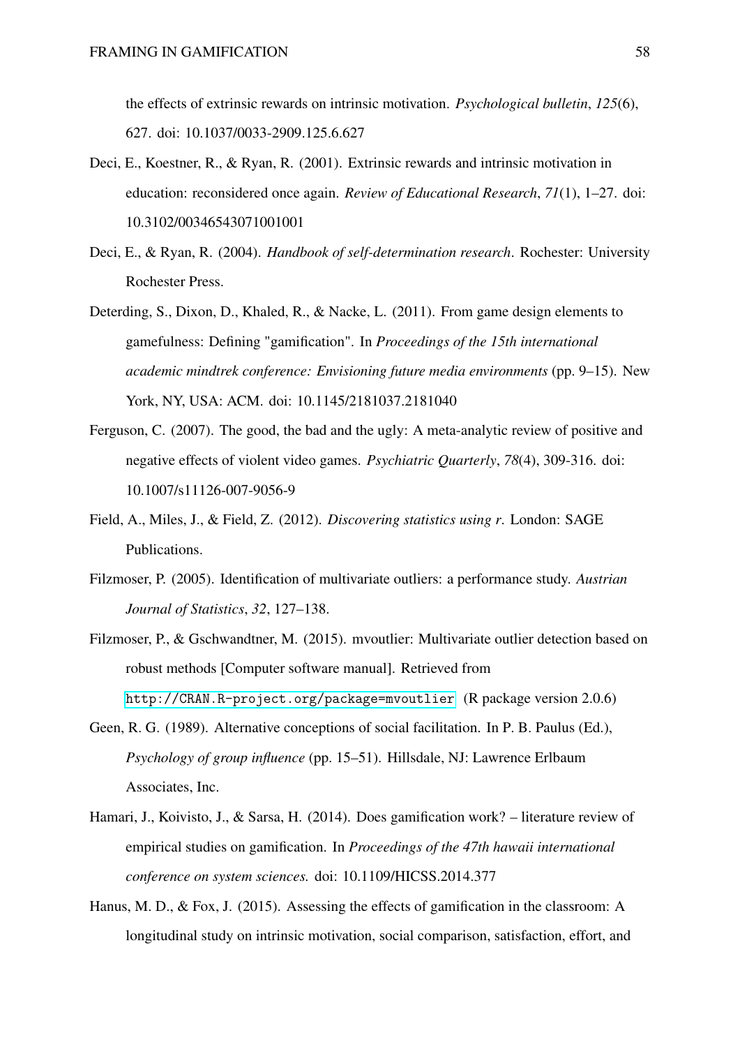the effects of extrinsic rewards on intrinsic motivation. *Psychological bulletin*, *125*(6), 627. doi: 10.1037/0033-2909.125.6.627

Deci, E., Koestner, R., & Ryan, R. (2001). Extrinsic rewards and intrinsic motivation in education: reconsidered once again. *Review of Educational Research*, *71*(1), 1–27. doi: 10.3102/00346543071001001

Deci, E., & Ryan, R. (2004). *Handbook of self-determination research*. Rochester: University Rochester Press.

Deterding, S., Dixon, D., Khaled, R., & Nacke, L. (2011). From game design elements to gamefulness: Defining "gamification". In *Proceedings of the 15th international academic mindtrek conference: Envisioning future media environments* (pp. 9–15). New York, NY, USA: ACM. doi: 10.1145/2181037.2181040

Ferguson, C. (2007). The good, the bad and the ugly: A meta-analytic review of positive and negative effects of violent video games. *Psychiatric Quarterly*, *78*(4), 309-316. doi: 10.1007/s11126-007-9056-9

Field, A., Miles, J., & Field, Z. (2012). *Discovering statistics using r*. London: SAGE Publications.

Filzmoser, P. (2005). Identification of multivariate outliers: a performance study. *Austrian Journal of Statistics*, *32*, 127–138.

Filzmoser, P., & Gschwandtner, M. (2015). mvoutlier: Multivariate outlier detection based on robust methods [Computer software manual]. Retrieved from http://CRAN.R-project.org/package=mvoutlier (R package version 2.0.6)

Geen, R. G. (1989). Alternative conceptions of social facilitation. In P. B. Paulus (Ed.), *Psychology of group influence* (pp. 15–51). Hillsdale, NJ: Lawrence Erlbaum Associates, Inc.

Hamari, J., Koivisto, J., & Sarsa, H. (2014). Does gamification work? – literature review of empirical studies on gamification. In *Proceedings of the 47th hawaii international conference on system sciences.* doi: 10.1109/HICSS.2014.377

Hanus, M. D., & Fox, J. (2015). Assessing the effects of gamification in the classroom: A longitudinal study on intrinsic motivation, social comparison, satisfaction, effort, and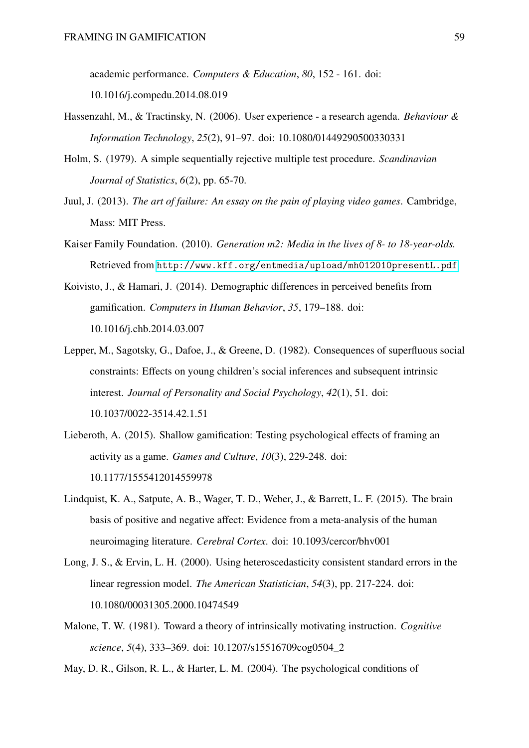academic performance. *Computers & Education*, *80*, 152 - 161. doi: 10.1016/j.compedu.2014.08.019

Hassenzahl, M., & Tractinsky, N. (2006). User experience - a research agenda. *Behaviour & Information Technology*, *25*(2), 91–97. doi: 10.1080/01449290500330331

Holm, S. (1979). A simple sequentially rejective multiple test procedure. *Scandinavian Journal of Statistics*, *6*(2), pp. 65-70.

Juul, J. (2013). *The art of failure: An essay on the pain of playing video games*. Cambridge, Mass: MIT Press.

Kaiser Family Foundation. (2010). *Generation m2: Media in the lives of 8- to 18-year-olds.* Retrieved from http://www.kff.org/entmedia/upload/mh012010presentL.pdf

Koivisto, J., & Hamari, J. (2014). Demographic differences in perceived benefits from gamification. *Computers in Human Behavior*, *35*, 179–188. doi: 10.1016/j.chb.2014.03.007

Lepper, M., Sagotsky, G., Dafoe, J., & Greene, D. (1982). Consequences of superfluous social constraints: Effects on young children's social inferences and subsequent intrinsic interest. *Journal of Personality and Social Psychology*, *42*(1), 51. doi: 10.1037/0022-3514.42.1.51

Lieberoth, A. (2015). Shallow gamification: Testing psychological effects of framing an activity as a game. *Games and Culture*, *10*(3), 229-248. doi: 10.1177/1555412014559978

Lindquist, K. A., Satpute, A. B., Wager, T. D., Weber, J., & Barrett, L. F. (2015). The brain basis of positive and negative affect: Evidence from a meta-analysis of the human neuroimaging literature. *Cerebral Cortex*. doi: 10.1093/cercor/bhv001

Long, J. S., & Ervin, L. H. (2000). Using heteroscedasticity consistent standard errors in the linear regression model. *The American Statistician*, *54*(3), pp. 217-224. doi: 10.1080/00031305.2000.10474549

Malone, T. W. (1981). Toward a theory of intrinsically motivating instruction. *Cognitive science*, *5*(4), 333–369. doi: 10.1207/s15516709cog0504_2

May, D. R., Gilson, R. L., & Harter, L. M. (2004). The psychological conditions of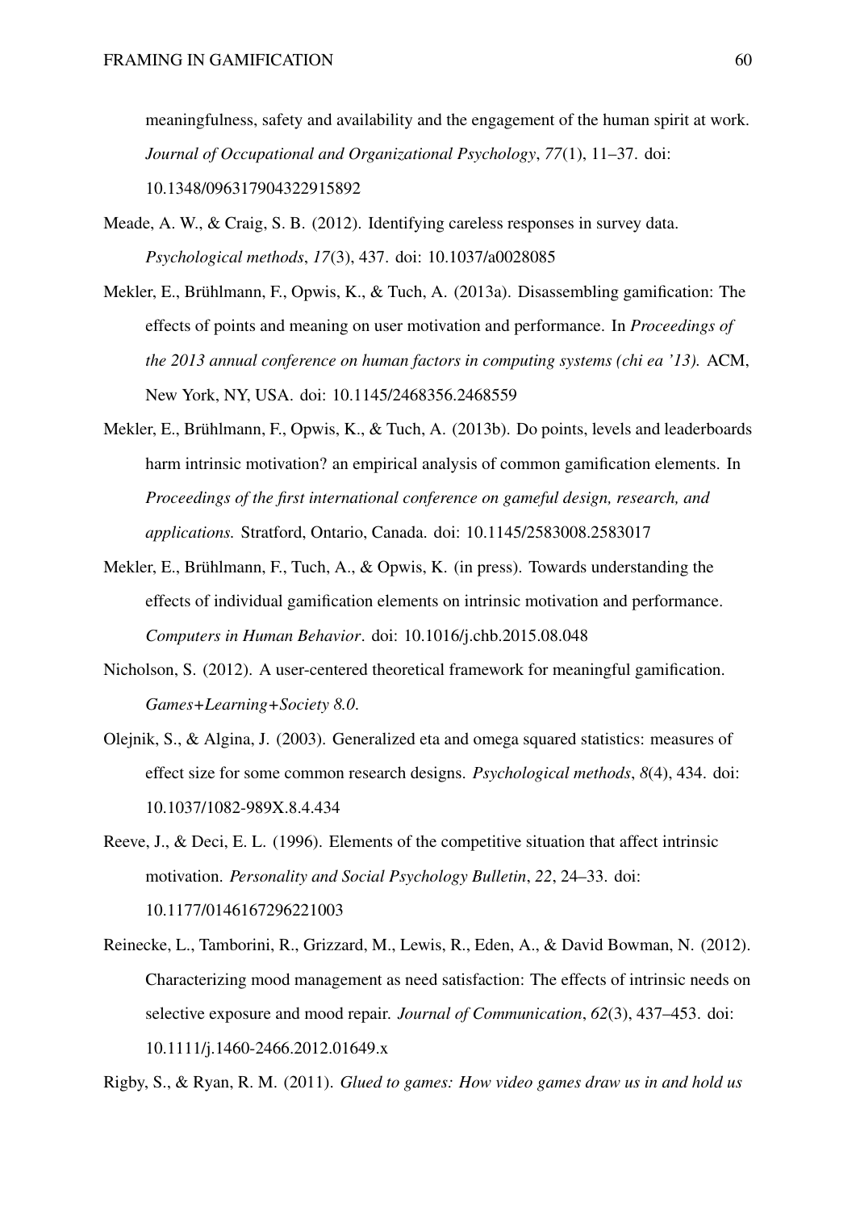meaningfulness, safety and availability and the engagement of the human spirit at work. *Journal of Occupational and Organizational Psychology*, *77*(1), 11–37. doi: 10.1348/096317904322915892

Meade, A. W., & Craig, S. B. (2012). Identifying careless responses in survey data. *Psychological methods*, *17*(3), 437. doi: 10.1037/a0028085

Mekler, E., Brühlmann, F., Opwis, K., & Tuch, A. (2013a). Disassembling gamification: The effects of points and meaning on user motivation and performance. In *Proceedings of the 2013 annual conference on human factors in computing systems (chi ea '13).* ACM, New York, NY, USA. doi: 10.1145/2468356.2468559

Mekler, E., Brühlmann, F., Opwis, K., & Tuch, A. (2013b). Do points, levels and leaderboards harm intrinsic motivation? an empirical analysis of common gamification elements. In *Proceedings of the first international conference on gameful design, research, and applications.* Stratford, Ontario, Canada. doi: 10.1145/2583008.2583017

Mekler, E., Brühlmann, F., Tuch, A., & Opwis, K. (in press). Towards understanding the effects of individual gamification elements on intrinsic motivation and performance. *Computers in Human Behavior*. doi: 10.1016/j.chb.2015.08.048

Nicholson, S. (2012). A user-centered theoretical framework for meaningful gamification. *Games+Learning+Society 8.0*.

Olejnik, S., & Algina, J. (2003). Generalized eta and omega squared statistics: measures of effect size for some common research designs. *Psychological methods*, *8*(4), 434. doi: 10.1037/1082-989X.8.4.434

Reeve, J., & Deci, E. L. (1996). Elements of the competitive situation that affect intrinsic motivation. *Personality and Social Psychology Bulletin*, *22*, 24–33. doi: 10.1177/0146167296221003

Reinecke, L., Tamborini, R., Grizzard, M., Lewis, R., Eden, A., & David Bowman, N. (2012). Characterizing mood management as need satisfaction: The effects of intrinsic needs on selective exposure and mood repair. *Journal of Communication*, *62*(3), 437–453. doi: 10.1111/j.1460-2466.2012.01649.x

Rigby, S., & Ryan, R. M. (2011). *Glued to games: How video games draw us in and hold us*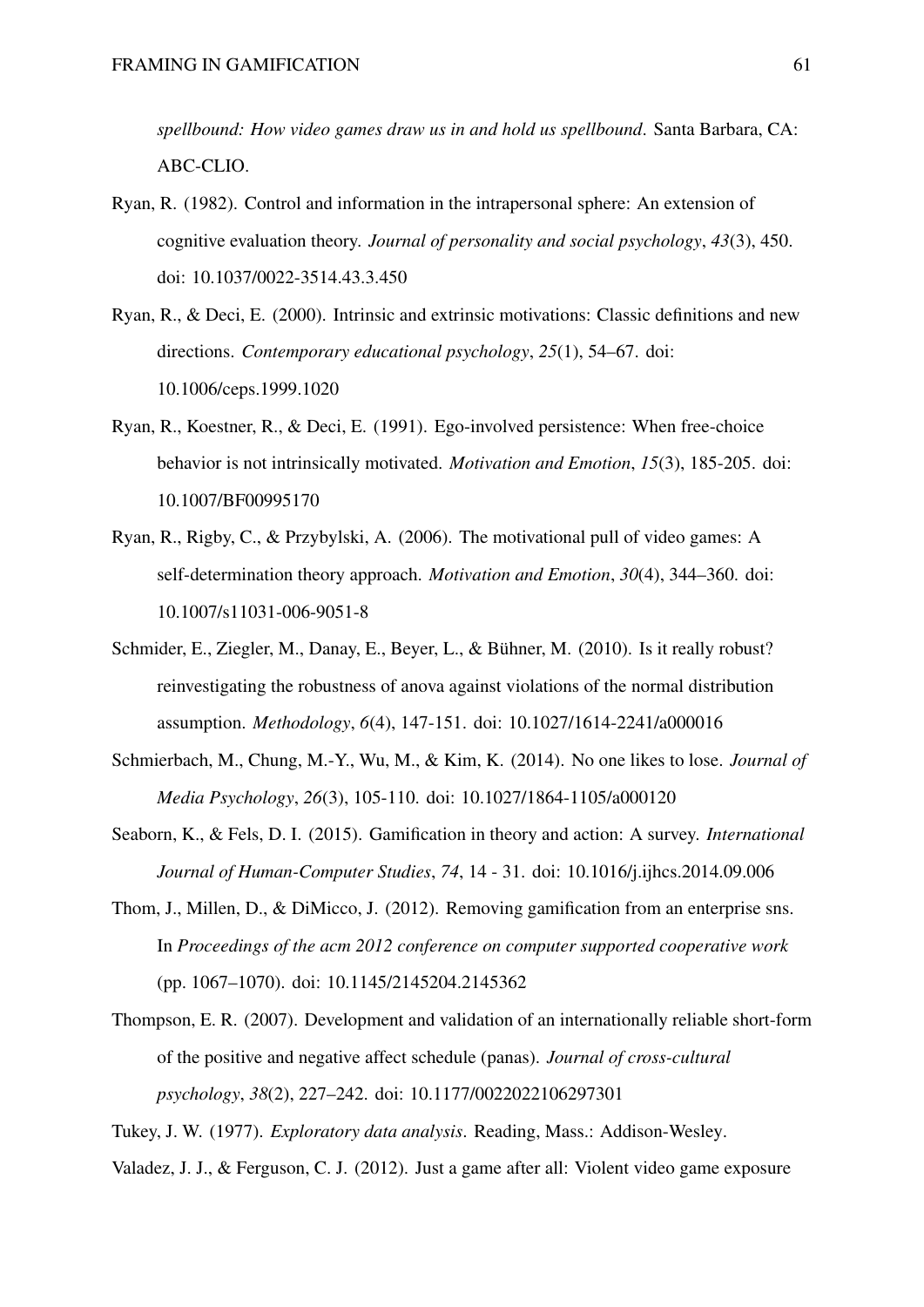*spellbound: How video games draw us in and hold us spellbound*. Santa Barbara, CA: ABC-CLIO.

Ryan, R. (1982). Control and information in the intrapersonal sphere: An extension of cognitive evaluation theory. *Journal of personality and social psychology*, *43*(3), 450. doi: 10.1037/0022-3514.43.3.450

Ryan, R., & Deci, E. (2000). Intrinsic and extrinsic motivations: Classic definitions and new directions. *Contemporary educational psychology*, *25*(1), 54–67. doi: 10.1006/ceps.1999.1020

Ryan, R., Koestner, R., & Deci, E. (1991). Ego-involved persistence: When free-choice behavior is not intrinsically motivated. *Motivation and Emotion*, *15*(3), 185-205. doi: 10.1007/BF00995170

Ryan, R., Rigby, C., & Przybylski, A. (2006). The motivational pull of video games: A self-determination theory approach. *Motivation and Emotion*, *30*(4), 344–360. doi: 10.1007/s11031-006-9051-8

Schmider, E., Ziegler, M., Danay, E., Beyer, L., & Bühner, M. (2010). Is it really robust? reinvestigating the robustness of anova against violations of the normal distribution assumption. *Methodology*, *6*(4), 147-151. doi: 10.1027/1614-2241/a000016

Schmierbach, M., Chung, M.-Y., Wu, M., & Kim, K. (2014). No one likes to lose. *Journal of Media Psychology*, *26*(3), 105-110. doi: 10.1027/1864-1105/a000120

Seaborn, K., & Fels, D. I. (2015). Gamification in theory and action: A survey. *International Journal of Human-Computer Studies*, *74*, 14 - 31. doi: 10.1016/j.ijhcs.2014.09.006

Thom, J., Millen, D., & DiMicco, J. (2012). Removing gamification from an enterprise sns. In *Proceedings of the acm 2012 conference on computer supported cooperative work* (pp. 1067–1070). doi: 10.1145/2145204.2145362

Thompson, E. R. (2007). Development and validation of an internationally reliable short-form of the positive and negative affect schedule (panas). *Journal of cross-cultural psychology*, *38*(2), 227–242. doi: 10.1177/0022022106297301

Tukey, J. W. (1977). *Exploratory data analysis*. Reading, Mass.: Addison-Wesley.

Valadez, J. J., & Ferguson, C. J. (2012). Just a game after all: Violent video game exposure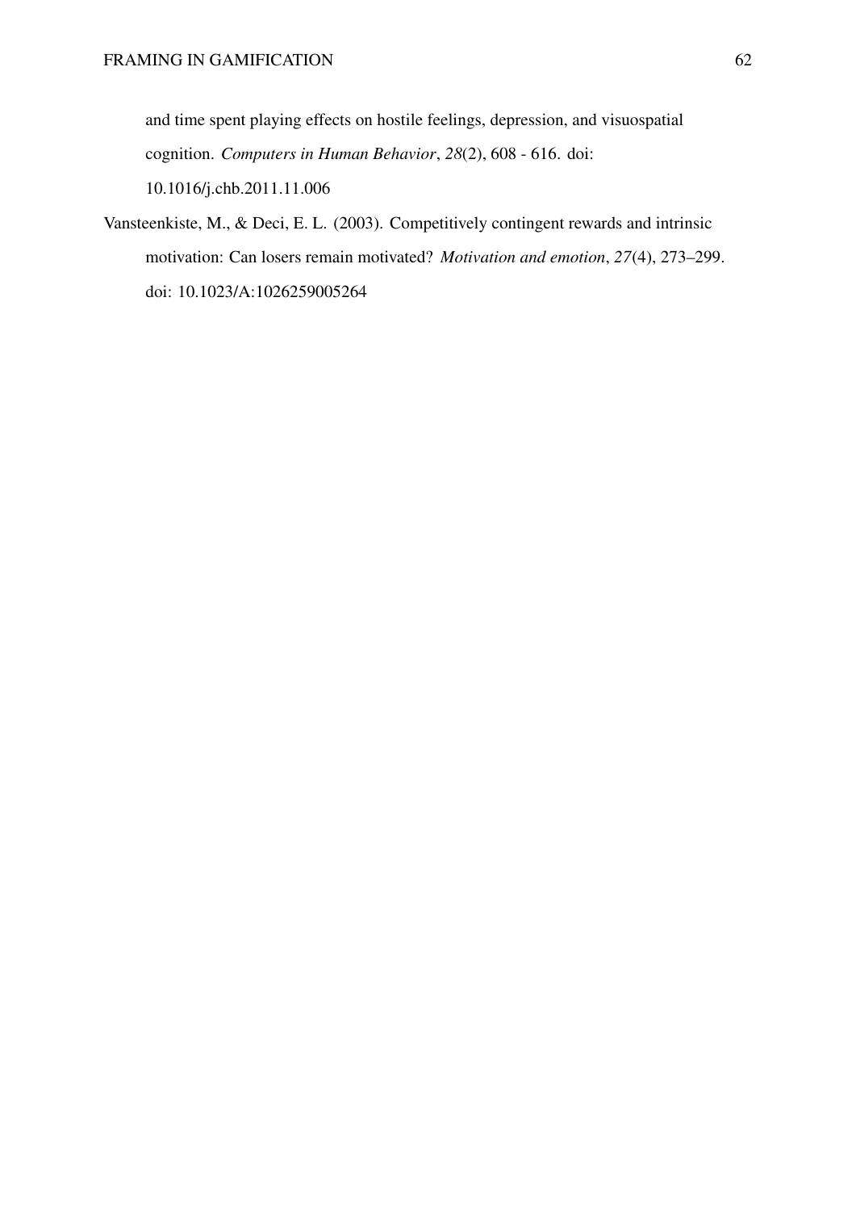and time spent playing effects on hostile feelings, depression, and visuospatial cognition. *Computers in Human Behavior*, *28*(2), 608 - 616. doi: 10.1016/j.chb.2011.11.006

Vansteenkiste, M., & Deci, E. L. (2003). Competitively contingent rewards and intrinsic motivation: Can losers remain motivated? *Motivation and emotion*, *27*(4), 273–299. doi: 10.1023/A:1026259005264